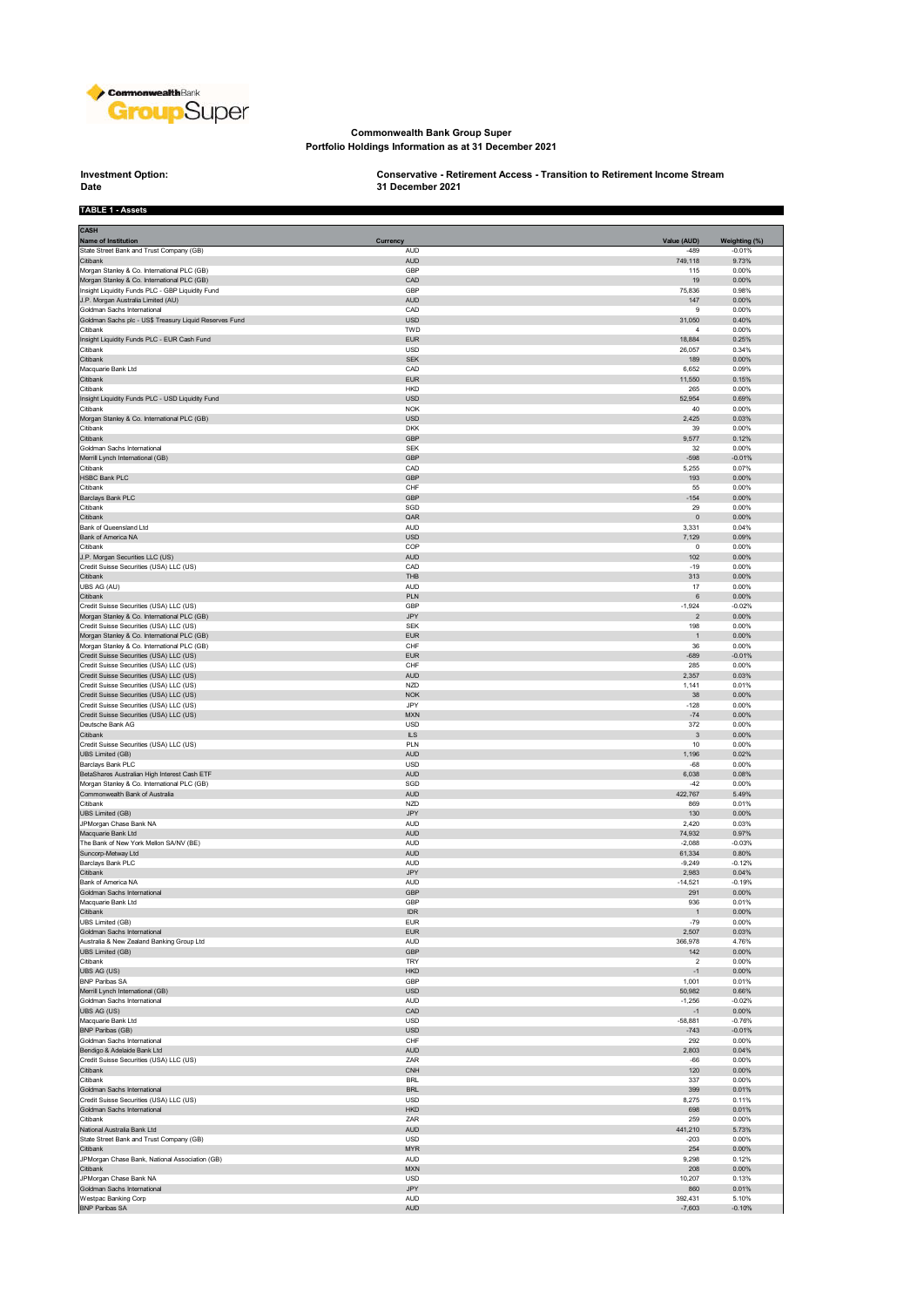# Commonwealth Bank Group Super

## Portfolio Holdings Information as at 31 December 2021

**Investment Option:** Conservative - Retirement Access - Transition to Retirement Income Stream

**Date** 31 December 2021

**TABLE 1 - Assets**

| CASH | | | |
|---|---|---|---|
| **Name of Institution** | **Currency** | **Value (AUD)** | **Weighting (%)** |
| State Street Bank and Trust Company (GB) | AUD | -489 | -0.01% |
| Citibank | AUD | 749,118 | 9.73% |
| Morgan Stanley & Co. International PLC (GB) | GBP | 115 | 0.00% |
| Morgan Stanley & Co. International PLC (GB) | CAD | 19 | 0.00% |
| Insight Liquidity Funds PLC - GBP Liquidity Fund | GBP | 75,836 | 0.98% |
| J.P. Morgan Australia Limited (AU) | AUD | 147 | 0.00% |
| Goldman Sachs International | CAD | 9 | 0.00% |
| Goldman Sachs plc - US$ Treasury Liquid Reserves Fund | USD | 31,050 | 0.40% |
| Citibank | TWD | 4 | 0.00% |
| Insight Liquidity Funds PLC - EUR Cash Fund | EUR | 18,884 | 0.25% |
| Citibank | USD | 26,057 | 0.34% |
| Citibank | SEK | 189 | 0.00% |
| Macquarie Bank Ltd | CAD | 6,652 | 0.09% |
| Citibank | EUR | 11,550 | 0.15% |
| Citibank | HKD | 265 | 0.00% |
| Insight Liquidity Funds PLC - USD Liquidity Fund | USD | 52,954 | 0.69% |
| Citibank | NOK | 40 | 0.00% |
| Morgan Stanley & Co. International PLC (GB) | USD | 2,425 | 0.03% |
| Citibank | DKK | 39 | 0.00% |
| Citibank | GBP | 9,577 | 0.12% |
| Goldman Sachs International | SEK | 32 | 0.00% |
| Merrill Lynch International (GB) | GBP | -598 | -0.01% |
| Citibank | CAD | 5,255 | 0.07% |
| HSBC Bank PLC | GBP | 193 | 0.00% |
| Citibank | CHF | 55 | 0.00% |
| Barclays Bank PLC | GBP | -154 | 0.00% |
| Citibank | SGD | 29 | 0.00% |
| Citibank | QAR | 0 | 0.00% |
| Bank of Queensland Ltd | AUD | 3,331 | 0.04% |
| Bank of America NA | USD | 7,129 | 0.09% |
| Citibank | COP | 0 | 0.00% |
| J.P. Morgan Securities LLC (US) | AUD | 102 | 0.00% |
| Credit Suisse Securities (USA) LLC (US) | CAD | -19 | 0.00% |
| Citibank | THB | 313 | 0.00% |
| UBS AG (AU) | AUD | 17 | 0.00% |
| Citibank | PLN | 6 | 0.00% |
| Credit Suisse Securities (USA) LLC (US) | GBP | -1,924 | -0.02% |
| Morgan Stanley & Co. International PLC (GB) | JPY | 2 | 0.00% |
| Credit Suisse Securities (USA) LLC (US) | SEK | 198 | 0.00% |
| Morgan Stanley & Co. International PLC (GB) | EUR | 1 | 0.00% |
| Morgan Stanley & Co. International PLC (GB) | CHF | 36 | 0.00% |
| Credit Suisse Securities (USA) LLC (US) | EUR | -689 | -0.01% |
| Credit Suisse Securities (USA) LLC (US) | CHF | 285 | 0.00% |
| Credit Suisse Securities (USA) LLC (US) | AUD | 2,357 | 0.03% |
| Credit Suisse Securities (USA) LLC (US) | NZD | 1,141 | 0.01% |
| Credit Suisse Securities (USA) LLC (US) | NOK | 38 | 0.00% |
| Credit Suisse Securities (USA) LLC (US) | JPY | -128 | 0.00% |
| Credit Suisse Securities (USA) LLC (US) | MXN | -74 | 0.00% |
| Deutsche Bank AG | USD | 372 | 0.00% |
| Citibank | ILS | 3 | 0.00% |
| Credit Suisse Securities (USA) LLC (US) | PLN | 10 | 0.00% |
| UBS Limited (GB) | AUD | 1,196 | 0.02% |
| Barclays Bank PLC | USD | -68 | 0.00% |
| BetaShares Australian High Interest Cash ETF | AUD | 6,038 | 0.08% |
| Morgan Stanley & Co. International PLC (GB) | SGD | -42 | 0.00% |
| Commonwealth Bank of Australia | AUD | 422,767 | 5.49% |
| Citibank | NZD | 869 | 0.01% |
| UBS Limited (GB) | JPY | 130 | 0.00% |
| JPMorgan Chase Bank NA | AUD | 2,420 | 0.03% |
| Macquarie Bank Ltd | AUD | 74,932 | 0.97% |
| The Bank of New York Mellon SA/NV (BE) | AUD | -2,088 | -0.03% |
| Suncorp-Metway Ltd | AUD | 61,334 | 0.80% |
| Barclays Bank PLC | AUD | -9,249 | -0.12% |
| Citibank | JPY | 2,983 | 0.04% |
| Bank of America NA | AUD | -14,521 | -0.19% |
| Goldman Sachs International | GBP | 291 | 0.00% |
| Macquarie Bank Ltd | GBP | 936 | 0.01% |
| Citibank | IDR | 1 | 0.00% |
| UBS Limited (GB) | EUR | -79 | 0.00% |
| Goldman Sachs International | EUR | 2,507 | 0.03% |
| Australia & New Zealand Banking Group Ltd | AUD | 366,978 | 4.76% |
| UBS Limited (GB) | GBP | 142 | 0.00% |
| Citibank | TRY | 2 | 0.00% |
| UBS AG (US) | HKD | -1 | 0.00% |
| BNP Paribas SA | GBP | 1,001 | 0.01% |
| Merrill Lynch International (GB) | USD | 50,982 | 0.66% |
| Goldman Sachs International | AUD | -1,256 | -0.02% |
| UBS AG (US) | CAD | -1 | 0.00% |
| Macquarie Bank Ltd | USD | -58,881 | -0.76% |
| BNP Paribas (GB) | USD | -743 | -0.01% |
| Goldman Sachs International | CHF | 292 | 0.00% |
| Bendigo & Adelaide Bank Ltd | AUD | 2,803 | 0.04% |
| Credit Suisse Securities (USA) LLC (US) | ZAR | -66 | 0.00% |
| Citibank | CNH | 120 | 0.00% |
| Citibank | BRL | 337 | 0.00% |
| Goldman Sachs International | BRL | 399 | 0.01% |
| Credit Suisse Securities (USA) LLC (US) | USD | 8,275 | 0.11% |
| Goldman Sachs International | HKD | 698 | 0.01% |
| Citibank | ZAR | 259 | 0.00% |
| National Australia Bank Ltd | AUD | 441,210 | 5.73% |
| State Street Bank and Trust Company (GB) | USD | -203 | 0.00% |
| Citibank | MYR | 254 | 0.00% |
| JPMorgan Chase Bank, National Association (GB) | AUD | 9,298 | 0.12% |
| Citibank | MXN | 208 | 0.00% |
| JPMorgan Chase Bank NA | USD | 10,207 | 0.13% |
| Goldman Sachs International | JPY | 860 | 0.01% |
| Westpac Banking Corp | AUD | 392,431 | 5.10% |
| BNP Paribas SA | AUD | -7,603 | -0.10% |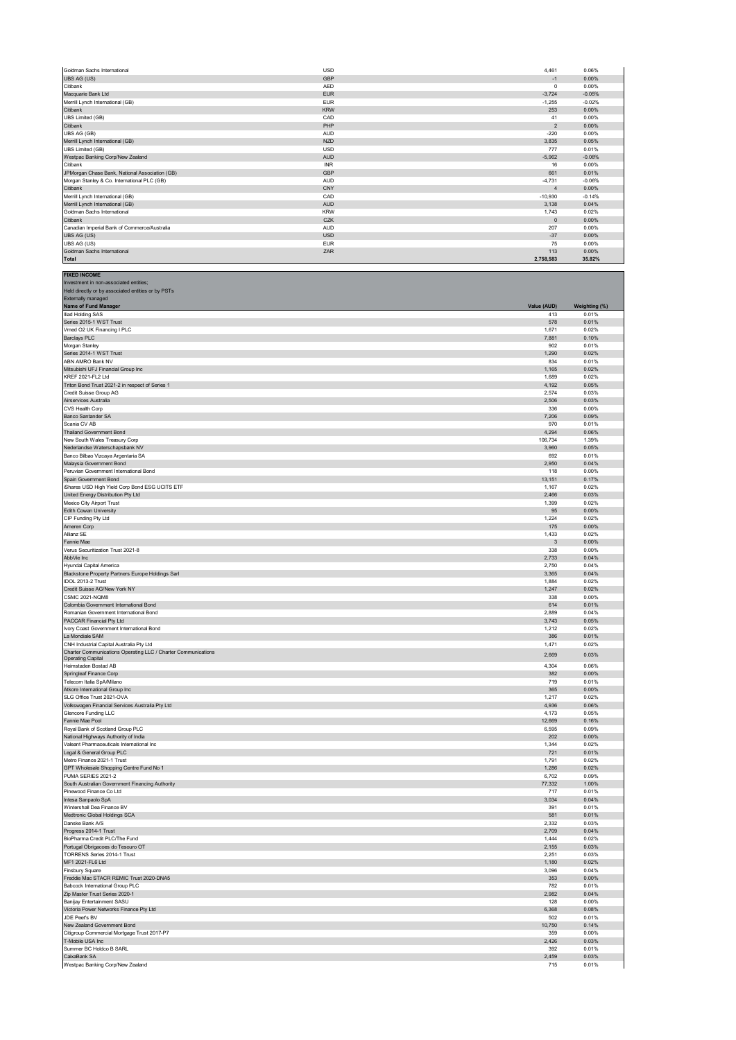| | | | |
|---|---|---|---|
| Goldman Sachs International | USD | 4,461 | 0.06% |
| UBS AG (US) | GBP | -1 | 0.00% |
| Citibank | AED | 0 | 0.00% |
| Macquarie Bank Ltd | EUR | -3,724 | -0.05% |
| Merrill Lynch International (GB) | EUR | -1,255 | -0.02% |
| Citibank | KRW | 253 | 0.00% |
| UBS Limited (GB) | CAD | 41 | 0.00% |
| Citibank | PHP | 2 | 0.00% |
| UBS AG (GB) | AUD | -220 | 0.00% |
| Merrill Lynch International (GB) | NZD | 3,835 | 0.05% |
| UBS Limited (GB) | USD | 777 | 0.01% |
| Westpac Banking Corp/New Zealand | AUD | -5,962 | -0.08% |
| Citibank | INR | 16 | 0.00% |
| JPMorgan Chase Bank, National Association (GB) | GBP | 661 | 0.01% |
| Morgan Stanley & Co. International PLC (GB) | AUD | -4,731 | -0.06% |
| Citibank | CNY | 4 | 0.00% |
| Merrill Lynch International (GB) | CAD | -10,930 | -0.14% |
| Merrill Lynch International (GB) | AUD | 3,138 | 0.04% |
| Goldman Sachs International | KRW | 1,743 | 0.02% |
| Citibank | CZK | 0 | 0.00% |
| Canadian Imperial Bank of Commerce/Australia | AUD | 207 | 0.00% |
| UBS AG (US) | USD | -37 | 0.00% |
| UBS AG (US) | EUR | 75 | 0.00% |
| Goldman Sachs International | ZAR | 113 | 0.00% |
| **Total** | | **2,758,583** | **35.82%** |

**FIXED INCOME**

Investment in non-associated entities;
Held directly or by associated entities or by PSTs
Externally managed

| Name of Fund Manager | Value (AUD) | Weighting (%) |
|---|---|---|
| Iliad Holding SAS | 413 | 0.01% |
| Series 2015-1 WST Trust | 578 | 0.01% |
| Vmed O2 UK Financing I PLC | 1,671 | 0.02% |
| Barclays PLC | 7,881 | 0.10% |
| Morgan Stanley | 902 | 0.01% |
| Series 2014-1 WST Trust | 1,290 | 0.02% |
| ABN AMRO Bank NV | 834 | 0.01% |
| Mitsubishi UFJ Financial Group Inc | 1,165 | 0.02% |
| KREF 2021-FL2 Ltd | 1,689 | 0.02% |
| Triton Bond Trust 2021-2 in respect of Series 1 | 4,192 | 0.05% |
| Credit Suisse Group AG | 2,574 | 0.03% |
| Airservices Australia | 2,506 | 0.03% |
| CVS Health Corp | 336 | 0.00% |
| Banco Santander SA | 7,206 | 0.09% |
| Scania CV AB | 970 | 0.01% |
| Thailand Government Bond | 4,294 | 0.06% |
| New South Wales Treasury Corp | 106,734 | 1.39% |
| Nederlandse Waterschapsbank NV | 3,960 | 0.05% |
| Banco Bilbao Vizcaya Argentaria SA | 692 | 0.01% |
| Malaysia Government Bond | 2,950 | 0.04% |
| Peruvian Government International Bond | 118 | 0.00% |
| Spain Government Bond | 13,151 | 0.17% |
| iShares USD High Yield Corp Bond ESG UCITS ETF | 1,167 | 0.02% |
| United Energy Distribution Pty Ltd | 2,466 | 0.03% |
| Mexico City Airport Trust | 1,399 | 0.02% |
| Edith Cowan University | 95 | 0.00% |
| CIP Funding Pty Ltd | 1,224 | 0.02% |
| Ameren Corp | 175 | 0.00% |
| Allianz SE | 1,433 | 0.02% |
| Fannie Mae | 3 | 0.00% |
| Verus Securitization Trust 2021-8 | 338 | 0.00% |
| AbbVie Inc | 2,733 | 0.04% |
| Hyundai Capital America | 2,750 | 0.04% |
| Blackstone Property Partners Europe Holdings Sarl | 3,365 | 0.04% |
| IDOL 2013-2 Trust | 1,884 | 0.02% |
| Credit Suisse AG/New York NY | 1,247 | 0.02% |
| CSMC 2021-NQM8 | 338 | 0.00% |
| Colombia Government International Bond | 614 | 0.01% |
| Romanian Government International Bond | 2,889 | 0.04% |
| PACCAR Financial Pty Ltd | 3,743 | 0.05% |
| Ivory Coast Government International Bond | 1,212 | 0.02% |
| La Mondiale SAM | 386 | 0.01% |
| CNH Industrial Capital Australia Pty Ltd | 1,471 | 0.02% |
| Charter Communications Operating LLC / Charter Communications Operating Capital | 2,669 | 0.03% |
| Heimstaden Bostad AB | 4,304 | 0.06% |
| Springleaf Finance Corp | 382 | 0.00% |
| Telecom Italia SpA/Milano | 719 | 0.01% |
| Atkore International Group Inc | 365 | 0.00% |
| SLG Office Trust 2021-OVA | 1,217 | 0.02% |
| Volkswagen Financial Services Australia Pty Ltd | 4,936 | 0.06% |
| Glencore Funding LLC | 4,173 | 0.05% |
| Fannie Mae Pool | 12,669 | 0.16% |
| Royal Bank of Scotland Group PLC | 6,595 | 0.09% |
| National Highways Authority of India | 202 | 0.00% |
| Valeant Pharmaceuticals International Inc | 1,344 | 0.02% |
| Legal & General Group PLC | 721 | 0.01% |
| Metro Finance 2021-1 Trust | 1,791 | 0.02% |
| GPT Wholesale Shopping Centre Fund No 1 | 1,286 | 0.02% |
| PUMA SERIES 2021-2 | 6,702 | 0.09% |
| South Australian Government Financing Authority | 77,332 | 1.00% |
| Pinewood Finance Co Ltd | 717 | 0.01% |
| Intesa Sanpaolo SpA | 3,034 | 0.04% |
| Wintershall Dea Finance BV | 391 | 0.01% |
| Medtronic Global Holdings SCA | 581 | 0.01% |
| Danske Bank A/S | 2,332 | 0.03% |
| Progress 2014-1 Trust | 2,709 | 0.04% |
| BioPharma Credit PLC/The Fund | 1,444 | 0.02% |
| Portugal Obrigacoes do Tesouro OT | 2,155 | 0.03% |
| TORRENS Series 2014-1 Trust | 2,251 | 0.03% |
| MF1 2021-FL6 Ltd | 1,180 | 0.02% |
| Finsbury Square | 3,096 | 0.04% |
| Freddie Mac STACR REMIC Trust 2020-DNA5 | 353 | 0.00% |
| Babcock International Group PLC | 782 | 0.01% |
| Zip Master Trust Series 2020-1 | 2,982 | 0.04% |
| Banijay Entertainment SASU | 128 | 0.00% |
| Victoria Power Networks Finance Pty Ltd | 6,368 | 0.08% |
| JDE Peet's BV | 502 | 0.01% |
| New Zealand Government Bond | 10,750 | 0.14% |
| Citigroup Commercial Mortgage Trust 2017-P7 | 359 | 0.00% |
| T-Mobile USA Inc | 2,426 | 0.03% |
| Summer BC Holdco B SARL | 392 | 0.01% |
| CaixaBank SA | 2,459 | 0.03% |
| Westpac Banking Corp/New Zealand | 715 | 0.01% |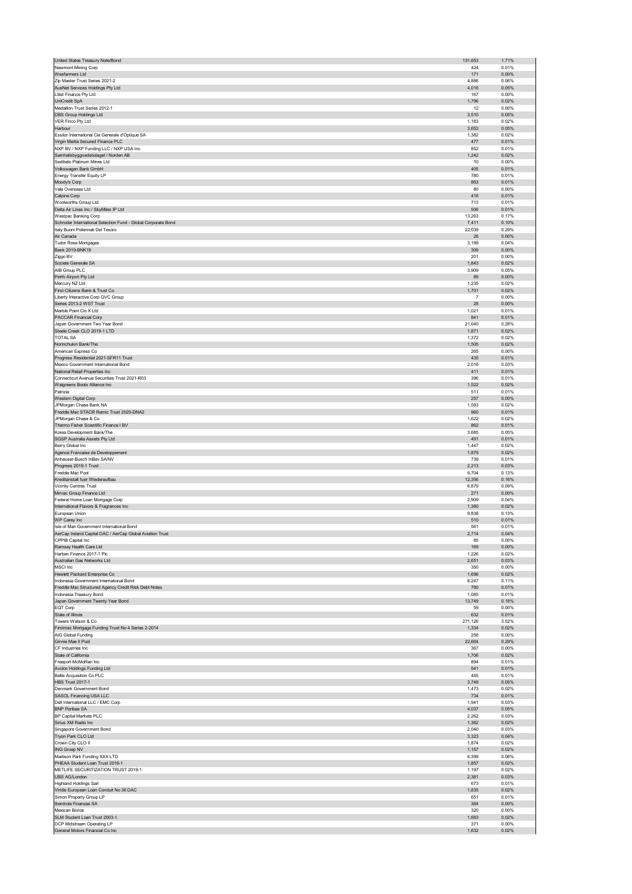| | | |
|---|---|---|
| United States Treasury Note/Bond | 131,653 | 1.71% |
| Newmont Mining Corp | 424 | 0.01% |
| Wesfarmers Ltd | 171 | 0.00% |
| Zip Master Trust Series 2021-2 | 4,886 | 0.06% |
| AusNet Services Holdings Pty Ltd | 4,016 | 0.05% |
| Liitst Finance Pty Ltd | 167 | 0.00% |
| UniCredit SpA | 1,796 | 0.02% |
| Medallion Trust Series 2012-1 | 12 | 0.00% |
| DBS Group Holdings Ltd | 3,510 | 0.05% |
| VER Finco Pty Ltd | 1,183 | 0.02% |
| Harbour | 3,653 | 0.05% |
| Essilor International Cie Generale d'Optique SA | 1,382 | 0.02% |
| Virgin Media Secured Finance PLC | 477 | 0.01% |
| NXP BV / NXP Funding LLC / NXP USA Inc | 852 | 0.01% |
| Samhallsbyggnadsbolaget i Norden AB | 1,242 | 0.02% |
| Sedibelo Platinum Mines Ltd | 10 | 0.00% |
| Volkswagen Bank GmbH | 405 | 0.01% |
| Energy Transfer Equity LP | 780 | 0.01% |
| Moody's Corp | 863 | 0.01% |
| Vale Overseas Ltd | 80 | 0.00% |
| Calpine Corp | 416 | 0.01% |
| Woolworths Group Ltd | 713 | 0.01% |
| Delta Air Lines Inc / SkyMiles IP Ltd | 506 | 0.01% |
| Westpac Banking Corp | 13,263 | 0.17% |
| Schroder International Selection Fund - Global Corporate Bond | 7,411 | 0.10% |
| Italy Buoni Poliennali Del Tesoro | 22,039 | 0.29% |
| Air Canada | 26 | 0.00% |
| Tudor Rose Mortgages | 3,199 | 0.04% |
| Bank 2019-BNK19 | 309 | 0.00% |
| Ziggo BV | 201 | 0.00% |
| Societe Generale SA | 1,843 | 0.02% |
| AIB Group PLC | 3,909 | 0.05% |
| Perth Airport Pty Ltd | 89 | 0.00% |
| Mercury NZ Ltd | 1,235 | 0.02% |
| First-Citizens Bank & Trust Co | 1,701 | 0.02% |
| Liberty Interactive Corp QVC Group | 7 | 0.00% |
| Series 2013-2 WST Trust | 28 | 0.00% |
| Marble Point Clo X Ltd | 1,021 | 0.01% |
| PACCAR Financial Corp | 841 | 0.01% |
| Japan Government Two Year Bond | 21,640 | 0.28% |
| Steele Creek CLO 2019-1 LTD | 1,871 | 0.02% |
| TOTAL SA | 1,372 | 0.02% |
| Norinchukin Bank/The | 1,505 | 0.02% |
| American Express Co | 265 | 0.00% |
| Progress Residential 2021-SFR11 Trust | 435 | 0.01% |
| Mexico Government International Bond | 2,016 | 0.03% |
| National Retail Properties Inc | 411 | 0.01% |
| Connecticut Avenue Securities Trust 2021-R03 | 396 | 0.01% |
| Walgreens Boots Alliance Inc | 1,522 | 0.02% |
| Patrizia | 511 | 0.01% |
| Western Digital Corp | 257 | 0.00% |
| JPMorgan Chase Bank NA | 1,593 | 0.02% |
| Freddie Mac STACR Remic Trust 2020-DNA2 | 960 | 0.01% |
| JPMorgan Chase & Co | 1,622 | 0.02% |
| Thermo Fisher Scientific Finance I BV | 862 | 0.01% |
| Korea Development Bank/The | 3,685 | 0.05% |
| SGSP Australia Assets Pty Ltd | 491 | 0.01% |
| Berry Global Inc | 1,447 | 0.02% |
| Agence Francaise de Developpement | 1,879 | 0.02% |
| Anheuser-Busch InBev SA/NV | 739 | 0.01% |
| Progress 2019-1 Trust | 2,213 | 0.03% |
| Freddie Mac Pool | 9,704 | 0.13% |
| Kreditanstalt fuer Wiederaufbau | 12,356 | 0.16% |
| Vicinity Centres Trust | 6,879 | 0.09% |
| Mirvac Group Finance Ltd | 271 | 0.00% |
| Federal Home Loan Mortgage Corp | 2,909 | 0.04% |
| International Flavors & Fragrances Inc | 1,380 | 0.02% |
| European Union | 9,838 | 0.13% |
| WP Carey Inc | 510 | 0.01% |
| Isle of Man Government International Bond | 561 | 0.01% |
| AerCap Ireland Capital DAC / AerCap Global Aviation Trust | 2,714 | 0.04% |
| CPPIB Capital Inc | 85 | 0.00% |
| Ramsay Health Care Ltd | 169 | 0.00% |
| Harben Finance 2017-1 Plc | 1,226 | 0.02% |
| Australian Gas Networks Ltd | 2,651 | 0.03% |
| MSCI Inc | 350 | 0.00% |
| Hewlett Packard Enterprise Co | 1,696 | 0.02% |
| Indonesia Government International Bond | 8,247 | 0.11% |
| Freddie Mac Structured Agency Credit Risk Debt Notes | 780 | 0.01% |
| Indonesia Treasury Bond | 1,085 | 0.01% |
| Japan Government Twenty Year Bond | 13,749 | 0.18% |
| EQT Corp | 59 | 0.00% |
| State of Illinois | 632 | 0.01% |
| Towers Watson & Co | 271,126 | 3.52% |
| Firstmac Mortgage Funding Trust No 4 Series 2-2014 | 1,334 | 0.02% |
| AIG Global Funding | 258 | 0.00% |
| Ginnie Mae II Pool | 22,664 | 0.29% |
| CF Industries Inc | 367 | 0.00% |
| State of California | 1,706 | 0.02% |
| Freeport-McMoRan Inc | 894 | 0.01% |
| Avolon Holdings Funding Ltd | 541 | 0.01% |
| Bellis Acquisition Co PLC | 445 | 0.01% |
| HBS Trust 2017-1 | 3,749 | 0.05% |
| Denmark Government Bond | 1,473 | 0.02% |
| SASOL Financing USA LLC | 734 | 0.01% |
| Dell International LLC / EMC Corp | 1,941 | 0.03% |
| BNP Paribas SA | 4,037 | 0.05% |
| BP Capital Markets PLC | 2,262 | 0.03% |
| Sirius XM Radio Inc | 1,382 | 0.02% |
| Singapore Government Bond | 2,040 | 0.03% |
| Tryon Park CLO Ltd | 3,323 | 0.04% |
| Crown City CLO II | 1,874 | 0.02% |
| ING Groep NV | 1,157 | 0.02% |
| Madison Park Funding XXX LTD | 6,399 | 0.08% |
| PHEAA Student Loan Trust 2016-1 | 1,857 | 0.02% |
| METLIFE SECURITIZATION TRUST 2019-1 | 1,197 | 0.02% |
| UBS AG/London | 2,381 | 0.03% |
| Highland Holdings Sarl | 673 | 0.01% |
| Viridis European Loan Conduit No 38 DAC | 1,835 | 0.02% |
| Simon Property Group LP | 651 | 0.01% |
| Iberdrola Finanzas SA | 384 | 0.00% |
| Mexican Bonos | 320 | 0.00% |
| SLM Student Loan Trust 2003-1 | 1,683 | 0.02% |
| DCP Midstream Operating LP | 371 | 0.00% |
| General Motors Financial Co Inc | 1,632 | 0.02% |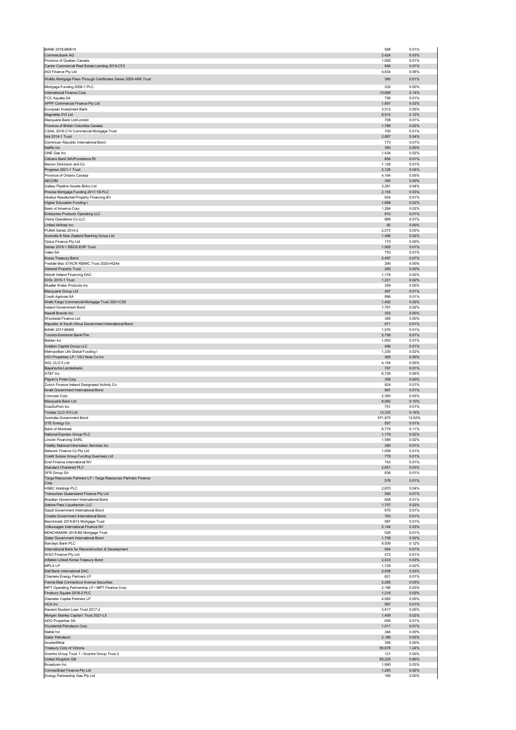| | | |
|---|---|---|
| BANK 2018-BNK10 | 588 | 0.01% |
| Commerzbank AG | 2,424 | 0.03% |
| Province of Quebec Canada | 1,055 | 0.01% |
| Cantor Commercial Real Estate Lending 2019-CF2 | 856 | 0.01% |
| AGI Finance Pty Ltd | 4,634 | 0.06% |
| WaMu Mortgage Pass-Through Certificates Series 2005-AR6 Trust | 390 | 0.01% |
| Mortgage Funding 2008-1 PLC | 232 | 0.00% |
| International Finance Corp | 10,689 | 0.14% |
| FCC Aqualia SA | 756 | 0.01% |
| APPF Commercial Finance Pty Ltd | 1,687 | 0.02% |
| European Investment Bank | 3,513 | 0.05% |
| Magnetite XVI Ltd | 8,912 | 0.12% |
| Macquarie Bank Ltd/London | 708 | 0.01% |
| Province of British Columbia Canada | 1,788 | 0.02% |
| CSAIL 2018-C14 Commercial Mortgage Trust | 705 | 0.01% |
| Idol 2014-1 Trust | 2,887 | 0.04% |
| Dominican Republic International Bond | 773 | 0.01% |
| Netflix Inc | 350 | 0.00% |
| ONE Gas Inc | 1,434 | 0.02% |
| Citizens Bank NA/Providence RI | 856 | 0.01% |
| Becton Dickinson and Co | 1,128 | 0.01% |
| Progress 2021-1 Trust | 3,126 | 0.04% |
| Province of Ontario Canada | 4,164 | 0.05% |
| AECOM | 355 | 0.00% |
| Galaxy Pipeline Assets Bidco Ltd | 3,281 | 0.04% |
| Precise Mortgage Funding 2017-1B PLC | 2,155 | 0.03% |
| Akelius Residential Property Financing BV | 824 | 0.01% |
| Higher Education Funding I | 1,688 | 0.02% |
| Bank of America Corp | 1,284 | 0.02% |
| Enterprise Products Operating LLC | 910 | 0.01% |
| Vistra Operations Co LLC | 889 | 0.01% |
| United Airlines Inc | 92 | 0.00% |
| PUMA Series 2014-2 | 2,573 | 0.03% |
| Australia & New Zealand Banking Group Ltd | 1,496 | 0.02% |
| Optus Finance Pty Ltd | 173 | 0.00% |
| Series 2018-1 REDS EHP Trust | 1,065 | 0.01% |
| Valeo SA | 753 | 0.01% |
| Korea Treasury Bond | 5,497 | 0.07% |
| Freddie Mac STACR REMIC Trust 2020-HQA4 | 290 | 0.00% |
| General Property Trust | 260 | 0.00% |
| Abbott Ireland Financing DAC | 1,178 | 0.02% |
| IDOL 2015-1 Trust | 1,221 | 0.02% |
| Mueller Water Products Inc | 359 | 0.00% |
| Macquarie Group Ltd | 497 | 0.01% |
| Credit Agricole SA | 896 | 0.01% |
| Wells Fargo Commercial Mortgage Trust 2021-C59 | 1,402 | 0.02% |
| Ireland Government Bond | 1,791 | 0.02% |
| Newell Brands Inc | 352 | 0.00% |
| Woodside Finance Ltd | 385 | 0.00% |
| Republic of South Africa Government International Bond | 971 | 0.01% |
| BANK 2017-BNK6 | 1,076 | 0.01% |
| Toronto-Dominion Bank/The | 5,758 | 0.07% |
| Belden Inc | 1,003 | 0.01% |
| Aviation Capital Group LLC | 499 | 0.01% |
| Metropolitan Life Global Funding I | 1,335 | 0.02% |
| VICI Properties LP / VICI Note Co Inc | 365 | 0.00% |
| AGL CLO 5 Ltd | 4,154 | 0.05% |
| Bayerische Landesbank | 767 | 0.01% |
| AT&T Inc | 6,729 | 0.09% |
| Pilgrim's Pride Corp | 358 | 0.00% |
| Zurich Finance Ireland Designated Activity Co | 924 | 0.01% |
| Israel Government International Bond | 967 | 0.01% |
| Comcast Corp | 2,383 | 0.03% |
| Macquarie Bank Ltd | 8,082 | 0.10% |
| DowDuPont Inc | 751 | 0.01% |
| Trinitas CLO XVI Ltd | 12,333 | 0.16% |
| Australia Government Bond | 971,875 | 12.62% |
| DTE Energy Co | 557 | 0.01% |
| Bank of Montreal | 8,775 | 0.11% |
| National Express Group PLC | 1,179 | 0.02% |
| Lincoln Financing SARL | 1,566 | 0.02% |
| Fidelity National Information Services Inc | 390 | 0.01% |
| Network Finance Co Pty Ltd | 1,059 | 0.01% |
| Credit Suisse Group Funding Guernsey Ltd | 779 | 0.01% |
| Enel Finance International NV | 743 | 0.01% |
| Standard Chartered PLC | 2,651 | 0.03% |
| SFR Group SA | 636 | 0.01% |
| Targa Resources Partners LP / Targa Resources Partners Finance Corp | 578 | 0.01% |
| HSBC Holdings PLC | 2,870 | 0.04% |
| Transurban Queensland Finance Pty Ltd | 592 | 0.01% |
| Brazilian Government International Bond | 658 | 0.01% |
| Sabine Pass Liquefaction LLC | 1,707 | 0.02% |
| Saudi Government International Bond | 670 | 0.01% |
| Croatia Government International Bond | 763 | 0.01% |
| Benchmark 2019-B13 Mortgage Trust | 587 | 0.01% |
| Volkswagen International Finance NV | 2,144 | 0.03% |
| BENCHMARK 2018-B6 Mortgage Trust | 526 | 0.01% |
| Qatar Government International Bond | 1,758 | 0.02% |
| Barclays Bank PLC | 9,509 | 0.12% |
| International Bank for Reconstruction & Development | 554 | 0.01% |
| WSO Finance Pty Ltd | 472 | 0.01% |
| Inflation Linked Korea Treasury Bond | 2,033 | 0.03% |
| MPLX LP | 1,728 | 0.02% |
| Dell Bank International DAC | 2,558 | 0.03% |
| Cheniere Energy Partners LP | 621 | 0.01% |
| Fannie Mae Connecticut Avenue Securities | 2,285 | 0.03% |
| MPT Operating Partnership LP / MPT Finance Corp | 2,196 | 0.03% |
| Finsbury Square 2018-2 PLC | 1,216 | 0.02% |
| Diameter Capital Partners LP | 4,082 | 0.05% |
| HCA Inc | 567 | 0.01% |
| Navient Student Loan Trust 2017-2 | 3,817 | 0.05% |
| Morgan Stanley Capital I Trust 2021-L5 | 1,409 | 0.02% |
| ADO Properties SA | 656 | 0.01% |
| Occidental Petroleum Corp | 1,011 | 0.01% |
| Mattel Inc | 346 | 0.00% |
| Qatar Petroleum | 2,186 | 0.03% |
| ArcelorMittal | 358 | 0.00% |
| Treasury Corp of Victoria | 95,678 | 1.24% |
| Scentre Group Trust 1 / Scentre Group Trust 2 | 131 | 0.00% |
| United Kingdom Gilt | 65,225 | 0.85% |
| Broadcom Inc | 1,990 | 0.03% |
| ConnectEast Finance Pty Ltd | 1,285 | 0.02% |
| Energy Partnership Gas Pty Ltd | 185 | 0.00% |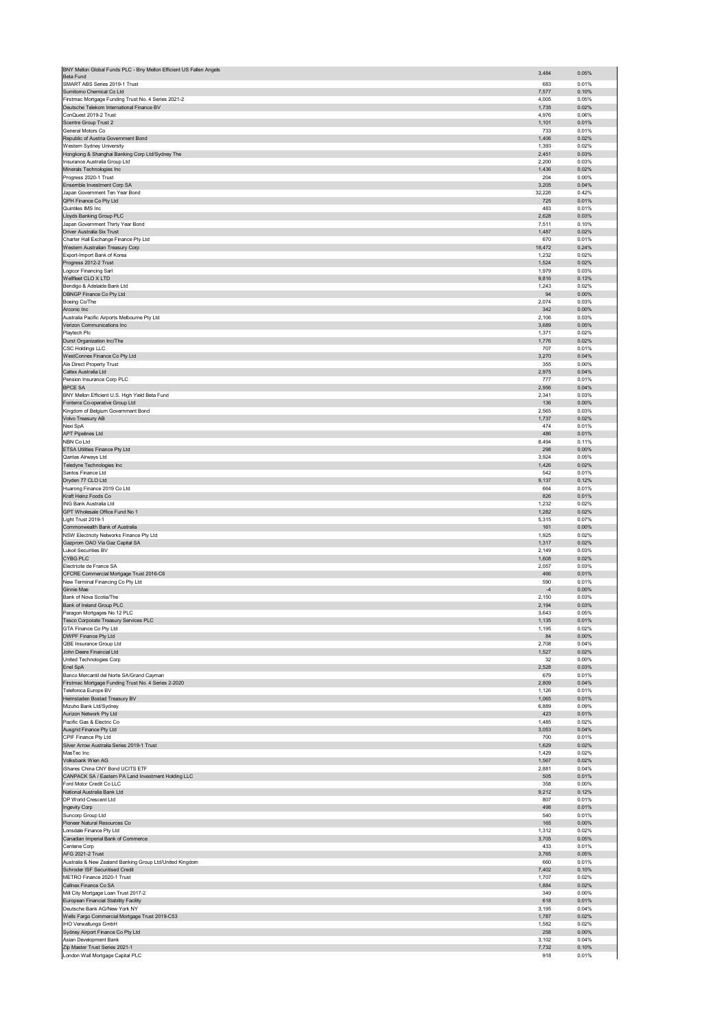| | | |
|---|---|---|
| BNY Mellon Global Funds PLC - Bny Mellon Efficient US Fallen Angels Beta Fund | 3,484 | 0.05% |
| SMART ABS Series 2019-1 Trust | 683 | 0.01% |
| Sumitomo Chemical Co Ltd | 7,577 | 0.10% |
| Firstmac Mortgage Funding Trust No. 4 Series 2021-2 | 4,005 | 0.05% |
| Deutsche Telekom International Finance BV | 1,735 | 0.02% |
| ConQuest 2019-2 Trust | 4,976 | 0.06% |
| Scentre Group Trust 2 | 1,101 | 0.01% |
| General Motors Co | 733 | 0.01% |
| Republic of Austria Government Bond | 1,406 | 0.02% |
| Western Sydney University | 1,393 | 0.02% |
| Hongkong & Shanghai Banking Corp Ltd/Sydney The | 2,451 | 0.03% |
| Insurance Australia Group Ltd | 2,200 | 0.03% |
| Minerals Technologies Inc | 1,436 | 0.02% |
| Progress 2020-1 Trust | 204 | 0.00% |
| Ensemble Investment Corp SA | 3,205 | 0.04% |
| Japan Government Ten Year Bond | 32,226 | 0.42% |
| QPH Finance Co Pty Ltd | 725 | 0.01% |
| Quintiles IMS Inc | 483 | 0.01% |
| Lloyds Banking Group PLC | 2,628 | 0.03% |
| Japan Government Thirty Year Bond | 7,511 | 0.10% |
| Driver Australia Six Trust | 1,487 | 0.02% |
| Charter Hall Exchange Finance Pty Ltd | 670 | 0.01% |
| Western Australian Treasury Corp | 18,472 | 0.24% |
| Export-Import Bank of Korea | 1,232 | 0.02% |
| Progress 2012-2 Trust | 1,524 | 0.02% |
| Logicor Financing Sarl | 1,979 | 0.03% |
| Wellfleet CLO X LTD | 9,816 | 0.13% |
| Bendigo & Adelaide Bank Ltd | 1,243 | 0.02% |
| DBNGP Finance Co Pty Ltd | 94 | 0.00% |
| Boeing Co/The | 2,074 | 0.03% |
| Arconic Inc | 342 | 0.00% |
| Australia Pacific Airports Melbourne Pty Ltd | 2,106 | 0.03% |
| Verizon Communications Inc | 3,689 | 0.05% |
| Playtech Plc | 1,371 | 0.02% |
| Durst Organization Inc/The | 1,776 | 0.02% |
| CSC Holdings LLC | 707 | 0.01% |
| WestConnex Finance Co Pty Ltd | 3,270 | 0.04% |
| Ale Direct Property Trust | 355 | 0.00% |
| Caltex Australia Ltd | 2,975 | 0.04% |
| Pension Insurance Corp PLC | 777 | 0.01% |
| BPCE SA | 2,956 | 0.04% |
| BNY Mellon Efficient U.S. High Yield Beta Fund | 2,341 | 0.03% |
| Fonterra Co-operative Group Ltd | 136 | 0.00% |
| Kingdom of Belgium Government Bond | 2,565 | 0.03% |
| Volvo Treasury AB | 1,737 | 0.02% |
| Nexi SpA | 474 | 0.01% |
| APT Pipelines Ltd | 486 | 0.01% |
| NBN Co Ltd | 8,494 | 0.11% |
| ETSA Utilities Finance Pty Ltd | 298 | 0.00% |
| Qantas Airways Ltd | 3,924 | 0.05% |
| Teledyne Technologies Inc | 1,426 | 0.02% |
| Santos Finance Ltd | 542 | 0.01% |
| Dryden 77 CLO Ltd | 9,137 | 0.12% |
| Huarong Finance 2019 Co Ltd | 664 | 0.01% |
| Kraft Heinz Foods Co | 826 | 0.01% |
| ING Bank Australia Ltd | 1,232 | 0.02% |
| GPT Wholesale Office Fund No 1 | 1,282 | 0.02% |
| Light Trust 2019-1 | 5,315 | 0.07% |
| Commonwealth Bank of Australia | 161 | 0.00% |
| NSW Electricity Networks Finance Pty Ltd | 1,925 | 0.02% |
| Gazprom OAO Via Gaz Capital SA | 1,317 | 0.02% |
| Lukoil Securities BV | 2,149 | 0.03% |
| CYBG PLC | 1,608 | 0.02% |
| Electricite de France SA | 2,057 | 0.03% |
| CFCRE Commercial Mortgage Trust 2016-C6 | 466 | 0.01% |
| New Terminal Financing Co Pty Ltd | 590 | 0.01% |
| Ginnie Mae | -4 | 0.00% |
| Bank of Nova Scotia/The | 2,150 | 0.03% |
| Bank of Ireland Group PLC | 2,194 | 0.03% |
| Paragon Mortgages No 12 PLC | 3,643 | 0.05% |
| Tesco Corporate Treasury Services PLC | 1,135 | 0.01% |
| GTA Finance Co Pty Ltd | 1,195 | 0.02% |
| DWPF Finance Pty Ltd | 84 | 0.00% |
| QBE Insurance Group Ltd | 2,708 | 0.04% |
| John Deere Financial Ltd | 1,527 | 0.02% |
| United Technologies Corp | 32 | 0.00% |
| Enel SpA | 2,528 | 0.03% |
| Banco Mercantil del Norte SA/Grand Cayman | 679 | 0.01% |
| Firstmac Mortgage Funding Trust No. 4 Series 2-2020 | 2,809 | 0.04% |
| Telefonica Europe BV | 1,126 | 0.01% |
| Heimstaden Bostad Treasury BV | 1,065 | 0.01% |
| Mizuho Bank Ltd/Sydney | 6,889 | 0.09% |
| Aurizon Network Pty Ltd | 423 | 0.01% |
| Pacific Gas & Electric Co | 1,485 | 0.02% |
| Ausgrid Finance Pty Ltd | 3,053 | 0.04% |
| CPIF Finance Pty Ltd | 700 | 0.01% |
| Silver Arrow Australia Series 2019-1 Trust | 1,629 | 0.02% |
| MasTec Inc | 1,429 | 0.02% |
| Volksbank Wien AG | 1,567 | 0.02% |
| iShares China CNY Bond UCITS ETF | 2,881 | 0.04% |
| CANPACK SA / Eastern PA Land Investment Holding LLC | 505 | 0.01% |
| Ford Motor Credit Co LLC | 358 | 0.00% |
| National Australia Bank Ltd | 9,212 | 0.12% |
| DP World Crescent Ltd | 807 | 0.01% |
| Ingevity Corp | 498 | 0.01% |
| Suncorp Group Ltd | 540 | 0.01% |
| Pioneer Natural Resources Co | 165 | 0.00% |
| Lonsdale Finance Pty Ltd | 1,312 | 0.02% |
| Canadian Imperial Bank of Commerce | 3,705 | 0.05% |
| Centene Corp | 433 | 0.01% |
| AFG 2021-2 Trust | 3,765 | 0.05% |
| Australia & New Zealand Banking Group Ltd/United Kingdom | 660 | 0.01% |
| Schroder ISF Securitised Credit | 7,402 | 0.10% |
| METRO Finance 2020-1 Trust | 1,707 | 0.02% |
| Cellnex Finance Co SA | 1,884 | 0.02% |
| Mill City Mortgage Loan Trust 2017-2 | 349 | 0.00% |
| European Financial Stability Facility | 618 | 0.01% |
| Deutsche Bank AG/New York NY | 3,195 | 0.04% |
| Wells Fargo Commercial Mortgage Trust 2019-C53 | 1,787 | 0.02% |
| IHO Verwaltungs GmbH | 1,582 | 0.02% |
| Sydney Airport Finance Co Pty Ltd | 258 | 0.00% |
| Asian Development Bank | 3,102 | 0.04% |
| Zip Master Trust Series 2021-1 | 7,732 | 0.10% |
| London Wall Mortgage Capital PLC | 918 | 0.01% |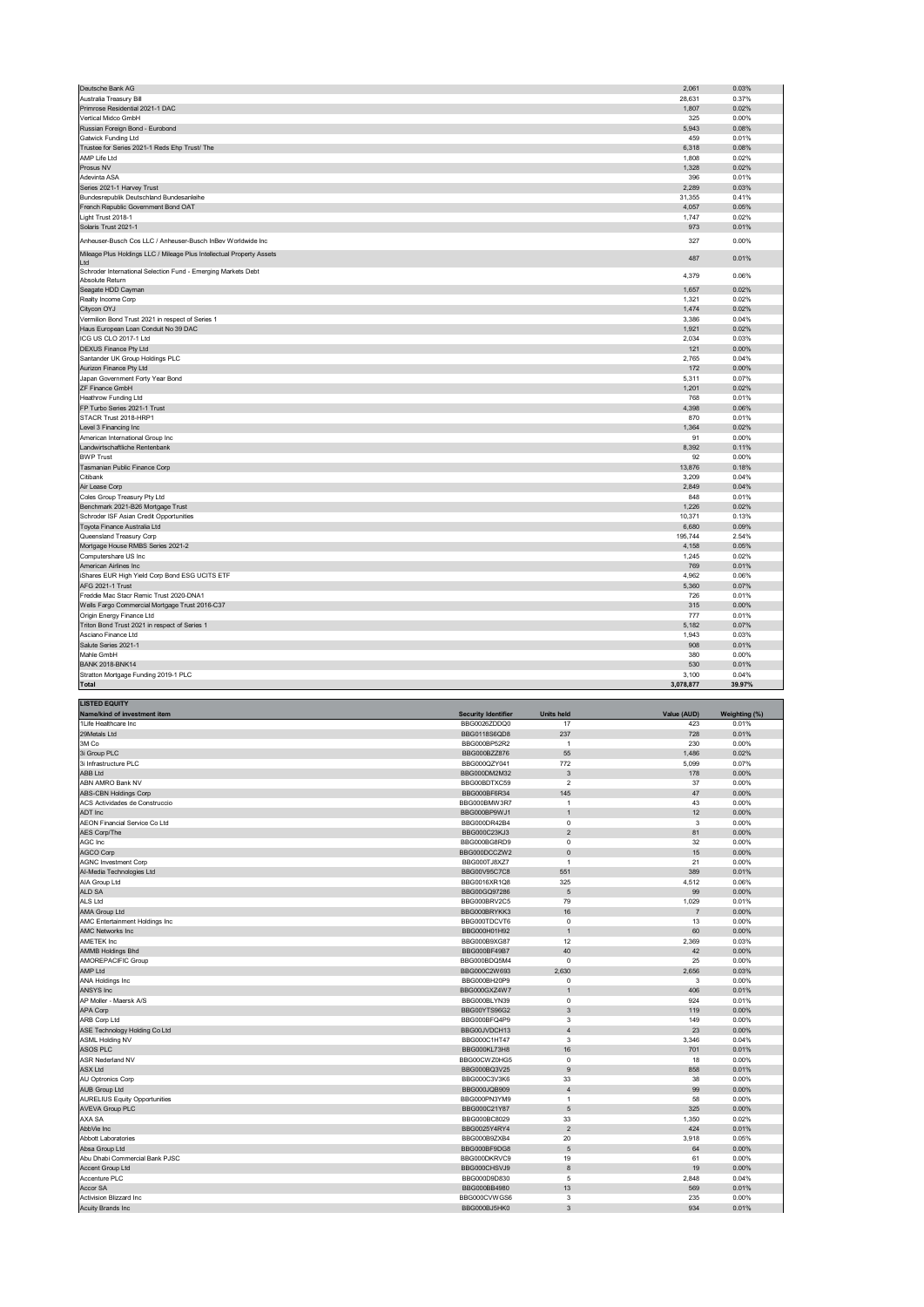| | | | | |
|---|---|---|---|---|
| Deutsche Bank AG | | | 2,061 | 0.03% |
| Australia Treasury Bill | | | 28,631 | 0.37% |
| Primrose Residential 2021-1 DAC | | | 1,807 | 0.02% |
| Vertical Midco GmbH | | | 325 | 0.00% |
| Russian Foreign Bond - Eurobond | | | 5,943 | 0.08% |
| Gatwick Funding Ltd | | | 459 | 0.01% |
| Trustee for Series 2021-1 Reds Ehp Trust/ The | | | 6,318 | 0.08% |
| AMP Life Ltd | | | 1,808 | 0.02% |
| Prosus NV | | | 1,328 | 0.02% |
| Adevinta ASA | | | 396 | 0.01% |
| Series 2021-1 Harvey Trust | | | 2,289 | 0.03% |
| Bundesrepublik Deutschland Bundesanleihe | | | 31,355 | 0.41% |
| French Republic Government Bond OAT | | | 4,057 | 0.05% |
| Light Trust 2018-1 | | | 1,747 | 0.02% |
| Solaris Trust 2021-1 | | | 973 | 0.01% |
| Anheuser-Busch Cos LLC / Anheuser-Busch InBev Worldwide Inc | | | 327 | 0.00% |
| Mileage Plus Holdings LLC / Mileage Plus Intellectual Property Assets Ltd | | | 487 | 0.01% |
| Schroder International Selection Fund - Emerging Markets Debt Absolute Return | | | 4,379 | 0.06% |
| Seagate HDD Cayman | | | 1,657 | 0.02% |
| Realty Income Corp | | | 1,321 | 0.02% |
| Citycon OYJ | | | 1,474 | 0.02% |
| Vermilion Bond Trust 2021 in respect of Series 1 | | | 3,386 | 0.04% |
| Haus European Loan Conduit No 39 DAC | | | 1,921 | 0.02% |
| ICG US CLO 2017-1 Ltd | | | 2,034 | 0.03% |
| DEXUS Finance Pty Ltd | | | 121 | 0.00% |
| Santander UK Group Holdings PLC | | | 2,765 | 0.04% |
| Aurizon Finance Pty Ltd | | | 172 | 0.00% |
| Japan Government Forty Year Bond | | | 5,311 | 0.07% |
| ZF Finance GmbH | | | 1,201 | 0.02% |
| Heathrow Funding Ltd | | | 768 | 0.01% |
| FP Turbo Series 2021-1 Trust | | | 4,398 | 0.06% |
| STACR Trust 2018-HRP1 | | | 870 | 0.01% |
| Level 3 Financing Inc | | | 1,364 | 0.02% |
| American International Group Inc | | | 91 | 0.00% |
| Landwirtschaftliche Rentenbank | | | 8,392 | 0.11% |
| BWP Trust | | | 92 | 0.00% |
| Tasmanian Public Finance Corp | | | 13,876 | 0.18% |
| Citibank | | | 3,209 | 0.04% |
| Air Lease Corp | | | 2,849 | 0.04% |
| Coles Group Treasury Pty Ltd | | | 848 | 0.01% |
| Benchmark 2021-B26 Mortgage Trust | | | 1,226 | 0.02% |
| Schroder ISF Asian Credit Opportunities | | | 10,371 | 0.13% |
| Toyota Finance Australia Ltd | | | 6,680 | 0.09% |
| Queensland Treasury Corp | | | 195,744 | 2.54% |
| Mortgage House RMBS Series 2021-2 | | | 4,158 | 0.05% |
| Computershare US Inc | | | 1,245 | 0.02% |
| American Airlines Inc | | | 769 | 0.01% |
| iShares EUR High Yield Corp Bond ESG UCITS ETF | | | 4,962 | 0.06% |
| AFG 2021-1 Trust | | | 5,360 | 0.07% |
| Freddie Mac Stacr Remic Trust 2020-DNA1 | | | 726 | 0.01% |
| Wells Fargo Commercial Mortgage Trust 2016-C37 | | | 315 | 0.00% |
| Origin Energy Finance Ltd | | | 777 | 0.01% |
| Triton Bond Trust 2021 in respect of Series 1 | | | 5,182 | 0.07% |
| Asciano Finance Ltd | | | 1,943 | 0.03% |
| Salute Series 2021-1 | | | 908 | 0.01% |
| Mahle GmbH | | | 380 | 0.00% |
| BANK 2018-BNK14 | | | 530 | 0.01% |
| Stratton Mortgage Funding 2019-1 PLC | | | 3,100 | 0.04% |
| **Total** | | | **3,078,877** | **39.97%** |

**LISTED EQUITY**

| Name/kind of investment item | Security Identifier | Units held | Value (AUD) | Weighting (%) |
|---|---|---|---|---|
| 1Life Healthcare Inc | BBG0026ZDDQ0 | 17 | 423 | 0.01% |
| 29Metals Ltd | BBG0118S6QD8 | 237 | 728 | 0.01% |
| 3M Co | BBG000BP52R2 | 1 | 230 | 0.00% |
| 3i Group PLC | BBG000BZZ876 | 55 | 1,486 | 0.02% |
| 3i Infrastructure PLC | BBG000QZY041 | 772 | 5,099 | 0.07% |
| ABB Ltd | BBG000DM2M32 | 3 | 178 | 0.00% |
| ABN AMRO Bank NV | BBG00BDTXC59 | 2 | 37 | 0.00% |
| ABS-CBN Holdings Corp | BBG000BF6R34 | 145 | 47 | 0.00% |
| ACS Actividades de Construccio | BBG000BMW3R7 | 1 | 43 | 0.00% |
| ADT Inc | BBG000BP9WJ1 | 1 | 12 | 0.00% |
| AEON Financial Service Co Ltd | BBG000DR42B4 | 0 | 3 | 0.00% |
| AES Corp/The | BBG000C23KJ3 | 2 | 81 | 0.00% |
| AGC Inc | BBG000BG8RD9 | 0 | 32 | 0.00% |
| AGCO Corp | BBG000DCCZW2 | 0 | 15 | 0.00% |
| AGNC Investment Corp | BBG000TJ8XZ7 | 1 | 21 | 0.00% |
| AI-Media Technologies Ltd | BBG00V95C7C8 | 551 | 389 | 0.01% |
| AIA Group Ltd | BBG0016XR1Q8 | 325 | 4,512 | 0.06% |
| ALD SA | BBG00GQ97286 | 5 | 99 | 0.00% |
| ALS Ltd | BBG000BRV2C5 | 79 | 1,029 | 0.01% |
| AMA Group Ltd | BBG000BRYKK3 | 16 | 7 | 0.00% |
| AMC Entertainment Holdings Inc | BBG000TDCVT6 | 0 | 13 | 0.00% |
| AMC Networks Inc | BBG000H01H92 | 1 | 60 | 0.00% |
| AMETEK Inc | BBG000B9XG87 | 12 | 2,369 | 0.03% |
| AMMB Holdings Bhd | BBG000BF49B7 | 40 | 42 | 0.00% |
| AMOREPACIFIC Group | BBG000BDQ5M4 | 0 | 25 | 0.00% |
| AMP Ltd | BBG000C2W693 | 2,630 | 2,656 | 0.03% |
| ANA Holdings Inc | BBG000BH20P9 | 0 | 3 | 0.00% |
| ANSYS Inc | BBG000GXZ4W7 | 1 | 406 | 0.01% |
| AP Moller - Maersk A/S | BBG000BLYN39 | 0 | 924 | 0.01% |
| APA Corp | BBG00YTS96G2 | 3 | 119 | 0.00% |
| ARB Corp Ltd | BBG000BFQ4P9 | 3 | 149 | 0.00% |
| ASE Technology Holding Co Ltd | BBG00JVDCH13 | 4 | 23 | 0.00% |
| ASML Holding NV | BBG000C1HT47 | 3 | 3,346 | 0.04% |
| ASOS PLC | BBG000KL73H8 | 16 | 701 | 0.01% |
| ASR Nederland NV | BBG00CWZ0HG5 | 0 | 18 | 0.00% |
| ASX Ltd | BBG000BQ3V25 | 9 | 858 | 0.01% |
| AU Optronics Corp | BBG000C3V3K6 | 33 | 38 | 0.00% |
| AUB Group Ltd | BBG000JQB909 | 4 | 99 | 0.00% |
| AURELIUS Equity Opportunities | BBG000PN3YM9 | 1 | 58 | 0.00% |
| AVEVA Group PLC | BBG000C21Y87 | 5 | 325 | 0.00% |
| AXA SA | BBG000BC8029 | 33 | 1,350 | 0.02% |
| AbbVie Inc | BBG0025Y4RY4 | 2 | 424 | 0.01% |
| Abbott Laboratories | BBG000B9ZXB4 | 20 | 3,918 | 0.05% |
| Absa Group Ltd | BBG000BF9DG8 | 5 | 64 | 0.00% |
| Abu Dhabi Commercial Bank PJSC | BBG000DKRVC9 | 19 | 61 | 0.00% |
| Accent Group Ltd | BBG000CHSVJ9 | 8 | 19 | 0.00% |
| Accenture PLC | BBG000D9D830 | 5 | 2,848 | 0.04% |
| Accor SA | BBG000BB4980 | 13 | 569 | 0.01% |
| Activision Blizzard Inc | BBG000CVWGS6 | 3 | 235 | 0.00% |
| Acuity Brands Inc | BBG000BJ5HK0 | 3 | 934 | 0.01% |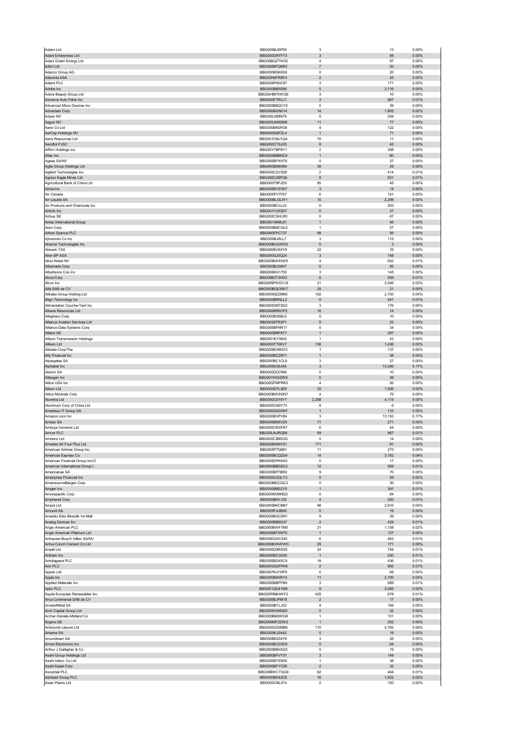| | | | | |
|---|---|---|---|---|
| Adairs Ltd | BBG009BJSP55 | 3 | 13 | 0.00% |
| Adani Enterprises Ltd | BBG000DRTF73 | 3 | 98 | 0.00% |
| Adani Green Energy Ltd | BBG00BQZTW52 | 4 | 97 | 0.00% |
| Adbri Ltd | BBG000BFQ6R2 | 7 | 20 | 0.00% |
| Adecco Group AG | BBG000BSK6S9 | 0 | 20 | 0.00% |
| Adevinta ASA | BBG00N6FR9F4 | 2 | 45 | 0.00% |
| Adient PLC | BBG009PN0C87 | 3 | 171 | 0.00% |
| Adobe Inc | BBG000BB5006 | 5 | 3,716 | 0.05% |
| Adore Beauty Group Ltd | BBG00HBPXWQ9 | 3 | 10 | 0.00% |
| Advance Auto Parts Inc | BBG000F7RCJ1 | 3 | 867 | 0.01% |
| Advanced Micro Devices Inc | BBG000BBQCY0 | 0 | 39 | 0.00% |
| Advantest Corp | BBG000BGN014 | 14 | 1,803 | 0.02% |
| Adyen NV | BBG00L08IN79 | 0 | 294 | 0.00% |
| Aegon NV | BBG000JN9DM6 | 11 | 77 | 0.00% |
| Aeon Co Ltd | BBG000BN0FD8 | 4 | 122 | 0.00% |
| AerCap Holdings NV | BBG000Q9FZL4 | 1 | 71 | 0.00% |
| Aeris Resources Ltd | BBG001CMJ1Q4 | 70 | 11 | 0.00% |
| Aeroflot PJSC | BBG000CT9JX5 | 8 | 45 | 0.00% |
| Affirm Holdings Inc | BBG00Y7BP8Y1 | 2 | 308 | 0.00% |
| Aflac Inc | BBG000BBBNC6 | 1 | 80 | 0.00% |
| Ageas SA/NV | BBG000BPXHT6 | 0 | 27 | 0.00% |
| Agile Group Holdings Ltd | BBG000BM9384 | 39 | 29 | 0.00% |
| Agilent Technologies Inc | BBG000C2V3D6 | 2 | 414 | 0.01% |
| Agnico Eagle Mines Ltd | BBG000CZ8PQ6 | 8 | 621 | 0.01% |
| Agricultural Bank of China Ltd | BBG000T9PJD5 | 95 | 45 | 0.00% |
| Aimia Inc | BBG000BVSVK7 | 3 | 14 | 0.00% |
| Air Canada | BBG000PV7F57 | 6 | 141 | 0.00% |
| Air Liquide SA | BBG000BLGLW1 | 10 | 2,298 | 0.03% |
| Air Products and Chemicals Inc | BBG000BC4JJ4 | 0 | 203 | 0.00% |
| Airbnb Inc | BBG001Y2XS07 | 0 | 37 | 0.00% |
| Airbus SE | BBG000CSHLR0 | 0 | 67 | 0.00% |
| Airtac International Group | BBG0014M8L81 | 1 | 46 | 0.00% |
| Aisin Corp | BBG000BMCGL6 | 1 | 57 | 0.00% |
| Aitken Spence PLC | BBG000FPCT37 | 99 | 56 | 0.00% |
| Ajinomoto Co Inc | BBG000BJ8LL7 | 3 | 115 | 0.00% |
| Akamai Technologies Inc | BBG000BJQWD2 | 0 | 3 | 0.00% |
| Akbank TAS | BBG000BV9XY9 | 22 | 16 | 0.00% |
| Aker BP ASA | BBG000QJ5Q24 | 3 | 148 | 0.00% |
| Akzo Nobel NV | BBG000BW45W5 | 4 | 652 | 0.01% |
| Albemarle Corp | BBG000BJ26K7 | 0 | 85 | 0.00% |
| Albertsons Cos Inc | BBG009KG1750 | 3 | 145 | 0.00% |
| Alcoa Corp | BBG00B3T3HD3 | 6 | 509 | 0.01% |
| Alcon Inc | BBG00NPWGYJ9 | 21 | 2,546 | 0.03% |
| Alfa SAB de CV | BBG000BQC6W7 | 20 | 21 | 0.00% |
| Alibaba Group Holding Ltd | BBG000NZ2MN0 | 102 | 2,700 | 0.04% |
| Align Technology Inc | BBG000BRNLL2 | 0 | 441 | 0.01% |
| Alimentation Couche-Tard Inc | BBG000DMT4D2 | 3 | 176 | 0.00% |
| Alkane Resources Ltd | BBG000BRN1P2 | 16 | 14 | 0.00% |
| Alleghany Corp | BBG000BX6BJ3 | 0 | 10 | 0.00% |
| Alliance Aviation Services Ltd | BBG0029TR2P1 | 5 | 22 | 0.00% |
| Alliance Data Systems Corp | BBG000BFNR17 | 0 | 34 | 0.00% |
| Allianz SE | BBG000BBF8T7 | 1 | 297 | 0.00% |
| Allison Transmission Holdings | BBG001KY3845 | 1 | 43 | 0.00% |
| Allkem Ltd | BBG000TT96V7 | 138 | 1,436 | 0.02% |
| Allstate Corp/The | BBG000BVMGF2 | 1 | 137 | 0.00% |
| Ally Financial Inc | BBG000BC2R71 | 1 | 38 | 0.00% |
| Alpargatas SA | BBG000BC1CL9 | 3 | 27 | 0.00% |
| Alphabet Inc | BBG009S39JX6 | 3 | 13,340 | 0.17% |
| Alstom SA | BBG000DQ7884 | 0 | 10 | 0.00% |
| Alteogen Inc | BBG007H0XZW6 | 0 | 39 | 0.00% |
| Altice USA Inc | BBG00GFMPRK0 | 4 | 92 | 0.00% |
| Altium Ltd | BBG000DTL0Z9 | 33 | 1,506 | 0.02% |
| Altius Minerals Corp | BBG000BW8GN7 | 4 | 76 | 0.00% |
| Alumina Ltd | BBG000C0Y6Y7 | 2,208 | 4,119 | 0.05% |
| Aluminum Corp of China Ltd | BBG000CN0Y73 | 8 | 6 | 0.00% |
| Amadeus IT Group SA | BBG000QSDXN7 | 1 | 110 | 0.00% |
| Amazon.com Inc | BBG000BVPV84 | 3 | 13,153 | 0.17% |
| Ambev SA | BBG000BN5VZ4 | 71 | 271 | 0.00% |
| Ambuja Cements Ltd | BBG000CRXFR7 | 6 | 44 | 0.00% |
| Amcor PLC | BBG00LNJRQ09 | 59 | 967 | 0.01% |
| Amdocs Ltd | BBG000C3MXG5 | 0 | 14 | 0.00% |
| Amedeo Air Four Plus Ltd | BBG008N0NY51 | 171 | 91 | 0.00% |
| American Airlines Group Inc | BBG005P7Q881 | 11 | 273 | 0.00% |
| American Express Co | BBG000BCQZS4 | 14 | 3,162 | 0.04% |
| American Financial Group Inc/O | BBG000DPKKK0 | 0 | 17 | 0.00% |
| American International Group I | BBG000BBDZG3 | 12 | 959 | 0.01% |
| Americanas SA | BBG000BP7BR0 | 9 | 70 | 0.00% |
| Ameriprise Financial Inc | BBG000G3QLY3 | 0 | 59 | 0.00% |
| AmerisourceBergen Corp | BBG000MDCQC2 | 0 | 30 | 0.00% |
| Amgen Inc | BBG000BBS2Y0 | 1 | 391 | 0.01% |
| Amorepacific Corp | BBG000M38MQ3 | 0 | 84 | 0.00% |
| Amphenol Corp | BBG000B9YJ35 | 4 | 520 | 0.01% |
| Ampol Ltd | BBG000BKC8M7 | 98 | 2,910 | 0.04% |
| Amundi SA | BBG009F4JBN5 | 0 | 19 | 0.00% |
| Anadolu Efes Biracilik Ve Malt | BBG000BGCSN1 | 9 | 29 | 0.00% |
| Analog Devices Inc | BBG000BB6G37 | 2 | 429 | 0.01% |
| Anglo American PLC | BBG000BWF7M0 | 21 | 1,158 | 0.02% |
| Anglo American Platinum Ltd | BBG000BTXNT5 | 1 | 127 | 0.00% |
| Anheuser-Busch InBev SA/NV | BBG00DQ4YZ45 | 6 | 463 | 0.01% |
| Anhui Conch Cement Co Ltd | BBG000BVKWW0 | 25 | 171 | 0.00% |
| Ansell Ltd | BBG000D9RSX8 | 24 | 754 | 0.01% |
| Anthem Inc | BBG000BCG930 | 1 | 530 | 0.01% |
| Antofagasta PLC | BBG000BD4SC9 | 18 | 436 | 0.01% |
| Aon PLC | BBG00SSQFPK6 | 2 | 965 | 0.01% |
| Appen Ltd | BBG007NJYHP5 | 6 | 68 | 0.00% |
| Apple Inc | BBG000B9XRY4 | 11 | 2,700 | 0.04% |
| Applied Materials Inc | BBG000BBPFB9 | 3 | 689 | 0.01% |
| Aptiv PLC | BBG001QD41M9 | 9 | 2,085 | 0.03% |
| Aquila European Renewables Inc | BBG00PBBHWF2 | 425 | 678 | 0.01% |
| Arca Continental SAB de CV | BBG000BJPM18 | 2 | 17 | 0.00% |
| ArcelorMittal SA | BBG000BYLJ52 | 4 | 194 | 0.00% |
| Arch Capital Group Ltd | BBG000HXNN20 | 0 | 22 | 0.00% |
| Archer-Daniels-Midland Co | BBG000BB6WG8 | 1 | 101 | 0.00% |
| Argenx SE | BBG006MF2DW2 | 1 | 252 | 0.00% |
| Aristocrat Leisure Ltd | BBG000G2SMB6 | 110 | 4,782 | 0.06% |
| Arkema SA | BBG000KJS442 | 0 | 18 | 0.00% |
| Aroundtown SA | BBG00B6S34Y8 | 3 | 28 | 0.00% |
| Arrow Electronics Inc | BBG000BCD3D5 | 0 | 64 | 0.00% |
| Arthur J Gallagher & Co | BBG000BBHXQ3 | 0 | 19 | 0.00% |
| Asahi Group Holdings Ltd | BBG000BFVY31 | 3 | 149 | 0.00% |
| Asahi Intecc Co Ltd | BBG000BYXN05 | 1 | 38 | 0.00% |
| Asahi Kasei Corp | BBG000BFYC09 | 2 | 32 | 0.00% |
| Ascential PLC | BBG00BVCTGG9 | 62 | 464 | 0.01% |
| Ashtead Group PLC | BBG000BD42C6 | 16 | 1,822 | 0.02% |
| Asian Paints Ltd | BBG000CNL074 | 2 | 120 | 0.00% |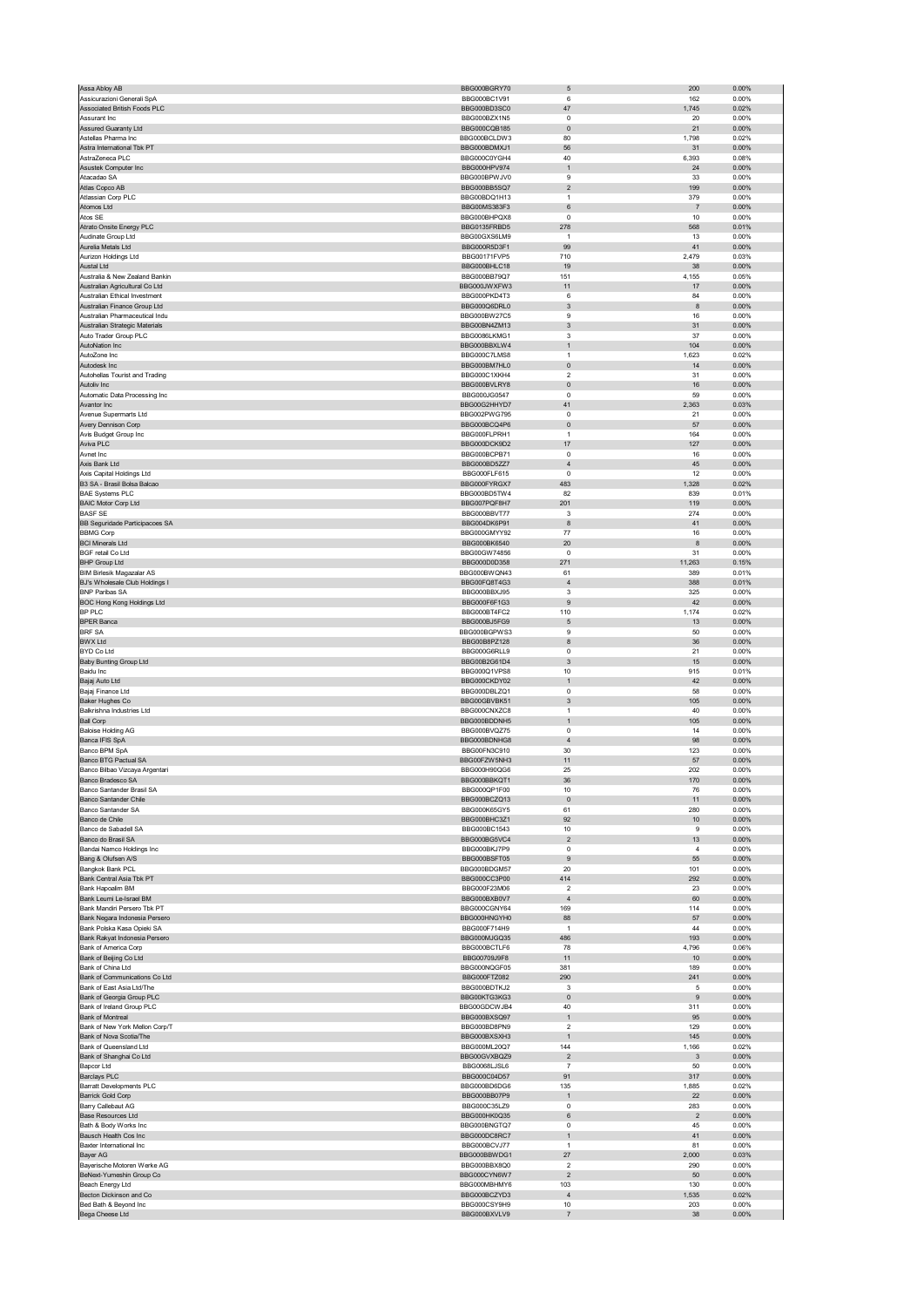| | | | | |
|---|---|---|---|---|
| Assa Abloy AB | BBG000BGRY70 | 5 | 200 | 0.00% |
| Assicurazioni Generali SpA | BBG000BC1V91 | 6 | 162 | 0.00% |
| Associated British Foods PLC | BBG000BD3SC0 | 47 | 1,745 | 0.02% |
| Assurant Inc | BBG000BZX1N5 | 0 | 20 | 0.00% |
| Assured Guaranty Ltd | BBG000CQB185 | 0 | 21 | 0.00% |
| Astellas Pharma Inc | BBG000BCLDW3 | 80 | 1,798 | 0.02% |
| Astra International Tbk PT | BBG000BDMXJ1 | 56 | 31 | 0.00% |
| AstraZeneca PLC | BBG000C0YGH4 | 40 | 6,393 | 0.08% |
| Asustek Computer Inc | BBG000HPV974 | 1 | 24 | 0.00% |
| Atacadao SA | BBG000BPWJV0 | 9 | 33 | 0.00% |
| Atlas Copco AB | BBG000BB5SQ7 | 2 | 199 | 0.00% |
| Atlassian Corp PLC | BBG00BDQ1H13 | 1 | 379 | 0.00% |
| Atomos Ltd | BBG00MS383F3 | 6 | 7 | 0.00% |
| Atos SE | BBG000BHPQX8 | 0 | 10 | 0.00% |
| Atrato Onsite Energy PLC | BBG0135FRBD5 | 278 | 568 | 0.01% |
| Audinate Group Ltd | BBG00GXS6LM9 | 1 | 13 | 0.00% |
| Aurelia Metals Ltd | BBG000R5D3F1 | 99 | 41 | 0.00% |
| Aurizon Holdings Ltd | BBG00171FVP5 | 710 | 2,479 | 0.03% |
| Austal Ltd | BBG000BHLC18 | 19 | 38 | 0.00% |
| Australia & New Zealand Bankin | BBG000BB79Q7 | 151 | 4,155 | 0.05% |
| Australian Agricultural Co Ltd | BBG000JWXFW3 | 11 | 17 | 0.00% |
| Australian Ethical Investment | BBG000PKD4T3 | 6 | 84 | 0.00% |
| Australian Finance Group Ltd | BBG000Q6DRL0 | 3 | 8 | 0.00% |
| Australian Pharmaceutical Indu | BBG000BW27C5 | 9 | 16 | 0.00% |
| Australian Strategic Materials | BBG00BN4ZM13 | 3 | 31 | 0.00% |
| Auto Trader Group PLC | BBG0086LKMG1 | 3 | 37 | 0.00% |
| AutoNation Inc | BBG000BBXLW4 | 1 | 104 | 0.00% |
| AutoZone Inc | BBG000C7LMS8 | 1 | 1,623 | 0.02% |
| Autodesk Inc | BBG000BM7HL0 | 0 | 14 | 0.00% |
| Autohellas Tourist and Trading | BBG000C1XKH4 | 2 | 31 | 0.00% |
| Autoliv Inc | BBG000BVLRY8 | 0 | 16 | 0.00% |
| Automatic Data Processing Inc | BBG000JG0547 | 0 | 59 | 0.00% |
| Avantor Inc | BBG00G2HHYD7 | 41 | 2,363 | 0.03% |
| Avenue Supermarts Ltd | BBG002PWG795 | 0 | 21 | 0.00% |
| Avery Dennison Corp | BBG000BCQ4P6 | 0 | 57 | 0.00% |
| Avis Budget Group Inc | BBG000FLPRH1 | 1 | 164 | 0.00% |
| Aviva PLC | BBG000DCK9D2 | 17 | 127 | 0.00% |
| Avnet Inc | BBG000BCPB71 | 0 | 16 | 0.00% |
| Axis Bank Ltd | BBG000BD5ZZ7 | 4 | 45 | 0.00% |
| Axis Capital Holdings Ltd | BBG000FLF615 | 0 | 12 | 0.00% |
| B3 SA - Brasil Bolsa Balcao | BBG000FYRGX7 | 483 | 1,328 | 0.02% |
| BAE Systems PLC | BBG000BD5TW4 | 82 | 839 | 0.01% |
| BAIC Motor Corp Ltd | BBG007PQF8H7 | 201 | 119 | 0.00% |
| BASF SE | BBG000BBVT77 | 3 | 274 | 0.00% |
| BB Seguridade Participacoes SA | BBG004DK6P91 | 8 | 41 | 0.00% |
| BBMG Corp | BBG000GMYY92 | 77 | 16 | 0.00% |
| BCI Minerals Ltd | BBG000BK6540 | 20 | 8 | 0.00% |
| BGF retail Co Ltd | BBG00GW74856 | 0 | 31 | 0.00% |
| BHP Group Ltd | BBG000D0D358 | 271 | 11,263 | 0.15% |
| BIM Birlesik Magazalar AS | BBG000BW0N43 | 61 | 389 | 0.01% |
| BJ's Wholesale Club Holdings I | BBG00FQ8T4G3 | 4 | 388 | 0.01% |
| BNP Paribas SA | BBG000BBXJ95 | 3 | 325 | 0.00% |
| BOC Hong Kong Holdings Ltd | BBG000F6F1G3 | 9 | 42 | 0.00% |
| BP PLC | BBG000BT4FC2 | 110 | 1,174 | 0.02% |
| BPER Banca | BBG000BJ5FG9 | 5 | 13 | 0.00% |
| BRF SA | BBG000BGPWS3 | 9 | 50 | 0.00% |
| BWX Ltd | BBG00B8PZ128 | 8 | 36 | 0.00% |
| BYD Co Ltd | BBG000G6RLL9 | 0 | 21 | 0.00% |
| Baby Bunting Group Ltd | BBG00B2G61D4 | 3 | 15 | 0.00% |
| Baidu Inc | BBG000Q1VPS8 | 10 | 915 | 0.01% |
| Bajaj Auto Ltd | BBG000CKDY02 | 1 | 42 | 0.00% |
| Bajaj Finance Ltd | BBG000DBLZQ1 | 0 | 58 | 0.00% |
| Baker Hughes Co | BBG00GBVBK51 | 3 | 105 | 0.00% |
| Balkrishna Industries Ltd | BBG000CNXZC8 | 1 | 40 | 0.00% |
| Ball Corp | BBG000BDDNH5 | 1 | 105 | 0.00% |
| Baloise Holding AG | BBG000BVQZ75 | 0 | 14 | 0.00% |
| Banca IFIS SpA | BBG000BDNHG8 | 4 | 98 | 0.00% |
| Banco BPM SpA | BBG00FN3C910 | 30 | 123 | 0.00% |
| Banco BTG Pactual SA | BBG00FZW5NH3 | 11 | 57 | 0.00% |
| Banco Bilbao Vizcaya Argentari | BBG000H90QG6 | 25 | 202 | 0.00% |
| Banco Bradesco SA | BBG000BBKQT1 | 36 | 170 | 0.00% |
| Banco Santander Brasil SA | BBG000QP1F00 | 10 | 76 | 0.00% |
| Banco Santander Chile | BBG000BCZQ13 | 0 | 11 | 0.00% |
| Banco Santander SA | BBG000K65GY5 | 61 | 280 | 0.00% |
| Banco de Chile | BBG000BHC3Z1 | 92 | 10 | 0.00% |
| Banco de Sabadell SA | BBG000BC1543 | 10 | 9 | 0.00% |
| Banco do Brasil SA | BBG000BG5VC4 | 2 | 13 | 0.00% |
| Bandai Namco Holdings Inc | BBG000BKJ7P9 | 0 | 4 | 0.00% |
| Bang & Olufsen A/S | BBG000BSFT05 | 9 | 55 | 0.00% |
| Bangkok Bank PCL | BBG000BDGM57 | 20 | 101 | 0.00% |
| Bank Central Asia Tbk PT | BBG000CC3P00 | 414 | 292 | 0.00% |
| Bank Hapoalim BM | BBG000F23M06 | 2 | 23 | 0.00% |
| Bank Leumi Le-Israel BM | BBG000BXB0V7 | 4 | 60 | 0.00% |
| Bank Mandiri Persero Tbk PT | BBG000CGNY64 | 169 | 114 | 0.00% |
| Bank Negara Indonesia Persero | BBG000HNGYH0 | 88 | 57 | 0.00% |
| Bank Polska Kasa Opieki SA | BBG000F714H9 | 1 | 44 | 0.00% |
| Bank Rakyat Indonesia Persero | BBG000MJGQ35 | 486 | 193 | 0.00% |
| Bank of America Corp | BBG000BCTLF6 | 78 | 4,796 | 0.06% |
| Bank of Beijing Co Ltd | BBG00709J9F8 | 11 | 10 | 0.00% |
| Bank of China Ltd | BBG000NQGF05 | 381 | 189 | 0.00% |
| Bank of Communications Co Ltd | BBG000FTZ082 | 290 | 241 | 0.00% |
| Bank of East Asia Ltd/The | BBG000BDTKJ2 | 3 | 5 | 0.00% |
| Bank of Georgia Group PLC | BBG00KTG3KG3 | 0 | 9 | 0.00% |
| Bank of Ireland Group PLC | BBG00GDCWJB4 | 40 | 311 | 0.00% |
| Bank of Montreal | BBG000BXSQ97 | 1 | 95 | 0.00% |
| Bank of New York Mellon Corp/T | BBG000BD8PN9 | 2 | 129 | 0.00% |
| Bank of Nova Scotia/The | BBG000BXSXH3 | 1 | 145 | 0.00% |
| Bank of Queensland Ltd | BBG000ML20Q7 | 144 | 1,166 | 0.02% |
| Bank of Shanghai Co Ltd | BBG00GVXBQZ9 | 2 | 3 | 0.00% |
| Bapcor Ltd | BBG0068LJSL6 | 7 | 50 | 0.00% |
| Barclays PLC | BBG000C04D57 | 91 | 317 | 0.00% |
| Barratt Developments PLC | BBG000BD6DG6 | 135 | 1,885 | 0.02% |
| Barrick Gold Corp | BBG000BB07P9 | 1 | 22 | 0.00% |
| Barry Callebaut AG | BBG000C35LZ9 | 0 | 283 | 0.00% |
| Base Resources Ltd | BBG000HK0Q35 | 6 | 2 | 0.00% |
| Bath & Body Works Inc | BBG000BNGTQ7 | 0 | 45 | 0.00% |
| Bausch Health Cos Inc | BBG000DC8RC7 | 1 | 41 | 0.00% |
| Baxter International Inc | BBG000BCVJ77 | 1 | 81 | 0.00% |
| Bayer AG | BBG000BBWDG1 | 27 | 2,000 | 0.03% |
| Bayerische Motoren Werke AG | BBG000BBX8Q0 | 2 | 290 | 0.00% |
| BeNext-Yumeshin Group Co | BBG000CYN6W7 | 2 | 50 | 0.00% |
| Beach Energy Ltd | BBG000MBHMY8 | 103 | 130 | 0.00% |
| Becton Dickinson and Co | BBG000BCZYD3 | 4 | 1,535 | 0.02% |
| Bed Bath & Beyond Inc | BBG000CSY9H9 | 10 | 203 | 0.00% |
| Bega Cheese Ltd | BBG000BXVLV9 | 7 | 38 | 0.00% |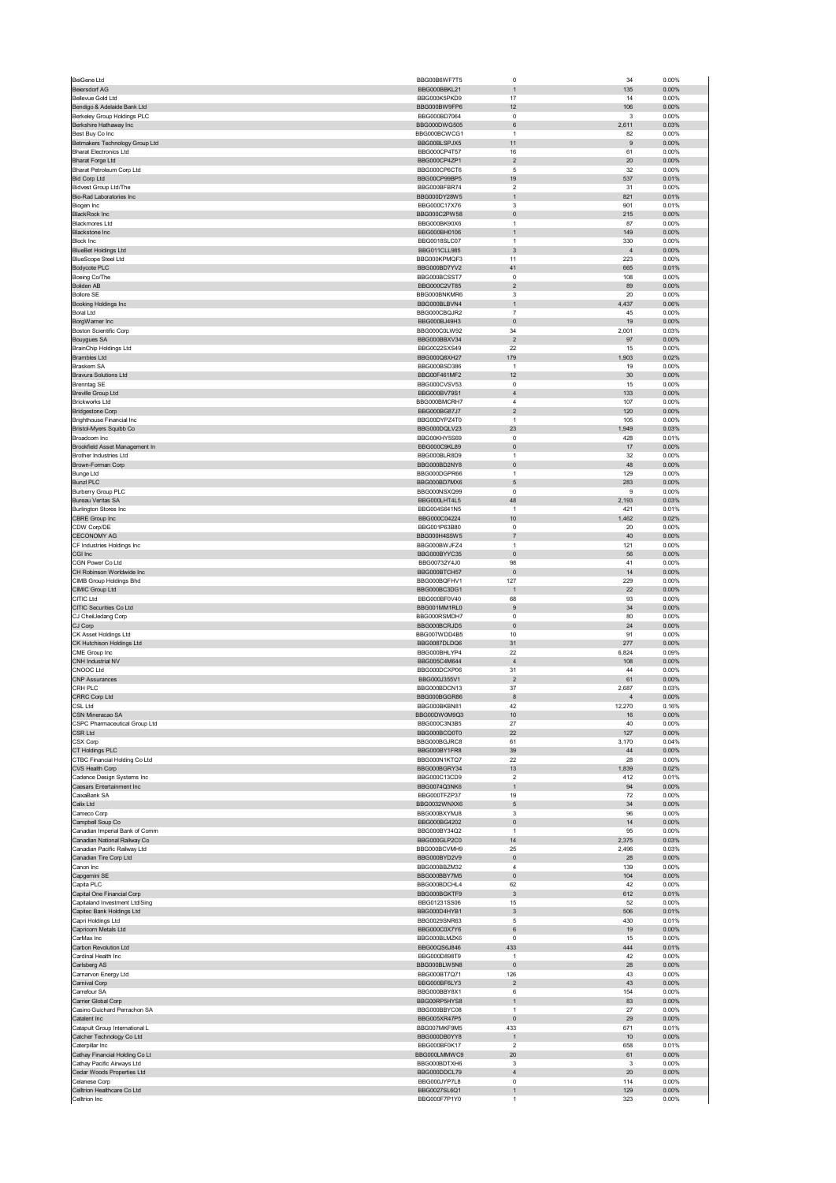| | | | | |
|---|---|---|---|---|
| BeiGene Ltd | BBG00B6WF7T5 | 0 | 34 | 0.00% |
| Beiersdorf AG | BBG000BBKL21 | 1 | 135 | 0.00% |
| Bellevue Gold Ltd | BBG000K5PKD9 | 17 | 14 | 0.00% |
| Bendigo & Adelaide Bank Ltd | BBG000BW9FP6 | 12 | 106 | 0.00% |
| Berkeley Group Holdings PLC | BBG000BD7064 | 0 | 3 | 0.00% |
| Berkshire Hathaway Inc | BBG000DWG505 | 6 | 2,611 | 0.03% |
| Best Buy Co Inc | BBG000BCWCG1 | 1 | 82 | 0.00% |
| Betmakers Technology Group Ltd | BBG00BLSPJX5 | 11 | 9 | 0.00% |
| Bharat Electronics Ltd | BBG000CP4T57 | 16 | 61 | 0.00% |
| Bharat Forge Ltd | BBG000CP4ZP1 | 2 | 20 | 0.00% |
| Bharat Petroleum Corp Ltd | BBG000CP6CT6 | 5 | 32 | 0.00% |
| Bid Corp Ltd | BBG00CP99BP5 | 19 | 537 | 0.01% |
| Bidvest Group Ltd/The | BBG000BFBR74 | 2 | 31 | 0.00% |
| Bio-Rad Laboratories Inc | BBG000DY28W5 | 1 | 821 | 0.01% |
| Biogen Inc | BBG000C17X76 | 3 | 901 | 0.01% |
| BlackRock Inc | BBG000C2PW58 | 0 | 215 | 0.00% |
| Blackmores Ltd | BBG000BK90X6 | 1 | 87 | 0.00% |
| Blackstone Inc | BBG000BH0106 | 1 | 149 | 0.00% |
| Block Inc | BBG0018SLC07 | 1 | 330 | 0.00% |
| BlueBet Holdings Ltd | BBG011CLL985 | 3 | 4 | 0.00% |
| BlueScope Steel Ltd | BBG000KPMQF3 | 11 | 223 | 0.00% |
| Bodycote PLC | BBG000BD7YV2 | 41 | 665 | 0.01% |
| Boeing Co/The | BBG000BCSST7 | 0 | 108 | 0.00% |
| Boliden AB | BBG000C2VT85 | 2 | 89 | 0.00% |
| Bollore SE | BBG000BNKMR6 | 3 | 20 | 0.00% |
| Booking Holdings Inc | BBG000BLBVN4 | 1 | 4,437 | 0.06% |
| Boral Ltd | BBG000CBQJR2 | 7 | 45 | 0.00% |
| BorgWarner Inc | BBG000BJ49H3 | 0 | 19 | 0.00% |
| Boston Scientific Corp | BBG000C0LW92 | 34 | 2,001 | 0.03% |
| Bouygues SA | BBG000BBXV34 | 2 | 97 | 0.00% |
| BrainChip Holdings Ltd | BBG0022SXS49 | 22 | 15 | 0.00% |
| Brambles Ltd | BBG000Q8XH27 | 179 | 1,903 | 0.02% |
| Braskem SA | BBG000BSD386 | 1 | 19 | 0.00% |
| Bravura Solutions Ltd | BBG00F461MF2 | 12 | 30 | 0.00% |
| Brenntag SE | BBG000CVSV53 | 0 | 15 | 0.00% |
| Breville Group Ltd | BBG000BV79S1 | 4 | 133 | 0.00% |
| Brickworks Ltd | BBG000BMCRH7 | 4 | 107 | 0.00% |
| Bridgestone Corp | BBG000BG87J7 | 2 | 120 | 0.00% |
| Brighthouse Financial Inc | BBG00DYPZ4T0 | 1 | 105 | 0.00% |
| Bristol-Myers Squibb Co | BBG000DQLV23 | 23 | 1,949 | 0.03% |
| Broadcom Inc | BBG00KHY5S69 | 0 | 428 | 0.01% |
| Brookfield Asset Management In | BBG000C9KL89 | 0 | 17 | 0.00% |
| Brother Industries Ltd | BBG000BLR8D9 | 1 | 32 | 0.00% |
| Brown-Forman Corp | BBG000BD2NY8 | 0 | 48 | 0.00% |
| Bunge Ltd | BBG000DGPR66 | 1 | 129 | 0.00% |
| Bunzl PLC | BBG000BD7MX6 | 5 | 283 | 0.00% |
| Burberry Group PLC | BBG000NSXQ99 | 0 | 9 | 0.00% |
| Bureau Veritas SA | BBG000LHT4L5 | 48 | 2,193 | 0.03% |
| Burlington Stores Inc | BBG004S641N5 | 1 | 421 | 0.01% |
| CBRE Group Inc | BBG000C04224 | 10 | 1,462 | 0.02% |
| CDW Corp/DE | BBG001P63B80 | 0 | 20 | 0.00% |
| CECONOMY AG | BBG000H4S5W5 | 7 | 40 | 0.00% |
| CF Industries Holdings Inc | BBG000BWJFZ4 | 1 | 121 | 0.00% |
| CGI Inc | BBG000BYYC35 | 0 | 56 | 0.00% |
| CGN Power Co Ltd | BBG00732Y4J0 | 98 | 41 | 0.00% |
| CH Robinson Worldwide Inc | BBG000BTCH57 | 0 | 14 | 0.00% |
| CIMB Group Holdings Bhd | BBG000BQFHV1 | 127 | 229 | 0.00% |
| CIMIC Group Ltd | BBG000BC3DG1 | 1 | 22 | 0.00% |
| CITIC Ltd | BBG000BF0V40 | 68 | 93 | 0.00% |
| CITIC Securities Co Ltd | BBG001MM1RL0 | 9 | 34 | 0.00% |
| CJ CheilJedang Corp | BBG000RSMDH7 | 0 | 80 | 0.00% |
| CJ Corp | BBG000BCRJD5 | 0 | 24 | 0.00% |
| CK Asset Holdings Ltd | BBG007WDD4B5 | 10 | 91 | 0.00% |
| CK Hutchison Holdings Ltd | BBG0087DLDQ6 | 31 | 277 | 0.00% |
| CME Group Inc | BBG000BHLYP4 | 22 | 6,824 | 0.09% |
| CNH Industrial NV | BBG005C4M644 | 4 | 108 | 0.00% |
| CNOOC Ltd | BBG000DCXP06 | 31 | 44 | 0.00% |
| CNP Assurances | BBG000J355V1 | 2 | 61 | 0.00% |
| CRH PLC | BBG000BDCN13 | 37 | 2,687 | 0.03% |
| CRRC Corp Ltd | BBG000BGGR86 | 8 | 4 | 0.00% |
| CSL Ltd | BBG000BKBN81 | 42 | 12,270 | 0.16% |
| CSN Mineracao SA | BBG00DW0M9Q3 | 10 | 16 | 0.00% |
| CSPC Pharmaceutical Group Ltd | BBG000C3N3B5 | 27 | 40 | 0.00% |
| CSR Ltd | BBG000BCQ0T0 | 22 | 127 | 0.00% |
| CSX Corp | BBG000BGJRC8 | 61 | 3,170 | 0.04% |
| CT Holdings PLC | BBG000BY1FR8 | 39 | 44 | 0.00% |
| CTBC Financial Holding Co Ltd | BBG000N1KTQ7 | 22 | 28 | 0.00% |
| CVS Health Corp | BBG000BGRY34 | 13 | 1,839 | 0.02% |
| Cadence Design Systems Inc | BBG000C13CD9 | 2 | 412 | 0.01% |
| Caesars Entertainment Inc | BBG0074Q3NK6 | 1 | 94 | 0.00% |
| CaixaBank SA | BBG000TFZP37 | 19 | 72 | 0.00% |
| Calix Ltd | BBG0032WNXX6 | 5 | 34 | 0.00% |
| Cameco Corp | BBG000BXYMJ8 | 3 | 96 | 0.00% |
| Campbell Soup Co | BBG000BG4202 | 0 | 14 | 0.00% |
| Canadian Imperial Bank of Comm | BBG000BY34Q2 | 1 | 95 | 0.00% |
| Canadian National Railway Co | BBG000GLP2C0 | 14 | 2,375 | 0.03% |
| Canadian Pacific Railway Ltd | BBG000BCVMH9 | 25 | 2,496 | 0.03% |
| Canadian Tire Corp Ltd | BBG000BYD2V9 | 0 | 28 | 0.00% |
| Canon Inc | BBG000BBZM32 | 4 | 139 | 0.00% |
| Capgemini SE | BBG000BBY7M5 | 0 | 104 | 0.00% |
| Capita PLC | BBG000BDCHL4 | 62 | 42 | 0.00% |
| Capital One Financial Corp | BBG000BGKTF9 | 3 | 612 | 0.01% |
| Capitaland Investment Ltd/Sing | BBG01231SS06 | 15 | 52 | 0.00% |
| Capitec Bank Holdings Ltd | BBG000D4HYB1 | 3 | 506 | 0.01% |
| Capri Holdings Ltd | BBG0029SNR63 | 5 | 430 | 0.01% |
| Capricorn Metals Ltd | BBG000C0X7Y6 | 6 | 19 | 0.00% |
| CarMax Inc | BBG000BLMZK6 | 0 | 15 | 0.00% |
| Carbon Revolution Ltd | BBG00QS6J846 | 433 | 444 | 0.01% |
| Cardinal Health Inc | BBG000D898T9 | 1 | 42 | 0.00% |
| Carlsberg AS | BBG000BLW5N8 | 0 | 28 | 0.00% |
| Carnarvon Energy Ltd | BBG000BT7Q71 | 126 | 43 | 0.00% |
| Carnival Corp | BBG000BF6LY3 | 2 | 43 | 0.00% |
| Carrefour SA | BBG000BBY8X1 | 6 | 154 | 0.00% |
| Carrier Global Corp | BBG00RP5HYS8 | 1 | 83 | 0.00% |
| Casino Guichard Perrachon SA | BBG000BBYC08 | 1 | 27 | 0.00% |
| Catalent Inc | BBG005XR47P5 | 0 | 29 | 0.00% |
| Catapult Group International L | BBG007MKF9M5 | 433 | 671 | 0.01% |
| Catcher Technology Co Ltd | BBG000DB0YY8 | 1 | 10 | 0.00% |
| Caterpillar Inc | BBG000BF0K17 | 2 | 658 | 0.01% |
| Cathay Financial Holding Co Lt | BBG000LMMWC9 | 20 | 61 | 0.00% |
| Cathay Pacific Airways Ltd | BBG000BDTXH6 | 3 | 3 | 0.00% |
| Cedar Woods Properties Ltd | BBG000DDCL79 | 4 | 20 | 0.00% |
| Celanese Corp | BBG000JYP7L8 | 0 | 114 | 0.00% |
| Celltrion Healthcare Co Ltd | BBG0027SL6Q1 | 1 | 129 | 0.00% |
| Celltrion Inc | BBG000F7P1Y0 | 1 | 323 | 0.00% |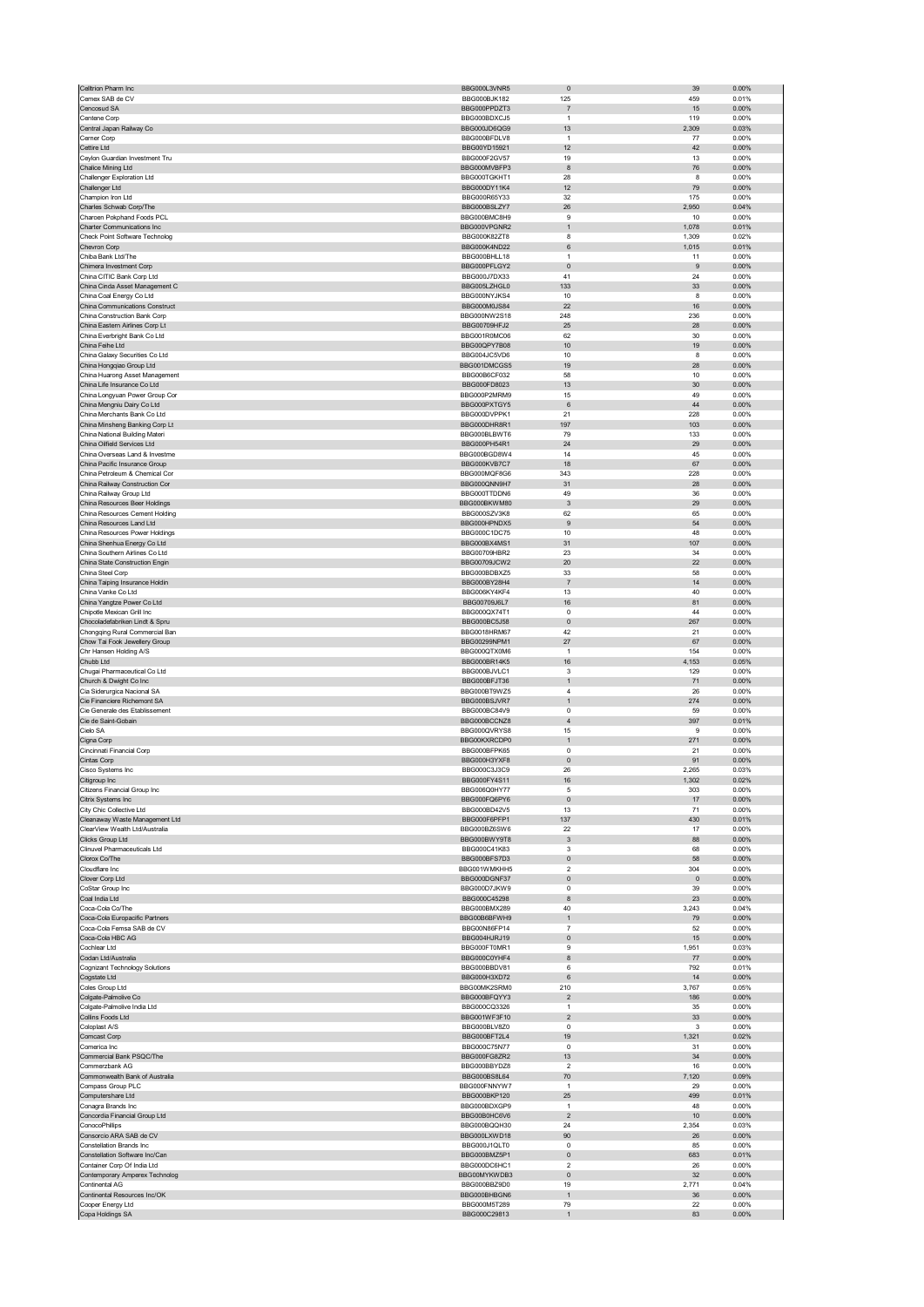| | | | | |
|---|---|---|---|---|
| Celltrion Pharm Inc | BBG000L3VNR5 | 0 | 39 | 0.00% |
| Cemex SAB de CV | BBG000BJK182 | 125 | 459 | 0.01% |
| Cencosud SA | BBG000PPDZT3 | 7 | 15 | 0.00% |
| Centene Corp | BBG000BDXCJ5 | 1 | 119 | 0.00% |
| Central Japan Railway Co | BBG000JD6QG9 | 13 | 2,309 | 0.03% |
| Cerner Corp | BBG000BFDLV8 | 1 | 77 | 0.00% |
| Cettire Ltd | BBG00YD15921 | 12 | 42 | 0.00% |
| Ceylon Guardian Investment Tru | BBG000F2GV57 | 19 | 13 | 0.00% |
| Chalice Mining Ltd | BBG000MVBFP3 | 8 | 76 | 0.00% |
| Challenger Exploration Ltd | BBG000TGKHT1 | 28 | 8 | 0.00% |
| Challenger Ltd | BBG000DY11K4 | 12 | 79 | 0.00% |
| Champion Iron Ltd | BBG000R65Y33 | 32 | 175 | 0.00% |
| Charles Schwab Corp/The | BBG000BSLZY7 | 26 | 2,950 | 0.04% |
| Charoen Pokphand Foods PCL | BBG000BMC8H9 | 9 | 10 | 0.00% |
| Charter Communications Inc | BBG000VPGNR2 | 1 | 1,078 | 0.01% |
| Check Point Software Technolog | BBG000K82ZT8 | 8 | 1,309 | 0.02% |
| Chevron Corp | BBG000K4ND22 | 6 | 1,015 | 0.01% |
| Chiba Bank Ltd/The | BBG000BHLL18 | 1 | 11 | 0.00% |
| Chimera Investment Corp | BBG000PFLGY2 | 0 | 9 | 0.00% |
| China CITIC Bank Corp Ltd | BBG000J7DX33 | 41 | 24 | 0.00% |
| China Cinda Asset Management C | BBG005LZHGL0 | 133 | 33 | 0.00% |
| China Coal Energy Co Ltd | BBG000NYJKS4 | 10 | 8 | 0.00% |
| China Communications Construct | BBG000M0JS84 | 22 | 16 | 0.00% |
| China Construction Bank Corp | BBG000NW2S18 | 248 | 236 | 0.00% |
| China Eastern Airlines Corp Lt | BBG00709HFJ2 | 25 | 28 | 0.00% |
| China Everbright Bank Co Ltd | BBG001R0MC06 | 62 | 30 | 0.00% |
| China Feihe Ltd | BBG00QPY7B08 | 10 | 19 | 0.00% |
| China Galaxy Securities Co Ltd | BBG004JC5VD6 | 10 | 8 | 0.00% |
| China Hongqiao Group Ltd | BBG001DMCGS5 | 19 | 28 | 0.00% |
| China Huarong Asset Management | BBG00B6CF032 | 58 | 10 | 0.00% |
| China Life Insurance Co Ltd | BBG000FD8023 | 13 | 30 | 0.00% |
| China Longyuan Power Group Cor | BBG000P2MRM9 | 15 | 49 | 0.00% |
| China Mengniu Dairy Co Ltd | BBG000PXTGY5 | 6 | 44 | 0.00% |
| China Merchants Bank Co Ltd | BBG000DVPPK1 | 21 | 228 | 0.00% |
| China Minsheng Banking Corp Lt | BBG000DHR8R1 | 197 | 103 | 0.00% |
| China National Building Materi | BBG000BLBWT6 | 79 | 133 | 0.00% |
| China Oilfield Services Ltd | BBG000PH54R1 | 24 | 29 | 0.00% |
| China Overseas Land & Investme | BBG000BGD8W4 | 14 | 45 | 0.00% |
| China Pacific Insurance Group | BBG000KVB7C7 | 18 | 67 | 0.00% |
| China Petroleum & Chemical Cor | BBG000MQF8G6 | 343 | 228 | 0.00% |
| China Railway Construction Cor | BBG000QNN9H7 | 31 | 28 | 0.00% |
| China Railway Group Ltd | BBG000TTDDN6 | 49 | 36 | 0.00% |
| China Resources Beer Holdings | BBG000BKWM80 | 3 | 29 | 0.00% |
| China Resources Cement Holding | BBG000SZV3K8 | 62 | 65 | 0.00% |
| China Resources Land Ltd | BBG000HPNDX5 | 9 | 54 | 0.00% |
| China Resources Power Holdings | BBG000C1DC75 | 10 | 48 | 0.00% |
| China Shenhua Energy Co Ltd | BBG000BX4MS1 | 31 | 107 | 0.00% |
| China Southern Airlines Co Ltd | BBG00709HBR2 | 23 | 34 | 0.00% |
| China State Construction Engin | BBG0709JCW2 | 20 | 22 | 0.00% |
| China Steel Corp | BBG000BDBXZ5 | 33 | 58 | 0.00% |
| China Taiping Insurance Holdin | BBG000BY28H4 | 7 | 14 | 0.00% |
| China Vanke Co Ltd | BBG006KY4KF4 | 13 | 40 | 0.00% |
| China Yangtze Power Co Ltd | BBG00709J6L7 | 16 | 81 | 0.00% |
| Chipotle Mexican Grill Inc | BBG000QX74T1 | 0 | 44 | 0.00% |
| Chocoladefabriken Lindt & Spru | BBG000BC5J58 | 0 | 267 | 0.00% |
| Chongqing Rural Commercial Ban | BBG0018HRM67 | 42 | 21 | 0.00% |
| Chow Tai Fook Jewellery Group | BBG00299NPM1 | 27 | 67 | 0.00% |
| Chr Hansen Holding A/S | BBG000QTX0M6 | 1 | 154 | 0.00% |
| Chubb Ltd | BBG000BR14K5 | 16 | 4,153 | 0.05% |
| Chugai Pharmaceutical Co Ltd | BBG000BJVLC1 | 3 | 129 | 0.00% |
| Church & Dwight Co Inc | BBG000BFJT36 | 1 | 71 | 0.00% |
| Cia Siderurgica Nacional SA | BBG000BT9WZ5 | 4 | 26 | 0.00% |
| Cie Financiere Richemont SA | BBG000BSJVR7 | 1 | 274 | 0.00% |
| Cie Generale des Etablissement | BBG000BC84V9 | 0 | 59 | 0.00% |
| Cie de Saint-Gobain | BBG000BCCNZ8 | 4 | 397 | 0.01% |
| Cielo SA | BBG000QVRYS8 | 15 | 9 | 0.00% |
| Cigna Corp | BBG00KXRCDP0 | 1 | 271 | 0.00% |
| Cincinnati Financial Corp | BBG000BFPK65 | 0 | 21 | 0.00% |
| Cintas Corp | BBG000H3YXF8 | 0 | 91 | 0.00% |
| Cisco Systems Inc | BBG000C3J3C9 | 26 | 2,265 | 0.03% |
| Citigroup Inc | BBG000FY4S11 | 16 | 1,302 | 0.02% |
| Citizens Financial Group Inc | BBG006Q0HY77 | 5 | 303 | 0.00% |
| Citrix Systems Inc | BBG000FQ6PY6 | 0 | 17 | 0.00% |
| City Chic Collective Ltd | BBG000BD42V5 | 13 | 71 | 0.00% |
| Cleanaway Waste Management Ltd | BBG000F6PFP1 | 137 | 430 | 0.01% |
| ClearView Wealth Ltd/Australia | BBG000BZ6SW6 | 22 | 17 | 0.00% |
| Clicks Group Ltd | BBG000BWY9T8 | 3 | 88 | 0.00% |
| Clinuvel Pharmaceuticals Ltd | BBG000C41K83 | 3 | 68 | 0.00% |
| Clorox Co/The | BBG000BFS7D3 | 0 | 58 | 0.00% |
| Cloudflare Inc | BBG001WMKHH5 | 2 | 304 | 0.00% |
| Clover Corp Ltd | BBG000DGNF37 | 0 | 0 | 0.00% |
| CoStar Group Inc | BBG000D7JKW9 | 0 | 39 | 0.00% |
| Coal India Ltd | BBG000C45298 | 8 | 23 | 0.00% |
| Coca-Cola Co/The | BBG000BMX289 | 40 | 3,243 | 0.04% |
| Coca-Cola Europacific Partners | BBG00B6BFWH9 | 1 | 79 | 0.00% |
| Coca-Cola Femsa SAB de CV | BBG00N86FP14 | 7 | 52 | 0.00% |
| Coca-Cola HBC AG | BBG004HJRJ19 | 0 | 15 | 0.00% |
| Cochlear Ltd | BBG000FT0MR1 | 9 | 1,951 | 0.03% |
| Codan Ltd/Australia | BBG000C0YHF4 | 8 | 77 | 0.00% |
| Cognizant Technology Solutions | BBG000BBDV81 | 6 | 792 | 0.01% |
| Cogstate Ltd | BBG000H3XD72 | 6 | 14 | 0.00% |
| Coles Group Ltd | BBG00MK2SRM0 | 210 | 3,767 | 0.05% |
| Colgate-Palmolive Co | BBG000BFQYY3 | 2 | 186 | 0.00% |
| Colgate-Palmolive India Ltd | BBG000CQ3326 | 1 | 35 | 0.00% |
| Collins Foods Ltd | BBG001WF3F10 | 2 | 33 | 0.00% |
| Coloplast A/S | BBG000BLV8Z0 | 0 | 3 | 0.00% |
| Comcast Corp | BBG000BFT2L4 | 19 | 1,321 | 0.02% |
| Comerica Inc | BBG000C75N77 | 0 | 31 | 0.00% |
| Commercial Bank PSQC/The | BBG000FG8ZR2 | 13 | 34 | 0.00% |
| Commerzbank AG | BBG000BBYDZ8 | 2 | 16 | 0.00% |
| Commonwealth Bank of Australia | BBG000BS8L64 | 70 | 7,120 | 0.09% |
| Compass Group PLC | BBG000FNNYW7 | 1 | 29 | 0.00% |
| Computershare Ltd | BBG000BKP120 | 25 | 499 | 0.01% |
| Conagra Brands Inc | BBG000BDXGP9 | 1 | 48 | 0.00% |
| Concordia Financial Group Ltd | BBG00B0HC6V6 | 2 | 10 | 0.00% |
| ConocoPhillips | BBG000BQQH30 | 24 | 2,354 | 0.03% |
| Consorcio ARA SAB de CV | BBG000LXWD18 | 90 | 26 | 0.00% |
| Constellation Brands Inc | BBG000J1QLT0 | 0 | 85 | 0.00% |
| Constellation Software Inc/Can | BBG000BMZ5P1 | 0 | 683 | 0.01% |
| Container Corp Of India Ltd | BBG000DC6HC1 | 2 | 26 | 0.00% |
| Contemporary Amperex Technolog | BBG00MYKWDB3 | 0 | 32 | 0.00% |
| Continental AG | BBG000BBZ9D0 | 19 | 2,771 | 0.04% |
| Continental Resources Inc/OK | BBG000BHBGN6 | 1 | 36 | 0.00% |
| Cooper Energy Ltd | BBG000M5T289 | 79 | 22 | 0.00% |
| Copa Holdings SA | BBG000C29813 | 1 | 83 | 0.00% |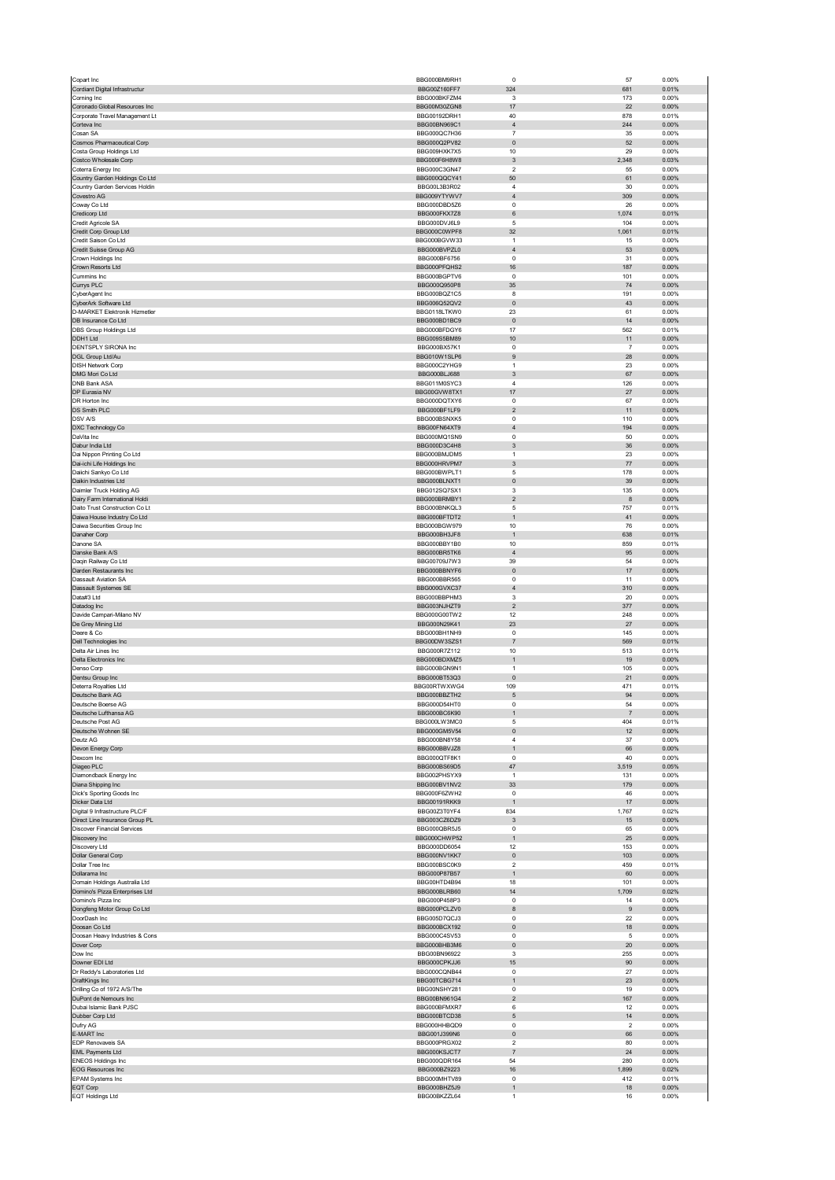| | | | | |
|---|---|---|---|---|
| Copart Inc | BBG000BM9RH1 | 0 | 57 | 0.00% |
| Cordiant Digital Infrastructur | BBG00Z180FF7 | 324 | 681 | 0.01% |
| Corning Inc | BBG000BKFZM4 | 3 | 173 | 0.00% |
| Coronado Global Resources Inc | BBG00M30ZGN8 | 17 | 22 | 0.00% |
| Corporate Travel Management Lt | BBG00192DRH1 | 40 | 878 | 0.01% |
| Corteva Inc | BBG00BN969C1 | 4 | 244 | 0.00% |
| Cosan SA | BBG000QC7H36 | 7 | 35 | 0.00% |
| Cosmos Pharmaceutical Corp | BBG000Q2PV82 | 0 | 52 | 0.00% |
| Costa Group Holdings Ltd | BBG009HXK7X5 | 10 | 29 | 0.00% |
| Costco Wholesale Corp | BBG000F6H8W8 | 3 | 2,348 | 0.03% |
| Coterra Energy Inc | BBG000C3GN47 | 2 | 55 | 0.00% |
| Country Garden Holdings Co Ltd | BBG000QQCY41 | 50 | 61 | 0.00% |
| Country Garden Services Holdin | BBG00L3B3R02 | 4 | 30 | 0.00% |
| Covestro AG | BBG009YTYWV7 | 4 | 309 | 0.00% |
| Coway Co Ltd | BBG000DBD5Z6 | 0 | 26 | 0.00% |
| Credicorp Ltd | BBG000FKX7Z8 | 6 | 1,074 | 0.01% |
| Credit Agricole SA | BBG000DVJ6L9 | 5 | 104 | 0.00% |
| Credit Corp Group Ltd | BBG000C0WPF8 | 32 | 1,061 | 0.01% |
| Credit Saison Co Ltd | BBG000BGVW33 | 1 | 15 | 0.00% |
| Credit Suisse Group AG | BBG000BVPZL0 | 4 | 53 | 0.00% |
| Crown Holdings Inc | BBG000BF6756 | 0 | 31 | 0.00% |
| Crown Resorts Ltd | BBG000PFQHS2 | 16 | 187 | 0.00% |
| Cummins Inc | BBG000BGPTV6 | 0 | 101 | 0.00% |
| Currys PLC | BBG000Q950P8 | 35 | 74 | 0.00% |
| CyberAgent Inc | BBG000BQZ1C5 | 8 | 191 | 0.00% |
| CyberArk Software Ltd | BBG006Q52QV2 | 0 | 43 | 0.00% |
| D-MARKET Elektronik Hizmetler | BBG0118LTKW0 | 23 | 61 | 0.00% |
| DB Insurance Co Ltd | BBG000BD1BC9 | 0 | 14 | 0.00% |
| DBS Group Holdings Ltd | BBG000BFDGY6 | 17 | 562 | 0.01% |
| DDH1 Ltd | BBG009S5BM89 | 10 | 11 | 0.00% |
| DENTSPLY SIRONA Inc | BBG000BX57K1 | 0 | 7 | 0.00% |
| DGL Group Ltd/Au | BBG010W1SLP6 | 9 | 28 | 0.00% |
| DISH Network Corp | BBG000C2YHG9 | 1 | 23 | 0.00% |
| DMG Mori Co Ltd | BBG000BLJ688 | 3 | 67 | 0.00% |
| DNB Bank ASA | BBG011M0SYC3 | 4 | 126 | 0.00% |
| DP Eurasia NV | BBG00GVW8TX1 | 17 | 27 | 0.00% |
| DR Horton Inc | BBG000DQTXY6 | 0 | 67 | 0.00% |
| DS Smith PLC | BBG000BF1LF9 | 2 | 11 | 0.00% |
| DSV A/S | BBG000BSNXK5 | 0 | 110 | 0.00% |
| DXC Technology Co | BBG00FN64XT9 | 4 | 194 | 0.00% |
| DaVita Inc | BBG000MQ1SN9 | 0 | 50 | 0.00% |
| Dabur India Ltd | BBG000D3C4H8 | 3 | 36 | 0.00% |
| Dai Nippon Printing Co Ltd | BBG000BMJDM5 | 1 | 23 | 0.00% |
| Dai-ichi Life Holdings Inc | BBG000HRVPM7 | 3 | 77 | 0.00% |
| Daiichi Sankyo Co Ltd | BBG000BWPLT1 | 5 | 178 | 0.00% |
| Daikin Industries Ltd | BBG000BLNXT1 | 0 | 39 | 0.00% |
| Daimler Truck Holding AG | BBG012SQ7SX1 | 3 | 135 | 0.00% |
| Dairy Farm International Holdi | BBG000BRMBY1 | 2 | 8 | 0.00% |
| Daito Trust Construction Co Lt | BBG000BNKQL3 | 5 | 757 | 0.01% |
| Daiwa House Industry Co Ltd | BBG000BFTDT2 | 1 | 41 | 0.00% |
| Daiwa Securities Group Inc | BBG000BGW979 | 10 | 76 | 0.00% |
| Danaher Corp | BBG000BH3JF8 | 1 | 638 | 0.01% |
| Danone SA | BBG000BBY1B0 | 10 | 859 | 0.01% |
| Danske Bank A/S | BBG000BR5TK6 | 4 | 95 | 0.00% |
| Daqin Railway Co Ltd | BBG00709J7W3 | 39 | 54 | 0.00% |
| Darden Restaurants Inc | BBG000BBNYF6 | 0 | 17 | 0.00% |
| Dassault Aviation SA | BBG000BBR565 | 0 | 11 | 0.00% |
| Dassault Systemes SE | BBG000GVXC37 | 4 | 310 | 0.00% |
| Data#3 Ltd | BBG000BBPHM3 | 3 | 20 | 0.00% |
| Datadog Inc | BBG003NJHZT9 | 2 | 377 | 0.00% |
| Davide Campari-Milano NV | BBG000G00TW2 | 12 | 248 | 0.00% |
| De Grey Mining Ltd | BBG000N29K41 | 23 | 27 | 0.00% |
| Deere & Co | BBG000BH1NH9 | 0 | 145 | 0.00% |
| Dell Technologies Inc | BBG00DW3SZS1 | 7 | 569 | 0.01% |
| Delta Air Lines Inc | BBG000R7Z112 | 10 | 513 | 0.01% |
| Delta Electronics Inc | BBG000BDXMZ5 | 1 | 19 | 0.00% |
| Denso Corp | BBG000BGN9N1 | 1 | 105 | 0.00% |
| Dentsu Group Inc | BBG000BT53Q3 | 0 | 21 | 0.00% |
| Deterra Royalties Ltd | BBG00RTWXWG4 | 109 | 471 | 0.01% |
| Deutsche Bank AG | BBG000BBZTH2 | 5 | 94 | 0.00% |
| Deutsche Boerse AG | BBG000D54HT0 | 0 | 54 | 0.00% |
| Deutsche Lufthansa AG | BBG000BC6K90 | 1 | 7 | 0.00% |
| Deutsche Post AG | BBG000LW3MC0 | 5 | 404 | 0.01% |
| Deutsche Wohnen SE | BBG000GM5V54 | 0 | 12 | 0.00% |
| Deutz AG | BBG000BN8Y58 | 4 | 37 | 0.00% |
| Devon Energy Corp | BBG000BBVJZ8 | 1 | 66 | 0.00% |
| Dexcom Inc | BBG000QTF8K1 | 0 | 40 | 0.00% |
| Diageo PLC | BBG000BS69D5 | 47 | 3,519 | 0.05% |
| Diamondback Energy Inc | BBG002PHSYX9 | 1 | 131 | 0.00% |
| Diana Shipping Inc | BBG000BV1NV2 | 33 | 179 | 0.00% |
| Dick's Sporting Goods Inc | BBG000F6ZWH2 | 0 | 46 | 0.00% |
| Dicker Data Ltd | BBG00191RKK9 | 1 | 17 | 0.00% |
| Digital 9 Infrastructure PLC/F | BBG00Z3T0YF4 | 834 | 1,767 | 0.02% |
| Direct Line Insurance Group PL | BBG003CZ6DZ9 | 3 | 15 | 0.00% |
| Discover Financial Services | BBG000QBR5J5 | 0 | 65 | 0.00% |
| Discovery Inc | BBG000CHWP52 | 1 | 25 | 0.00% |
| Discovery Ltd | BBG000DD6054 | 12 | 153 | 0.00% |
| Dollar General Corp | BBG000NV1KK7 | 0 | 103 | 0.00% |
| Dollar Tree Inc | BBG000BSC0K9 | 2 | 459 | 0.01% |
| Dollarama Inc | BBG000P87B57 | 1 | 60 | 0.00% |
| Domain Holdings Australia Ltd | BBG00HTD4B94 | 18 | 101 | 0.00% |
| Domino's Pizza Enterprises Ltd | BBG000BLRB60 | 14 | 1,709 | 0.02% |
| Domino's Pizza Inc | BBG000P458P3 | 0 | 14 | 0.00% |
| Dongfeng Motor Group Co Ltd | BBG000PCLZV0 | 8 | 9 | 0.00% |
| DoorDash Inc | BBG005D7QCJ3 | 0 | 22 | 0.00% |
| Doosan Co Ltd | BBG000BCX192 | 0 | 18 | 0.00% |
| Doosan Heavy Industries & Cons | BBG000C4SV53 | 0 | 5 | 0.00% |
| Dover Corp | BBG000BHB3M6 | 0 | 20 | 0.00% |
| Dow Inc | BBG00BN96922 | 3 | 255 | 0.00% |
| Downer EDI Ltd | BBG000CPKJJ6 | 15 | 90 | 0.00% |
| Dr Reddy's Laboratories Ltd | BBG000CQNB44 | 0 | 27 | 0.00% |
| DraftKings Inc | BBG00TCBG714 | 1 | 23 | 0.00% |
| Drilling Co of 1972 A/S/The | BBG00NSHY281 | 0 | 19 | 0.00% |
| DuPont de Nemours Inc | BBG00BN961G4 | 2 | 167 | 0.00% |
| Dubai Islamic Bank PJSC | BBG000BFMXR7 | 6 | 12 | 0.00% |
| Dubber Corp Ltd | BBG000BTCD38 | 5 | 14 | 0.00% |
| Dufry AG | BBG000HHBQD9 | 0 | 2 | 0.00% |
| E-MART Inc | BBG001J399N6 | 0 | 66 | 0.00% |
| EDP Renovaveis SA | BBG000PRGX02 | 2 | 80 | 0.00% |
| EML Payments Ltd | BBG000KSJCT7 | 7 | 24 | 0.00% |
| ENEOS Holdings Inc | BBG000QDR164 | 54 | 280 | 0.00% |
| EOG Resources Inc | BBG000BZ9223 | 16 | 1,899 | 0.02% |
| EPAM Systems Inc | BBG000MHTV89 | 0 | 412 | 0.01% |
| EQT Corp | BBG000BHZ5J9 | 1 | 18 | 0.00% |
| EQT Holdings Ltd | BBG00BKZZL64 | 1 | 16 | 0.00% |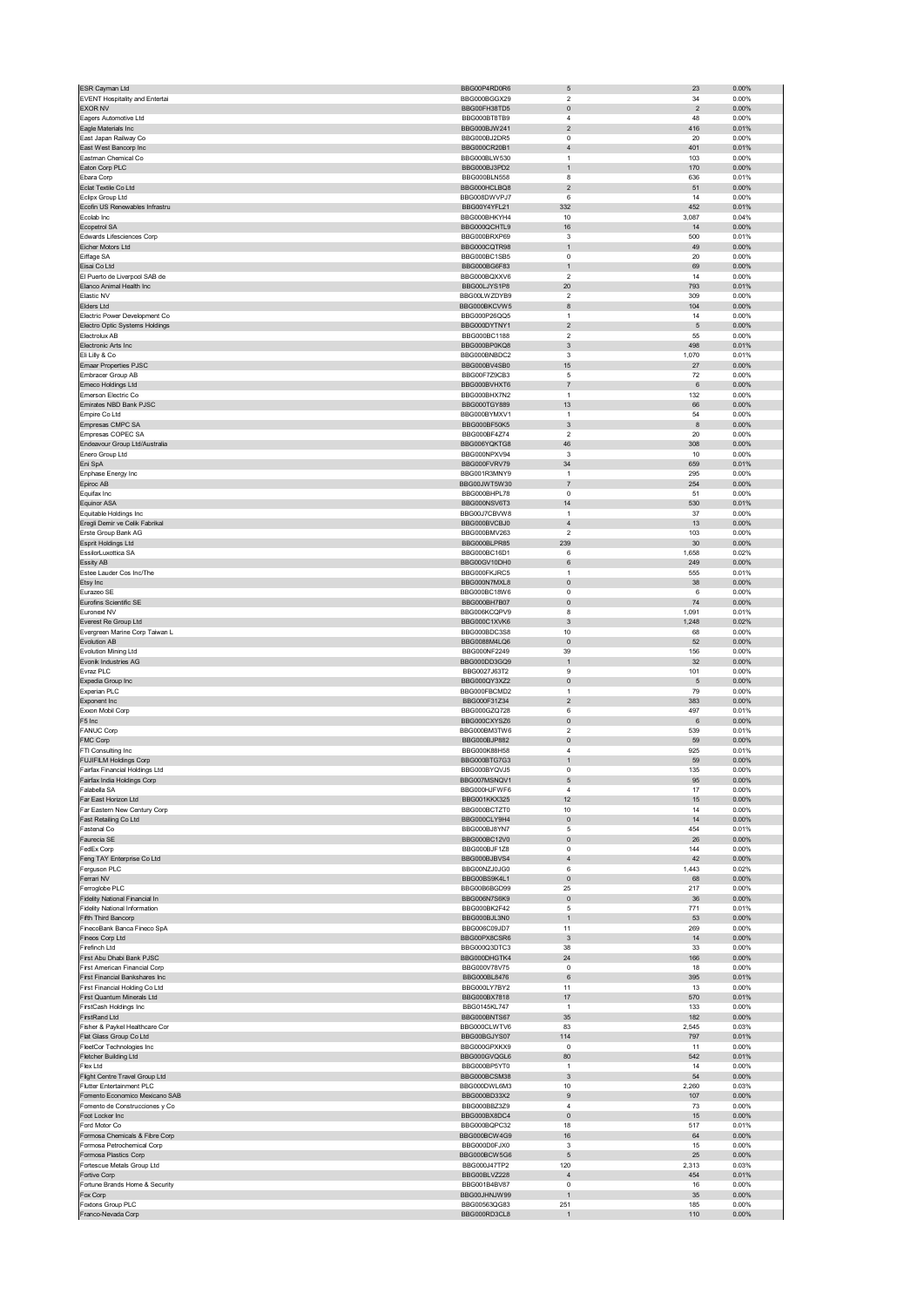| | | | | |
|---|---|---|---|---|
| ESR Cayman Ltd | BBG00P4RD0R6 | 5 | 23 | 0.00% |
| EVENT Hospitality and Entertai | BBG000BGGX29 | 2 | 34 | 0.00% |
| EXOR NV | BBG00FH38TD5 | 0 | 2 | 0.00% |
| Eagers Automotive Ltd | BBG000BT8TB9 | 4 | 48 | 0.00% |
| Eagle Materials Inc | BBG000BJW241 | 2 | 416 | 0.01% |
| East Japan Railway Co | BBG000BJ2DR5 | 0 | 20 | 0.00% |
| East West Bancorp Inc | BBG000CR20B1 | 4 | 401 | 0.01% |
| Eastman Chemical Co | BBG000BLW530 | 1 | 103 | 0.00% |
| Eaton Corp PLC | BBG000BJ3PD2 | 1 | 170 | 0.00% |
| Ebara Corp | BBG000BLN558 | 8 | 636 | 0.01% |
| Eclat Textile Co Ltd | BBG000HCLBQ8 | 2 | 51 | 0.00% |
| Eclipx Group Ltd | BBG008DWVPJ7 | 6 | 14 | 0.00% |
| Ecofin US Renewables Infrastru | BBG00Y4YFL21 | 332 | 452 | 0.01% |
| Ecolab Inc | BBG000BHKYH4 | 10 | 3,087 | 0.04% |
| Ecopetrol SA | BBG000QCHTL9 | 16 | 14 | 0.00% |
| Edwards Lifesciences Corp | BBG000BRXP69 | 3 | 500 | 0.01% |
| Eicher Motors Ltd | BBG000CQTR98 | 1 | 49 | 0.00% |
| Eiffage SA | BBG000BC15B5 | 0 | 20 | 0.00% |
| Eisai Co Ltd | BBG000BG6F83 | 1 | 69 | 0.00% |
| El Puerto de Liverpool SAB de | BBG000BQXXV6 | 2 | 14 | 0.00% |
| Elanco Animal Health Inc | BBG00LJYS1P8 | 20 | 793 | 0.01% |
| Elastic NV | BBG00LWZDYB9 | 2 | 309 | 0.00% |
| Elders Ltd | BBG000BKCVW5 | 8 | 104 | 0.00% |
| Electric Power Development Co | BBG000P26QQ5 | 1 | 14 | 0.00% |
| Electro Optic Systems Holdings | BBG000DYTNY1 | 2 | 5 | 0.00% |
| Electrolux AB | BBG000BC1188 | 2 | 55 | 0.00% |
| Electronic Arts Inc | BBG000BP0KQ8 | 3 | 498 | 0.01% |
| Eli Lilly & Co | BBG000BNBDC2 | 3 | 1,070 | 0.01% |
| Emaar Properties PJSC | BBG000BV4SB0 | 15 | 27 | 0.00% |
| Embracer Group AB | BBG00F7Z9CB3 | 5 | 72 | 0.00% |
| Emeco Holdings Ltd | BBG000BVHXT6 | 7 | 6 | 0.00% |
| Emerson Electric Co | BBG000BHX7N2 | 1 | 132 | 0.00% |
| Emirates NBD Bank PJSC | BBG000TGY889 | 13 | 66 | 0.00% |
| Empire Co Ltd | BBG000BYMXV1 | 1 | 54 | 0.00% |
| Empresas CMPC SA | BBG000BF50K5 | 3 | 8 | 0.00% |
| Empresas COPEC SA | BBG000BF4Z74 | 2 | 20 | 0.00% |
| Endeavour Group Ltd/Australia | BBG006YQKTG8 | 46 | 308 | 0.00% |
| Enero Group Ltd | BBG000NPXV94 | 3 | 10 | 0.00% |
| Eni SpA | BBG000FVRV79 | 34 | 659 | 0.01% |
| Enphase Energy Inc | BBG001R3MNY9 | 1 | 295 | 0.00% |
| Epiroc AB | BBG00JWT5W30 | 7 | 254 | 0.00% |
| Equifax Inc | BBG000BHPL78 | 0 | 51 | 0.00% |
| Equinor ASA | BBG000NSV6T3 | 14 | 530 | 0.01% |
| Equitable Holdings Inc | BBG00J7CBVW8 | 1 | 37 | 0.00% |
| Eregli Demir ve Celik Fabrikal | BBG000BVCBJ0 | 4 | 13 | 0.00% |
| Erste Group Bank AG | BBG000BMV263 | 2 | 103 | 0.00% |
| Esprit Holdings Ltd | BBG000BLPR85 | 239 | 30 | 0.00% |
| EssilorLuxottica SA | BBG000BC16D1 | 6 | 1,658 | 0.02% |
| Essity AB | BBG00GV10DH0 | 6 | 249 | 0.00% |
| Estee Lauder Cos Inc/The | BBG000FKJRC5 | 1 | 555 | 0.01% |
| Etsy Inc | BBG000N7MXL8 | 0 | 38 | 0.00% |
| Eurazeo SE | BBG000BC18W6 | 0 | 6 | 0.00% |
| Eurofins Scientific SE | BBG000BH7B07 | 0 | 74 | 0.00% |
| Euronext NV | BBG006KCQPV9 | 8 | 1,091 | 0.01% |
| Everest Re Group Ltd | BBG000C1XVK6 | 3 | 1,248 | 0.02% |
| Evergreen Marine Corp Taiwan L | BBG000BDC3S8 | 10 | 68 | 0.00% |
| Evolution AB | BBG0088M4LQ6 | 0 | 52 | 0.00% |
| Evolution Mining Ltd | BBG000NF2249 | 39 | 156 | 0.00% |
| Evonik Industries AG | BBG000DD3GQ9 | 1 | 32 | 0.00% |
| Evraz PLC | BBG0027J63T2 | 9 | 101 | 0.00% |
| Expedia Group Inc | BBG000QY3XZ2 | 0 | 5 | 0.00% |
| Experian PLC | BBG000FBCMD2 | 1 | 79 | 0.00% |
| Exponent Inc | BBG000F31Z34 | 2 | 383 | 0.00% |
| Exxon Mobil Corp | BBG000GZQ728 | 6 | 497 | 0.01% |
| F5 Inc | BBG000CXYSZ6 | 0 | 6 | 0.00% |
| FANUC Corp | BBG000BM3TW6 | 2 | 539 | 0.01% |
| FMC Corp | BBG000BJP882 | 0 | 59 | 0.00% |
| FTI Consulting Inc | BBG000K88H58 | 4 | 925 | 0.01% |
| FUJIFILM Holdings Corp | BBG000BTG7G3 | 1 | 59 | 0.00% |
| Fairfax Financial Holdings Ltd | BBG000BYQVJ5 | 0 | 135 | 0.00% |
| Fairfax India Holdings Corp | BBG007MSNQV1 | 5 | 95 | 0.00% |
| Falabella SA | BBG000HJFWF6 | 4 | 17 | 0.00% |
| Far East Horizon Ltd | BBG001KKX325 | 12 | 15 | 0.00% |
| Far Eastern New Century Corp | BBG000BCTZT0 | 10 | 14 | 0.00% |
| Fast Retailing Co Ltd | BBG000CLY9H4 | 0 | 14 | 0.00% |
| Fastenal Co | BBG000BJ8YN7 | 5 | 454 | 0.01% |
| Faurecia SE | BBG000BC12V0 | 0 | 26 | 0.00% |
| FedEx Corp | BBG000BJF1Z8 | 0 | 144 | 0.00% |
| Feng TAY Enterprise Co Ltd | BBG000BJBVS4 | 4 | 42 | 0.00% |
| Ferguson PLC | BBG00NZJ0JG0 | 6 | 1,443 | 0.02% |
| Ferrari NV | BBG00BS9K4L1 | 0 | 68 | 0.00% |
| Ferroglobe PLC | BBG00B6BGD99 | 25 | 217 | 0.00% |
| Fidelity National Financial In | BBG006N7S6K9 | 0 | 36 | 0.00% |
| Fidelity National Information | BBG000BK2F42 | 5 | 771 | 0.01% |
| Fifth Third Bancorp | BBG000BJL3N0 | 1 | 53 | 0.00% |
| FinecoBank Banca Fineco SpA | BBG006C09JD7 | 11 | 269 | 0.00% |
| Fineos Corp Ltd | BBG00PX8CSR6 | 3 | 14 | 0.00% |
| Firefinch Ltd | BBG000Q3DTC3 | 38 | 33 | 0.00% |
| First Abu Dhabi Bank PJSC | BBG000DHGTK4 | 24 | 166 | 0.00% |
| First American Financial Corp | BBG000V78V75 | 0 | 18 | 0.00% |
| First Financial Bankshares Inc | BBG000BL8476 | 6 | 395 | 0.01% |
| First Financial Holding Co Ltd | BBG000LY78Y2 | 11 | 13 | 0.00% |
| First Quantum Minerals Ltd | BBG000BX7818 | 17 | 570 | 0.01% |
| FirstCash Holdings Inc | BBG0145KL747 | 1 | 133 | 0.00% |
| FirstRand Ltd | BBG000BNTS67 | 35 | 182 | 0.00% |
| Fisher & Paykel Healthcare Cor | BBG000CLWTV6 | 83 | 2,545 | 0.03% |
| Flat Glass Group Co Ltd | BBG00BGJYS07 | 114 | 797 | 0.01% |
| FleetCor Technologies Inc | BBG000GPXKX9 | 0 | 11 | 0.00% |
| Fletcher Building Ltd | BBG000GVQGL6 | 80 | 542 | 0.01% |
| Flex Ltd | BBG000BP5YT0 | 1 | 14 | 0.00% |
| Flight Centre Travel Group Ltd | BBG000BCSM38 | 3 | 54 | 0.00% |
| Flutter Entertainment PLC | BBG000DWL6M3 | 10 | 2,260 | 0.03% |
| Fomento Economico Mexicano SAB | BBG000BD33X2 | 9 | 107 | 0.00% |
| Fomento de Construcciones y Co | BBG000BBZ3Z9 | 4 | 73 | 0.00% |
| Foot Locker Inc | BBG000BX8DC4 | 0 | 15 | 0.00% |
| Ford Motor Co | BBG000BQPC32 | 18 | 517 | 0.01% |
| Formosa Chemicals & Fibre Corp | BBG000BCW4G9 | 16 | 64 | 0.00% |
| Formosa Petrochemical Corp | BBG000D0FJX0 | 3 | 15 | 0.00% |
| Formosa Plastics Corp | BBG000BCW5G6 | 5 | 25 | 0.00% |
| Fortescue Metals Group Ltd | BBG000J47TP2 | 120 | 2,313 | 0.03% |
| Fortive Corp | BBG00BLVZ228 | 4 | 454 | 0.01% |
| Fortune Brands Home & Security | BBG001B4BV87 | 0 | 16 | 0.00% |
| Fox Corp | BBG00JHNJW99 | 1 | 35 | 0.00% |
| Foxtons Group PLC | BBG00563QG83 | 251 | 185 | 0.00% |
| Franco-Nevada Corp | BBG000RD3CL8 | 1 | 110 | 0.00% |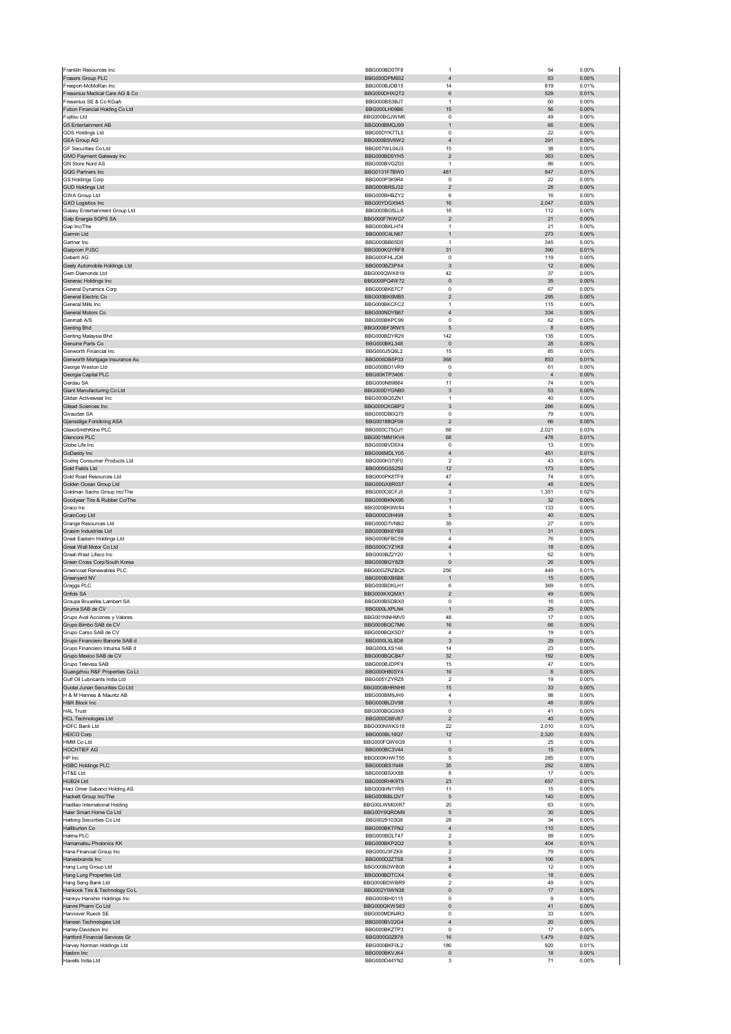| | | | | |
|---|---|---|---|---|
| Franklin Resources Inc | BBG000BD0TF8 | 1 | 54 | 0.00% |
| Frasers Group PLC | BBG000DPM932 | 4 | 63 | 0.00% |
| Freeport-McMoRan Inc | BBG000BJDB15 | 14 | 819 | 0.01% |
| Fresenius Medical Care AG & Co | BBG000DHXQT2 | 6 | 529 | 0.01% |
| Fresenius SE & Co KGaA | BBG000BS3BJ7 | 1 | 60 | 0.00% |
| Fubon Financial Holding Co Ltd | BBG000LH09B6 | 15 | 56 | 0.00% |
| Fujitsu Ltd | BBG000BGJWM6 | 0 | 49 | 0.00% |
| G5 Entertainment AB | BBG000BMQJ99 | 1 | 66 | 0.00% |
| GDS Holdings Ltd | BBG00DYK7TL5 | 0 | 22 | 0.00% |
| GEA Group AG | BBG000BSV6W2 | 4 | 291 | 0.00% |
| GF Securities Co Ltd | BBG007WL04J3 | 15 | 38 | 0.00% |
| GMO Payment Gateway Inc | BBG000BD0YH5 | 2 | 363 | 0.00% |
| GN Store Nord AS | BBG000BVGZ03 | 1 | 86 | 0.00% |
| GQG Partners Inc | BBG0131F7BW0 | 481 | 847 | 0.01% |
| GS Holdings Corp | BBG000P3K9R4 | 0 | 22 | 0.00% |
| GUD Holdings Ltd | BBG000BRSJ32 | 2 | 28 | 0.00% |
| GWA Group Ltd | BBG000BHBZY2 | 6 | 16 | 0.00% |
| GXO Logistics Inc | BBG00YDGX945 | 16 | 2,047 | 0.03% |
| Galaxy Entertainment Group Ltd | BBG000BG5LL6 | 16 | 112 | 0.00% |
| Galp Energia SGPS SA | BBG000F7KWG7 | 2 | 21 | 0.00% |
| Gap Inc/The | BBG000BKLH74 | 1 | 21 | 0.00% |
| Garmin Ltd | BBG000C4LN67 | 1 | 273 | 0.00% |
| Gartner Inc | BBG000BB65D0 | 1 | 345 | 0.00% |
| Gazprom PJSC | BBG000KGYRF8 | 31 | 390 | 0.01% |
| Geberit AG | BBG000FHLJD6 | 0 | 119 | 0.00% |
| Geely Automobile Holdings Ltd | BBG000BZ3PX4 | 3 | 12 | 0.00% |
| Gem Diamonds Ltd | BBG000QWK819 | 42 | 37 | 0.00% |
| Generac Holdings Inc | BBG000PQ4W72 | 0 | 35 | 0.00% |
| General Dynamics Corp | BBG000BK67C7 | 0 | 67 | 0.00% |
| General Electric Co | BBG000BK6MB5 | 2 | 295 | 0.00% |
| General Mills Inc | BBG000BKCFC2 | 1 | 115 | 0.00% |
| General Motors Co | BBG000NDYB67 | 4 | 334 | 0.00% |
| Genmab A/S | BBG000BKPC99 | 0 | 62 | 0.00% |
| Genting Bhd | BBG000BF3RW5 | 5 | 8 | 0.00% |
| Genting Malaysia Bhd | BBG000BDYR29 | 142 | 135 | 0.00% |
| Genuine Parts Co | BBG000BKL348 | 0 | 28 | 0.00% |
| Genworth Financial Inc | BBG000J5Q6L2 | 15 | 85 | 0.00% |
| Genworth Mortgage Insurance Au | BBG006DB5P33 | 368 | 853 | 0.01% |
| George Weston Ltd | BBG000BD1VR9 | 0 | 61 | 0.00% |
| Georgia Capital PLC | BBG00KTP3406 | 0 | 4 | 0.00% |
| Gerdau SA | BBG000N89B84 | 11 | 74 | 0.00% |
| Giant Manufacturing Co Ltd | BBG000DYGNB0 | 3 | 53 | 0.00% |
| Gildan Activewear Inc | BBG000BQ5ZN1 | 1 | 40 | 0.00% |
| Gilead Sciences Inc | BBG000CKGBP2 | 3 | 286 | 0.00% |
| Givaudan SA | BBG000DB0Q75 | 0 | 79 | 0.00% |
| Gjensidige Forsikring ASA | BBG00188QF09 | 2 | 66 | 0.00% |
| GlaxoSmithKline PLC | BBG000CT5GJ1 | 68 | 2,021 | 0.03% |
| Glencore PLC | BBG001MM1KV4 | 68 | 478 | 0.01% |
| Globe Life Inc | BBG000BVD6X4 | 0 | 13 | 0.00% |
| GoDaddy Inc | BBG006MDLY05 | 4 | 451 | 0.01% |
| Godrej Consumer Products Ltd | BBG000H370F0 | 2 | 43 | 0.00% |
| Gold Fields Ltd | BBG000G5S250 | 12 | 173 | 0.00% |
| Gold Road Resources Ltd | BBG000PK8TF9 | 47 | 74 | 0.00% |
| Golden Ocean Group Ltd | BBG00GX8R037 | 4 | 48 | 0.00% |
| Goldman Sachs Group Inc/The | BBG000C6CFJ5 | 3 | 1,351 | 0.02% |
| Goodyear Tire & Rubber Co/The | BBG000BKNX95 | 1 | 32 | 0.00% |
| Graco Inc | BBG000BK9W84 | 1 | 133 | 0.00% |
| GrainCorp Ltd | BBG000C0H499 | 5 | 40 | 0.00% |
| Grange Resources Ltd | BBG000D7VNB2 | 35 | 27 | 0.00% |
| Grasim Industries Ltd | BBG000BK6YB9 | 1 | 31 | 0.00% |
| Great Eastern Holdings Ltd | BBG000BFBC59 | 4 | 76 | 0.00% |
| Great Wall Motor Co Ltd | BBG000CYZ1K8 | 4 | 18 | 0.00% |
| Great-West Lifeco Inc | BBG000BZ2Y20 | 1 | 62 | 0.00% |
| Green Cross Corp/South Korea | BBG000BGY8Z8 | 0 | 26 | 0.00% |
| Greencoat Renewables PLC | BBG00GZRZBQ5 | 256 | 449 | 0.01% |
| Greenyard NV | BBG000BXB6B6 | 1 | 15 | 0.00% |
| Greggs PLC | BBG000BDKLH1 | 6 | 369 | 0.00% |
| Grifols SA | BBG000KXQMX1 | 2 | 49 | 0.00% |
| Groupe Bruxelles Lambert SA | BBG000BSDBX0 | 0 | 16 | 0.00% |
| Gruma SAB de CV | BBG000LXPLN4 | 1 | 25 | 0.00% |
| Grupo Aval Acciones y Valores | BBG001NNHMV0 | 48 | 17 | 0.00% |
| Grupo Bimbo SAB de CV | BBG000BQC7M6 | 16 | 66 | 0.00% |
| Grupo Carso SAB de CV | BBG000BQXSD7 | 4 | 19 | 0.00% |
| Grupo Financiero Banorte SAB d | BBG000LXL8D8 | 3 | 29 | 0.00% |
| Grupo Financiero Inbursa SAB d | BBG000LXS146 | 14 | 23 | 0.00% |
| Grupo Mexico SAB de CV | BBG000BQCB47 | 32 | 192 | 0.00% |
| Grupo Televisa SAB | BBG000BJDPF9 | 15 | 47 | 0.00% |
| Guangzhou R&F Properties Co Lt | BBG000H80SY4 | 16 | 8 | 0.00% |
| Gulf Oil Lubricants India Ltd | BBG005YZYRZ8 | 2 | 19 | 0.00% |
| Guotai Junan Securities Co Ltd | BBG00GBHRNH6 | 15 | 33 | 0.00% |
| H & M Hennes & Mauritz AB | BBG000BM9JH9 | 4 | 98 | 0.00% |
| H&R Block Inc | BBG000BLDV98 | 1 | 48 | 0.00% |
| HAL Trust | BBG000BGG9X8 | 0 | 41 | 0.00% |
| HCL Technologies Ltd | BBG000C68V87 | 2 | 40 | 0.00% |
| HDFC Bank Ltd | BBG000NWKS18 | 22 | 2,010 | 0.03% |
| HEICO Corp | BBG000BL16Q7 | 12 | 2,320 | 0.03% |
| HMM Co Ltd | BBG000FQW6G9 | 1 | 25 | 0.00% |
| HOCHTIEF AG | BBG000BC3V44 | 0 | 15 | 0.00% |
| HP Inc | BBG000KHWT55 | 5 | 285 | 0.00% |
| HSBC Holdings PLC | BBG000BS1N49 | 35 | 292 | 0.00% |
| HT&E Ltd | BBG000BSXX88 | 8 | 17 | 0.00% |
| HUB24 Ltd | BBG000RHK9T9 | 23 | 657 | 0.01% |
| Haci Omer Sabanci Holding AS | BBG000HN1YR5 | 11 | 15 | 0.00% |
| Hackett Group Inc/The | BBG000BBLQV7 | 5 | 140 | 0.00% |
| Haidilao International Holding | BBG00LWM0XR7 | 20 | 63 | 0.00% |
| Haier Smart Home Co Ltd | BBG00Y6QRDM9 | 5 | 30 | 0.00% |
| Haitong Securities Co Ltd | BBG0029103Q8 | 28 | 34 | 0.00% |
| Halliburton Co | BBG000BKTFN2 | 4 | 110 | 0.00% |
| Halma PLC | BBG000BDLT47 | 2 | 99 | 0.00% |
| Hamamatsu Photonics KK | BBG000BKP2Q2 | 5 | 404 | 0.01% |
| Hana Financial Group Inc | BBG000J3FZK6 | 2 | 79 | 0.00% |
| Hanesbrands Inc | BBG000D2ZTS8 | 5 | 106 | 0.00% |
| Hang Lung Group Ltd | BBG000BDWB08 | 4 | 12 | 0.00% |
| Hang Lung Properties Ltd | BBG000BDTCX4 | 6 | 18 | 0.00% |
| Hang Seng Bank Ltd | BBG000BDWBR9 | 2 | 49 | 0.00% |
| Hankook Tire & Technology Co L | BBG002Y0WN38 | 0 | 17 | 0.00% |
| Hankyu Hanshin Holdings Inc | BBG000BH0115 | 0 | 9 | 0.00% |
| Hanmi Pharm Co Ltd | BBG000QKWS63 | 0 | 41 | 0.00% |
| Hannover Rueck SE | BBG000MDN4R3 | 0 | 33 | 0.00% |
| Hansen Technologies Ltd | BBG000BV22G4 | 4 | 20 | 0.00% |
| Harley-Davidson Inc | BBG000BKZTP3 | 0 | 17 | 0.00% |
| Hartford Financial Services Gr | BBG000G0Z878 | 16 | 1,479 | 0.02% |
| Harvey Norman Holdings Ltd | BBG000BKF0L2 | 186 | 920 | 0.01% |
| Hasbro Inc | BBG000BKVJK4 | 0 | 18 | 0.00% |
| Havells India Ltd | BBG000D44YN2 | 3 | 71 | 0.00% |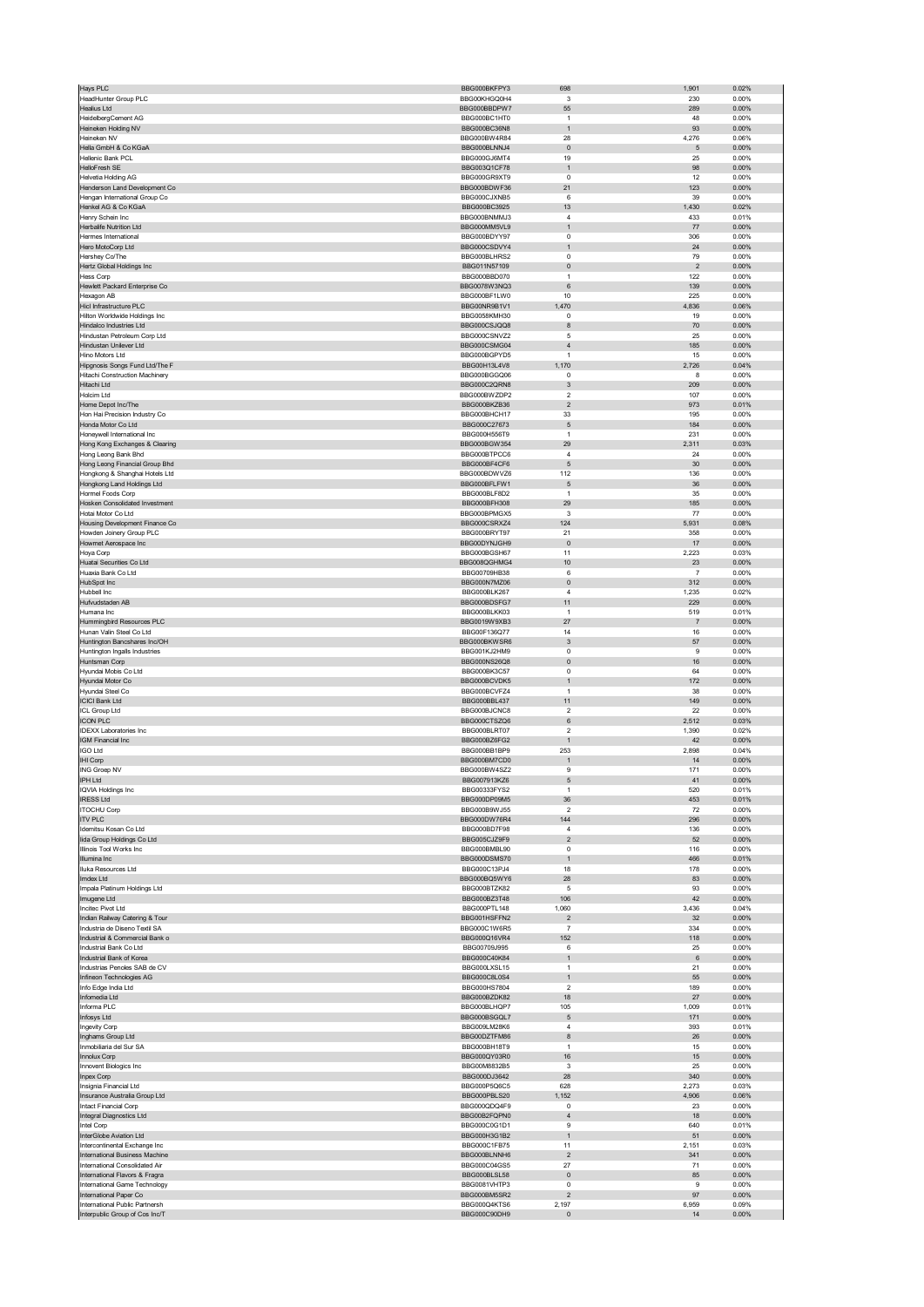| | | | | |
|---|---|---|---|---|
| Hays PLC | BBG000BKFPY3 | 698 | 1,901 | 0.02% |
| HeadHunter Group PLC | BBG00KHGQ0H4 | 3 | 230 | 0.00% |
| Healius Ltd | BBG000BBDPW7 | 55 | 289 | 0.00% |
| HeidelbergCement AG | BBG000BC1HT0 | 1 | 48 | 0.00% |
| Heineken Holding NV | BBG000BC36N8 | 1 | 93 | 0.00% |
| Heineken NV | BBG000BW4R84 | 28 | 4,276 | 0.06% |
| Hella GmbH & Co KGaA | BBG000BLNNJ4 | 0 | 5 | 0.00% |
| Hellenic Bank PCL | BBG000GJ6MT4 | 19 | 25 | 0.00% |
| HelloFresh SE | BBG003Q1CF78 | 1 | 98 | 0.00% |
| Helvetia Holding AG | BBG000GR9XT9 | 0 | 12 | 0.00% |
| Henderson Land Development Co | BBG000BDWF36 | 21 | 123 | 0.00% |
| Hengan International Group Co | BBG000CJXNB5 | 6 | 39 | 0.00% |
| Henkel AG & Co KGaA | BBG000BC3925 | 13 | 1,430 | 0.02% |
| Henry Schein Inc | BBG000BNMMJ3 | 4 | 433 | 0.01% |
| Herbalife Nutrition Ltd | BBG000MM5VL9 | 1 | 77 | 0.00% |
| Hermes International | BBG000BDYY97 | 0 | 306 | 0.00% |
| Hero MotoCorp Ltd | BBG000CSDVY4 | 1 | 24 | 0.00% |
| Hershey Co/The | BBG000BLHRS2 | 0 | 79 | 0.00% |
| Hertz Global Holdings Inc | BBG011N57109 | 0 | 2 | 0.00% |
| Hess Corp | BBG000BBD070 | 1 | 122 | 0.00% |
| Hewlett Packard Enterprise Co | BBG0078W3NQ3 | 6 | 139 | 0.00% |
| Hexagon AB | BBG000BF1LW0 | 10 | 225 | 0.00% |
| Hicl Infrastructure PLC | BBG00NR9B1V1 | 1,470 | 4,836 | 0.06% |
| Hilton Worldwide Holdings Inc | BBG0058KMH30 | 0 | 19 | 0.00% |
| Hindalco Industries Ltd | BBG000CSJQQ8 | 8 | 70 | 0.00% |
| Hindustan Petroleum Corp Ltd | BBG000CSNVZ2 | 5 | 25 | 0.00% |
| Hindustan Unilever Ltd | BBG000CSMG04 | 4 | 185 | 0.00% |
| Hino Motors Ltd | BBG000BGPYD5 | 1 | 15 | 0.00% |
| Hipgnosis Songs Fund Ltd/The F | BBG00H13L4V8 | 1,170 | 2,726 | 0.04% |
| Hitachi Construction Machinery | BBG000BGGQ06 | 0 | 8 | 0.00% |
| Hitachi Ltd | BBG000C2QRN8 | 3 | 209 | 0.00% |
| Holcim Ltd | BBG000BWZDP2 | 2 | 107 | 0.00% |
| Home Depot Inc/The | BBG000BKZB36 | 2 | 973 | 0.01% |
| Hon Hai Precision Industry Co | BBG000BHCH17 | 33 | 195 | 0.00% |
| Honda Motor Co Ltd | BBG000C27673 | 5 | 184 | 0.00% |
| Honeywell International Inc | BBG000H556T9 | 1 | 231 | 0.00% |
| Hong Kong Exchanges & Clearing | BBG000BGW354 | 29 | 2,311 | 0.03% |
| Hong Leong Bank Bhd | BBG000BTPCC6 | 4 | 24 | 0.00% |
| Hong Leong Financial Group Bhd | BBG000BF4CF6 | 5 | 30 | 0.00% |
| Hongkong & Shanghai Hotels Ltd | BBG000BDWVZ6 | 112 | 136 | 0.00% |
| Hongkong Land Holdings Ltd | BBG000BFLFW1 | 5 | 36 | 0.00% |
| Hormel Foods Corp | BBG000BLF8D2 | 1 | 35 | 0.00% |
| Hosken Consolidated Investment | BBG000BFH308 | 29 | 185 | 0.00% |
| Hotai Motor Co Ltd | BBG000BPMGX5 | 3 | 77 | 0.00% |
| Housing Development Finance Co | BBG000CSRXZ4 | 124 | 5,931 | 0.08% |
| Howden Joinery Group PLC | BBG000BRYT97 | 21 | 358 | 0.00% |
| Howmet Aerospace Inc | BBG00DYNJGH9 | 0 | 17 | 0.00% |
| Hoya Corp | BBG000BGSH67 | 11 | 2,223 | 0.03% |
| Huatai Securities Co Ltd | BBG008QGHMG4 | 10 | 23 | 0.00% |
| Huaxia Bank Co Ltd | BBG00709HB38 | 6 | 7 | 0.00% |
| HubSpot Inc | BBG000N7MZ06 | 0 | 312 | 0.00% |
| Hubbell Inc | BBG000BLK267 | 4 | 1,235 | 0.02% |
| Hufvudstaden AB | BBG000BDSFG7 | 11 | 229 | 0.00% |
| Humana Inc | BBG000BLKK03 | 1 | 519 | 0.01% |
| Hummingbird Resources PLC | BBG0019W9XB3 | 27 | 7 | 0.00% |
| Hunan Valin Steel Co Ltd | BBG00F136Q77 | 14 | 16 | 0.00% |
| Huntington Bancshares Inc/OH | BBG000BKWSR6 | 3 | 57 | 0.00% |
| Huntington Ingalls Industries | BBG001KJ2HM9 | 0 | 9 | 0.00% |
| Huntsman Corp | BBG000NS26Q8 | 0 | 16 | 0.00% |
| Hyundai Mobis Co Ltd | BBG000BK3C57 | 0 | 64 | 0.00% |
| Hyundai Motor Co | BBG000BCVDK5 | 1 | 172 | 0.00% |
| Hyundai Steel Co | BBG000BCVFZ4 | 1 | 38 | 0.00% |
| ICICI Bank Ltd | BBG000BBL437 | 11 | 149 | 0.00% |
| ICL Group Ltd | BBG000BJCNC8 | 2 | 22 | 0.00% |
| ICON PLC | BBG000CTSZQ6 | 6 | 2,512 | 0.03% |
| IDEXX Laboratories Inc | BBG000BLRT07 | 2 | 1,390 | 0.02% |
| IGM Financial Inc | BBG000BZ6FG2 | 1 | 42 | 0.00% |
| IGO Ltd | BBG000BB1BP9 | 253 | 2,898 | 0.04% |
| IHI Corp | BBG000BM7CD0 | 1 | 14 | 0.00% |
| ING Groep NV | BBG000BW4SZ2 | 9 | 171 | 0.00% |
| IPH Ltd | BBG007913KZ6 | 5 | 41 | 0.00% |
| IQVIA Holdings Inc | BBG00333FYS2 | 1 | 520 | 0.01% |
| IRESS Ltd | BBG000DP09M5 | 36 | 453 | 0.01% |
| ITOCHU Corp | BBG000B9WJ55 | 2 | 72 | 0.00% |
| ITV PLC | BBG000DW76R4 | 144 | 296 | 0.00% |
| Idemitsu Kosan Co Ltd | BBG000BD7F98 | 4 | 136 | 0.00% |
| Iida Group Holdings Co Ltd | BBG005CJZ9F9 | 2 | 52 | 0.00% |
| Illinois Tool Works Inc | BBG000BMBL90 | 0 | 116 | 0.00% |
| Illumina Inc | BBG000DSMS70 | 1 | 466 | 0.01% |
| Iluka Resources Ltd | BBG000C13PJ4 | 18 | 178 | 0.00% |
| Imdex Ltd | BBG000BQ5WY6 | 28 | 83 | 0.00% |
| Impala Platinum Holdings Ltd | BBG000BTZK82 | 5 | 93 | 0.00% |
| Imugene Ltd | BBG000BZ3T48 | 106 | 42 | 0.00% |
| Incitec Pivot Ltd | BBG000PTL148 | 1,060 | 3,436 | 0.04% |
| Indian Railway Catering & Tour | BBG001HSFFN2 | 2 | 32 | 0.00% |
| Industria de Diseno Textil SA | BBG000C1W6R5 | 7 | 334 | 0.00% |
| Industrial & Commercial Bank o | BBG000Q16VR4 | 152 | 118 | 0.00% |
| Industrial Bank Co Ltd | BBG00709J995 | 6 | 25 | 0.00% |
| Industrial Bank of Korea | BBG000C40K84 | 1 | 6 | 0.00% |
| Industrias Penoles SAB de CV | BBG000LXSL15 | 1 | 21 | 0.00% |
| Infineon Technologies AG | BBG000C8L0S4 | 1 | 55 | 0.00% |
| Info Edge India Ltd | BBG000HS7804 | 2 | 189 | 0.00% |
| Infomedia Ltd | BBG000BZDK82 | 18 | 27 | 0.00% |
| Informa PLC | BBG000BLHQP7 | 105 | 1,009 | 0.01% |
| Infosys Ltd | BBG000BSGQL7 | 5 | 171 | 0.00% |
| Ingevity Corp | BBG009LM28K6 | 4 | 393 | 0.01% |
| Inghams Group Ltd | BBG00DZTFM86 | 8 | 26 | 0.00% |
| Inmobiliaria del Sur SA | BBG000BH18T9 | 1 | 15 | 0.00% |
| Innolux Corp | BBG000QY03R0 | 16 | 15 | 0.00% |
| Innovent Biologics Inc | BBG00M8832B5 | 3 | 25 | 0.00% |
| Inpex Corp | BBG000DJ3642 | 28 | 340 | 0.00% |
| Insignia Financial Ltd | BBG000P5Q6C5 | 628 | 2,273 | 0.03% |
| Insurance Australia Group Ltd | BBG000PBLS20 | 1,152 | 4,906 | 0.06% |
| Intact Financial Corp | BBG000QDQ4F9 | 0 | 23 | 0.00% |
| Integral Diagnostics Ltd | BBG00B2FQPN0 | 4 | 18 | 0.00% |
| Intel Corp | BBG000C0G1D1 | 9 | 640 | 0.01% |
| InterGlobe Aviation Ltd | BBG000H3G1B2 | 1 | 51 | 0.00% |
| Intercontinental Exchange Inc | BBG000C1FB75 | 11 | 2,151 | 0.03% |
| International Business Machine | BBG000BLNNH6 | 2 | 341 | 0.00% |
| International Consolidated Air | BBG000C04GS5 | 27 | 71 | 0.00% |
| International Flavors & Fragra | BBG000BLSL58 | 0 | 85 | 0.00% |
| International Game Technology | BBG0081VHTP3 | 0 | 9 | 0.00% |
| International Paper Co | BBG000BM5SR2 | 2 | 97 | 0.00% |
| International Public Partnersh | BBG000Q4KTS6 | 2,197 | 6,959 | 0.09% |
| Interpublic Group of Cos Inc/T | BBG000C90DH9 | 0 | 14 | 0.00% |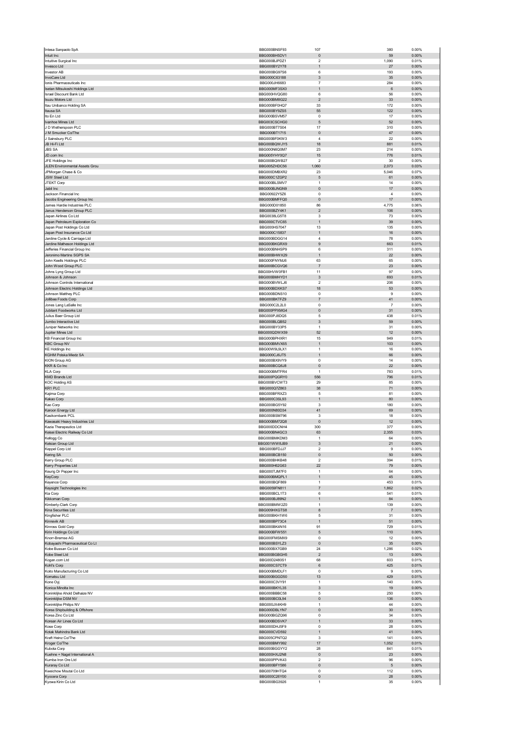| | | | | |
|---|---|---|---|---|
| Intesa Sanpaolo SpA | BBG000BNSF93 | 107 | 380 | 0.00% |
| Intuit Inc | BBG000BH5DV1 | 0 | 59 | 0.00% |
| Intuitive Surgical Inc | BBG000BJPDZ1 | 2 | 1,090 | 0.01% |
| Invesco Ltd | BBG000BY2Y78 | 1 | 27 | 0.00% |
| Investor AB | BBG000BG97S6 | 6 | 193 | 0.00% |
| InvoCare Ltd | BBG000C63188 | 3 | 35 | 0.00% |
| Ionis Pharmaceuticals Inc | BBG000JH6683 | 7 | 284 | 0.00% |
| Isetan Mitsukoshi Holdings Ltd | BBG000MF3SX0 | 1 | 6 | 0.00% |
| Israel Discount Bank Ltd | BBG000HVQG80 | 6 | 56 | 0.00% |
| Isuzu Motors Ltd | BBG000BM8G22 | 2 | 33 | 0.00% |
| Itau Unibanco Holding SA | BBG000BF0HQ7 | 33 | 172 | 0.00% |
| Itausa SA | BBG000BY5ZS5 | 55 | 122 | 0.00% |
| Ito En Ltd | BBG000BSVM57 | 0 | 17 | 0.00% |
| Ivanhoe Mines Ltd | BBG003CSCHG0 | 5 | 52 | 0.00% |
| J D Wetherspoon PLC | BBG000BT7S04 | 17 | 310 | 0.00% |
| J M Smucker Co/The | BBG000BT1715 | 0 | 47 | 0.00% |
| J Sainsbury PLC | BBG000BF0KW3 | 4 | 22 | 0.00% |
| JB Hi-Fi Ltd | BBG000BQWJY5 | 18 | 881 | 0.01% |
| JBS SA | BBG000N6Q0M7 | 23 | 214 | 0.00% |
| JD.com Inc | BBG005YHY0Q7 | 15 | 776 | 0.01% |
| JFE Holdings Inc | BBG000BQWB27 | 2 | 30 | 0.00% |
| JLEN Environmental Assets Grou | BBG005ZHDC56 | 1,060 | 2,073 | 0.03% |
| JPMorgan Chase & Co | BBG000DMBXR2 | 23 | 5,046 | 0.07% |
| JSW Steel Ltd | BBG000C1ZGP2 | 5 | 61 | 0.00% |
| JTEKT Corp | BBG000BLSMV7 | 1 | 14 | 0.00% |
| Jabil Inc | BBG000BJNGN9 | 0 | 17 | 0.00% |
| Jackson Financial Inc | BBG00922Y5Z6 | 0 | 4 | 0.00% |
| Jacobs Engineering Group Inc | BBG000BMFFQ0 | 0 | 17 | 0.00% |
| James Hardie Industries PLC | BBG000D01850 | 86 | 4,775 | 0.06% |
| Janus Henderson Group PLC | BBG000BZY4K1 | 2 | 106 | 0.00% |
| Japan Airlines Co Ltd | BBG0038LG5T8 | 3 | 73 | 0.00% |
| Japan Petroleum Exploration Co | BBG000CTVC65 | 1 | 39 | 0.00% |
| Japan Post Holdings Co Ltd | BBG000HS7047 | 13 | 135 | 0.00% |
| Japan Post Insurance Co Ltd | BBG000C15837 | 1 | 16 | 0.00% |
| Jardine Cycle & Carriage Ltd | BBG000BDGS14 | 4 | 78 | 0.00% |
| Jardine Matheson Holdings Ltd | BBG000BKGRX9 | 9 | 663 | 0.01% |
| Jefferies Financial Group Inc | BBG000BNHSP9 | 6 | 311 | 0.00% |
| Jeronimo Martins SGPS SA | BBG000BHWX29 | 1 | 22 | 0.00% |
| John Keells Holdings PLC | BBG000FNYMJ6 | 63 | 65 | 0.00% |
| John Wood Group PLC | BBG000BCGVQ6 | 7 | 23 | 0.00% |
| Johns Lyng Group Ltd | BBG00HVW0FB1 | 11 | 97 | 0.00% |
| Johnson & Johnson | BBG000BMHYD1 | 3 | 693 | 0.01% |
| Johnson Controls International | BBG000BVWLJ6 | 2 | 206 | 0.00% |
| Johnson Electric Holdings Ltd | BBG000BDXKS7 | 18 | 53 | 0.00% |
| Johnson Matthey PLC | BBG000BDNS10 | 0 | 9 | 0.00% |
| Jollibee Foods Corp | BBG000BKTFZ9 | 7 | 41 | 0.00% |
| Jones Lang LaSalle Inc | BBG000C2L2L0 | 0 | 7 | 0.00% |
| Jubilant Foodworks Ltd | BBG000PPXMG4 | 0 | 31 | 0.00% |
| Julius Baer Group Ltd | BBG000PJ8DQ5 | 5 | 438 | 0.01% |
| Jumbo Interactive Ltd | BBG000BLQB52 | 3 | 59 | 0.00% |
| Juniper Networks Inc | BBG000BY33P5 | 1 | 31 | 0.00% |
| Jupiter Mines Ltd | BBG000QDWX59 | 52 | 12 | 0.00% |
| KB Financial Group Inc | BBG000BPHXR1 | 15 | 949 | 0.01% |
| KBC Group NV | BBG000BMVX65 | 1 | 103 | 0.00% |
| KE Holdings Inc | BBG00W9L9LX1 | 1 | 16 | 0.00% |
| KGHM Polska Miedz SA | BBG000CJ6JT5 | 1 | 66 | 0.00% |
| KION Group AG | BBG000BX9VY9 | 0 | 14 | 0.00% |
| KKR & Co Inc | BBG000BCQ6J8 | 0 | 22 | 0.00% |
| KLA Corp | BBG000BMTFR4 | 1 | 783 | 0.01% |
| KMD Brands Ltd | BBG000PQGRY0 | 556 | 796 | 0.01% |
| KOC Holding AS | BBG000BVCWT3 | 29 | 85 | 0.00% |
| KR1 PLC | BBG000Q7Z863 | 38 | 71 | 0.00% |
| Kajima Corp | BBG000BFRXZ3 | 5 | 81 | 0.00% |
| Kakao Corp | BBG000C3SL93 | 1 | 80 | 0.00% |
| Kao Corp | BBG000BG5Y92 | 3 | 180 | 0.00% |
| Karoon Energy Ltd | BBG000N80D34 | 41 | 69 | 0.00% |
| Kasikornbank PCL | BBG000BSM796 | 3 | 18 | 0.00% |
| Kawasaki Heavy Industries Ltd | BBG000BM72Q8 | 0 | 12 | 0.00% |
| Kazia Therapeutics Ltd | BBG000DDCNH4 | 300 | 377 | 0.00% |
| Keisei Electric Railway Co Ltd | BBG000BN4GC3 | 63 | 2,355 | 0.03% |
| Kellogg Co | BBG000BMKDM3 | 1 | 64 | 0.00% |
| Kelsian Group Ltd | BBG001WW8JB9 | 3 | 21 | 0.00% |
| Keppel Corp Ltd | BBG000BFDJJ7 | 2 | 9 | 0.00% |
| Kering SA | BBG000BCB150 | 0 | 50 | 0.00% |
| Kerry Group PLC | BBG000BHKB48 | 2 | 394 | 0.01% |
| Kerry Properties Ltd | BBG000H62G63 | 22 | 79 | 0.00% |
| Keurig Dr Pepper Inc | BBG000TJM7F0 | 1 | 64 | 0.00% |
| KeyCorp | BBG000BMQPL1 | 1 | 45 | 0.00% |
| Keyence Corp | BBG000BQF869 | 1 | 453 | 0.01% |
| Keysight Technologies Inc | BBG0059FN811 | 7 | 1,862 | 0.02% |
| Kia Corp | BBG000BCL1T3 | 6 | 541 | 0.01% |
| Kikkoman Corp | BBG000BJ89N2 | 1 | 84 | 0.00% |
| Kimberly-Clark Corp | BBG000BMW2Z0 | 1 | 139 | 0.00% |
| Kina Securities Ltd | BBG009HXGTS8 | 8 | 7 | 0.00% |
| Kingfisher PLC | BBG000BKH1W6 | 5 | 31 | 0.00% |
| Kinnevik AB | BBG000BP73C4 | 1 | 51 | 0.00% |
| Kinross Gold Corp | BBG000BK4N16 | 91 | 729 | 0.01% |
| Kirin Holdings Co Ltd | BBG000BFW551 | 5 | 110 | 0.00% |
| Knorr-Bremse AG | BBG000FMSMX9 | 0 | 12 | 0.00% |
| Kobayashi Pharmaceutical Co Lt | BBG000BSYLZ3 | 0 | 35 | 0.00% |
| Kobe Bussan Co Ltd | BBG000BX7GB9 | 24 | 1,286 | 0.02% |
| Kobe Steel Ltd | BBG000BGBGH5 | 2 | 13 | 0.00% |
| Kogan.com Ltd | BBG00D2480S1 | 68 | 603 | 0.01% |
| Kohl's Corp | BBG000CS7CT9 | 6 | 425 | 0.01% |
| Koito Manufacturing Co Ltd | BBG000BMDLF1 | 0 | 9 | 0.00% |
| Komatsu Ltd | BBG000BGGD50 | 13 | 429 | 0.01% |
| Kone Oyj | BBG000C3VY91 | 1 | 140 | 0.00% |
| Konica Minolta Inc | BBG000BKYL35 | 3 | 19 | 0.00% |
| Koninklijke Ahold Delhaize NV | BBG000BBBC58 | 5 | 250 | 0.00% |
| Koninklijke DSM NV | BBG000BC0L94 | 0 | 136 | 0.00% |
| Koninklijke Philips NV | BBG000JX4KH9 | 1 | 44 | 0.00% |
| Korea Shipbuilding & Offshore | BBG000DBLYN7 | 0 | 30 | 0.00% |
| Korea Zinc Co Ltd | BBG000BGZQ96 | 0 | 34 | 0.00% |
| Korean Air Lines Co Ltd | BBG000BDSVK7 | 1 | 33 | 0.00% |
| Kose Corp | BBG000DHJ5F9 | 0 | 28 | 0.00% |
| Kotak Mahindra Bank Ltd | BBG000CVD592 | 1 | 41 | 0.00% |
| Kraft Heinz Co/The | BBG005CPNTQ2 | 3 | 141 | 0.00% |
| Kroger Co/The | BBG000BMY992 | 17 | 1,052 | 0.01% |
| Kubota Corp | BBG000BGGYY2 | 28 | 841 | 0.01% |
| Kuehne + Nagel International A | BBG000HXJ2N8 | 0 | 23 | 0.00% |
| Kumba Iron Ore Ltd | BBG000PPVK43 | 2 | 96 | 0.00% |
| Kuraray Co Ltd | BBG000BFY586 | 0 | 5 | 0.00% |
| Kweichow Moutai Co Ltd | BBG00709HTQ4 | 0 | 112 | 0.00% |
| Kyocera Corp | BBG000C26Y00 | 0 | 28 | 0.00% |
| Kyowa Kirin Co Ltd | BBG000BG3926 | 1 | 35 | 0.00% |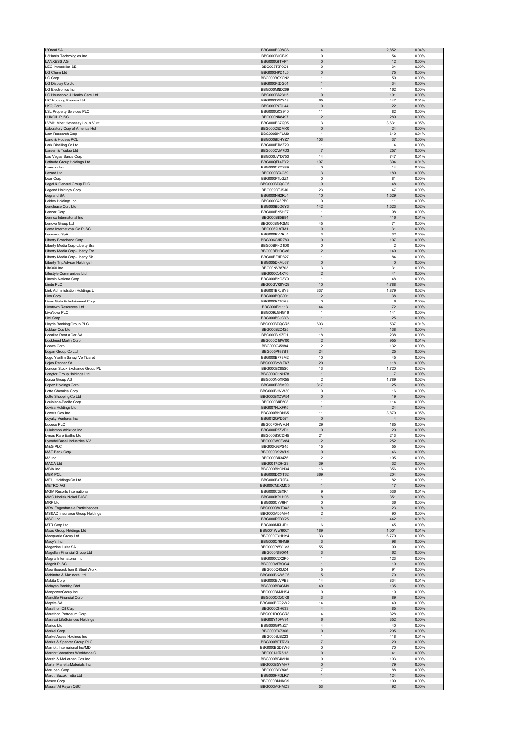| | | | | |
|---|---|---|---|---|
| L'Oreal SA | BBG000BC98G6 | 4 | 2,852 | 0.04% |
| L3Harris Technologies Inc | BBG000BLGFJ9 | 0 | 54 | 0.00% |
| LANXESS AG | BBG000Q9TVP4 | 0 | 12 | 0.00% |
| LEG Immobilien SE | BBG003T0P9C1 | 0 | 34 | 0.00% |
| LG Chem Ltd | BBG000HPD1L5 | 0 | 75 | 0.00% |
| LG Corp | BBG000BCXCN2 | 1 | 50 | 0.00% |
| LG Display Co Ltd | BBG000F5DG01 | 1 | 34 | 0.00% |
| LG Electronics Inc | BBG000MND269 | 1 | 162 | 0.00% |
| LG Household & Health Care Ltd | BBG000BB23H5 | 0 | 191 | 0.00% |
| LIC Housing Finance Ltd | BBG000DSZX48 | 65 | 447 | 0.01% |
| LKQ Corp | BBG000PXDL44 | 0 | 22 | 0.00% |
| LSL Property Services PLC | BBG000QCS940 | 11 | 82 | 0.00% |
| LUKOIL PJSC | BBG000NN8497 | 2 | 289 | 0.00% |
| LVMH Moet Hennessy Louis Vuitt | BBG000BC7Q05 | 3 | 3,631 | 0.05% |
| Laboratory Corp of America Hol | BBG000D9DMK0 | 0 | 24 | 0.00% |
| Lam Research Corp | BBG000BNFLM9 | 1 | 610 | 0.01% |
| Land & Houses PCL | BBG000BDHYZ7 | 103 | 37 | 0.00% |
| Lark Distilling Co Ltd | BBG000BTMZ29 | 1 | 4 | 0.00% |
| Larsen & Toubro Ltd | BBG000CVM7D3 | 7 | 257 | 0.00% |
| Las Vegas Sands Corp | BBG000JWD753 | 14 | 747 | 0.01% |
| Latitude Group Holdings Ltd | BBG00QFL4PY2 | 197 | 394 | 0.01% |
| Lawson Inc | BBG000CRYS89 | 0 | 14 | 0.00% |
| Lazard Ltd | BBG000BT4C39 | 3 | 189 | 0.00% |
| Lear Corp | BBG000PTLGZ1 | 0 | 81 | 0.00% |
| Legal & General Group PLC | BBG000BDQCG6 | 9 | 48 | 0.00% |
| Legend Holdings Corp | BBG009DTJSJ0 | 23 | 47 | 0.00% |
| Legrand SA | BBG000NH2RJ4 | 10 | 1,529 | 0.02% |
| Leidos Holdings Inc | BBG000C23PB0 | 0 | 11 | 0.00% |
| Lendlease Corp Ltd | BBG000BDD6Y3 | 142 | 1,523 | 0.02% |
| Lennar Corp | BBG000BN5HF7 | 1 | 98 | 0.00% |
| Lennox International Inc | BBG000BB5B84 | 1 | 416 | 0.01% |
| Lenovo Group Ltd | BBG000BG4QM5 | 45 | 71 | 0.00% |
| Lenta International Co PJSC | BBG0062L8TM1 | 9 | 31 | 0.00% |
| Leonardo SpA | BBG000BVVRJ4 | 3 | 32 | 0.00% |
| Liberty Broadband Corp | BBG006GNRZ83 | 0 | 107 | 0.00% |
| Liberty Media Corp-Liberty Bra | BBG00BFHD1D0 | 0 | 2 | 0.00% |
| Liberty Media Corp-Liberty For | BBG00BFHDCV6 | 2 | 140 | 0.00% |
| Liberty Media Corp-Liberty Sir | BBG00BFHD827 | 1 | 84 | 0.00% |
| Liberty TripAdvisor Holdings I | BBG005DKMJ67 | 0 | 0 | 0.00% |
| Life360 Inc | BBG00NV88703 | 3 | 31 | 0.00% |
| Lifestyle Communities Ltd | BBG000CJ4XY0 | 2 | 41 | 0.00% |
| Lincoln National Corp | BBG000BNC3Y9 | 1 | 48 | 0.00% |
| Linde PLC | BBG00GVR8YQ9 | 10 | 4,788 | 0.06% |
| Link Administration Holdings L | BBG001BRJBY3 | 337 | 1,879 | 0.02% |
| Lion Corp | BBG000BQG001 | 2 | 38 | 0.00% |
| Lions Gate Entertainment Corp | BBG000K1T0M8 | 0 | 6 | 0.00% |
| Liontown Resources Ltd | BBG000F21113 | 44 | 72 | 0.00% |
| LivaNova PLC | BBG009LGHG16 | 1 | 141 | 0.00% |
| Lixil Corp | BBG000BCJCY6 | 1 | 25 | 0.00% |
| Lloyds Banking Group PLC | BBG000BDQGR5 | 603 | 537 | 0.01% |
| Loblaw Cos Ltd | BBG000BZC425 | 1 | 138 | 0.00% |
| Localiza Rent a Car SA | BBG000BJ9ZG1 | 18 | 238 | 0.00% |
| Lockheed Martin Corp | BBG000C1BW00 | 2 | 955 | 0.01% |
| Loews Corp | BBG000C45984 | 2 | 132 | 0.00% |
| Logan Group Co Ltd | BBG005P687B1 | 24 | 25 | 0.00% |
| Logo Yazilim Sanayi Ve Ticaret | BBG000BP78M2 | 10 | 45 | 0.00% |
| Lojas Renner SA | BBG000BYWZK7 | 20 | 118 | 0.00% |
| London Stock Exchange Group PL | BBG000BC85S0 | 13 | 1,720 | 0.02% |
| Longfor Group Holdings Ltd | BBG000CHNH78 | 1 | 7 | 0.00% |
| Lonza Group AG | BBG000NQXR55 | 2 | 1,789 | 0.02% |
| Lopez Holdings Corp | BBG000BF6M99 | 317 | 25 | 0.00% |
| Lotte Chemical Corp | BBG000BHNW30 | 0 | 16 | 0.00% |
| Lotte Shopping Co Ltd | BBG000BXDW54 | 0 | 19 | 0.00% |
| Louisiana-Pacific Corp | BBG000BNF508 | 1 | 114 | 0.00% |
| Lovisa Holdings Ltd | BBG007NJXFK5 | 1 | 24 | 0.00% |
| Lowe's Cos Inc | BBG000BNDN65 | 11 | 3,879 | 0.05% |
| Loyalty Ventures Inc | BBG012QVD574 | 0 | 4 | 0.00% |
| Luceco PLC | BBG00F0HWVJ4 | 29 | 185 | 0.00% |
| Lululemon Athletica Inc | BBG000R8ZVD1 | 0 | 29 | 0.00% |
| Lynas Rare Earths Ltd | BBG000BSCDH5 | 21 | 213 | 0.00% |
| LyondellBasell Industries NV | BBG000WCFV84 | 2 | 252 | 0.00% |
| M&G PLC | BBG00K9ZPS45 | 15 | 55 | 0.00% |
| M&T Bank Corp | BBG000D9KWL9 | 0 | 46 | 0.00% |
| M3 Inc | BBG000BN34Z6 | 2 | 105 | 0.00% |
| MACA Ltd | BBG001750HG3 | 39 | 32 | 0.00% |
| MBIA Inc | BBG000BNQN34 | 16 | 356 | 0.00% |
| MBK PCL | BBG000DCXT62 | 369 | 204 | 0.00% |
| MEIJI Holdings Co Ltd | BBG000BXR2F4 | 1 | 82 | 0.00% |
| METRO AG | BBG00CM7XMC5 | 1 | 17 | 0.00% |
| MGM Resorts International | BBG000C2BXK4 | 9 | 536 | 0.01% |
| MMC Norilsk Nickel PJSC | BBG000KRLH06 | 8 | 351 | 0.00% |
| MRF Ltd | BBG000CVV6H1 | 0 | 36 | 0.00% |
| MRV Engenharia e Participacoes | BBG000QWT9X3 | 8 | 23 | 0.00% |
| MS&AD Insurance Group Holdings | BBG000MD5MH4 | 2 | 90 | 0.00% |
| MSCI Inc | BBG000RTDY25 | 1 | 442 | 0.01% |
| MTR Corp Ltd | BBG000MKLJD1 | 6 | 45 | 0.00% |
| Maas Group Holdings Ltd | BBG01WW60C1 | 189 | 1,001 | 0.01% |
| Macquarie Group Ltd | BBG000GYHHY4 | 33 | 6,770 | 0.09% |
| Macy's Inc | BBG000C46HM9 | 3 | 98 | 0.00% |
| Magazine Luiza SA | BBG000PWYLV3 | 55 | 99 | 0.00% |
| Magellan Financial Group Ltd | BBG000N890K4 | 3 | 62 | 0.00% |
| Magna International Inc | BBG000CZX2P0 | 1 | 123 | 0.00% |
| Magnit PJSC | BBG000VFBQG4 | 1 | 19 | 0.00% |
| Magnitogorsk Iron & Steel Work | BBG000Q63JZ4 | 5 | 91 | 0.00% |
| Mahindra & Mahindra Ltd | BBG000BKW6G6 | 5 | 79 | 0.00% |
| Makita Corp | BBG000BLVPB8 | 14 | 834 | 0.01% |
| Malayan Banking Bhd | BBG000BF4GM9 | 49 | 135 | 0.00% |
| ManpowerGroup Inc | BBG000BNMHS4 | 0 | 19 | 0.00% |
| Manulife Financial Corp | BBG000C0QCK8 | 3 | 89 | 0.00% |
| Mapfre SA | BBG000BCQ2W2 | 14 | 40 | 0.00% |
| Marathon Oil Corp | BBG000C8H633 | 4 | 85 | 0.00% |
| Marathon Petroleum Corp | BBG001DCCGR8 | 4 | 328 | 0.00% |
| Maravai LifeSciences Holdings | BBG00Y1DFV91 | 6 | 352 | 0.00% |
| Marico Ltd | BBG000GPNZ21 | 4 | 40 | 0.00% |
| Markel Corp | BBG000FC7366 | 0 | 205 | 0.00% |
| MarketAxess Holdings Inc | BBG000BJBZ23 | 1 | 418 | 0.01% |
| Marks & Spencer Group PLC | BBG000BDTRV3 | 7 | 29 | 0.00% |
| Marriott International Inc/MD | BBG000BGD7W6 | 0 | 70 | 0.00% |
| Marriott Vacations Worldwide C | BBG001J2R5H3 | 0 | 41 | 0.00% |
| Marsh & McLennan Cos Inc | BBG000BP4MH0 | 0 | 103 | 0.00% |
| Martin Marietta Materials Inc | BBG000BGYMH7 | 0 | 79 | 0.00% |
| Marubeni Corp | BBG000B9Y8X6 | 7 | 88 | 0.00% |
| Maruti Suzuki India Ltd | BBG000HFDLR7 | 1 | 124 | 0.00% |
| Masco Corp | BBG000BNNKG9 | 1 | 109 | 0.00% |
| Masraf Al Rayan QSC | BBG000M0HMD3 | 53 | 92 | 0.00% |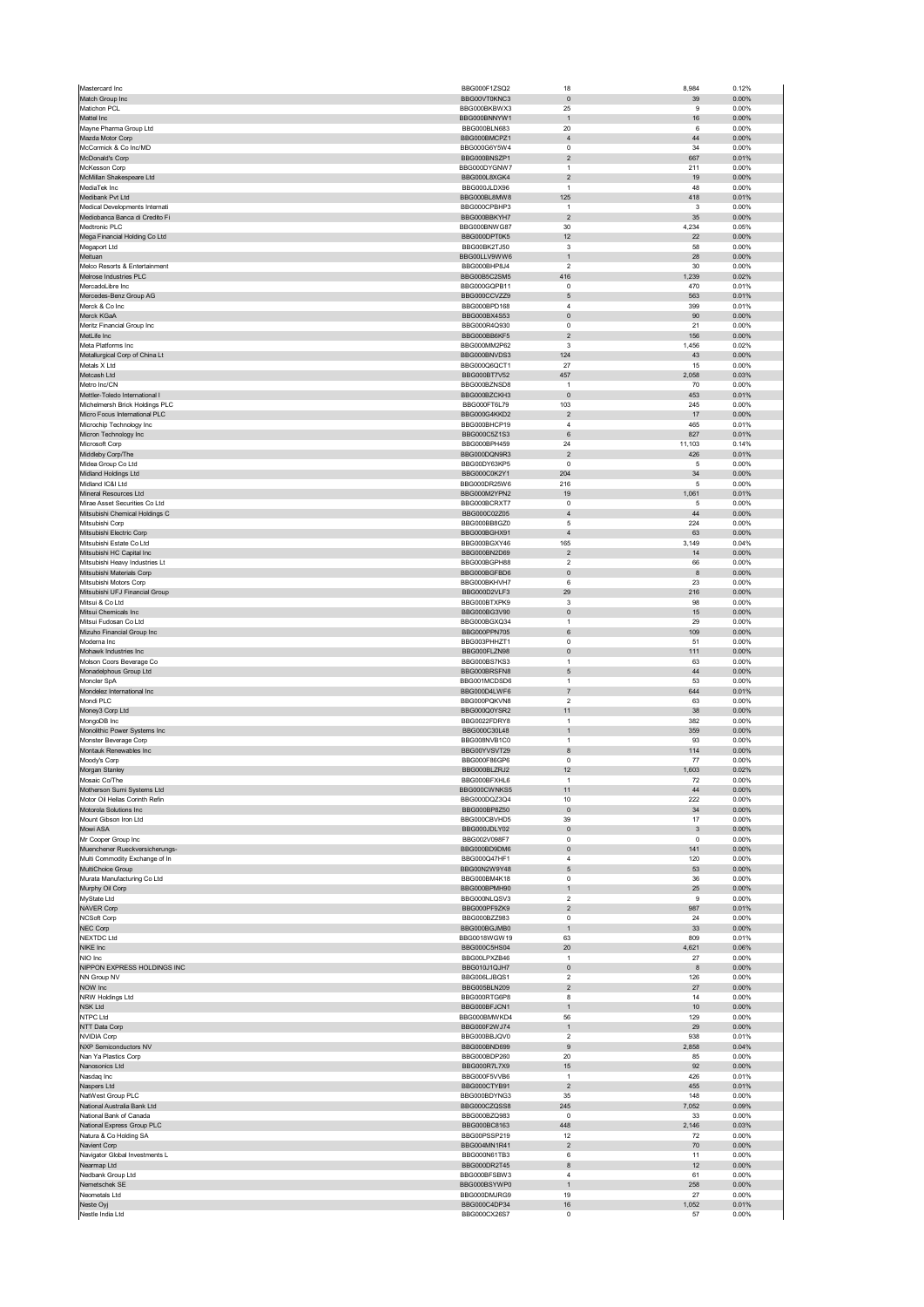| | | | | |
|---|---|---|---|---|
| Mastercard Inc | BBG000F1ZSQ2 | 18 | 8,984 | 0.12% |
| Match Group Inc | BBG00VT0KNC3 | 0 | 39 | 0.00% |
| Matichon PCL | BBG000BKBWX3 | 25 | 9 | 0.00% |
| Mattel Inc | BBG000BNNYW1 | 1 | 16 | 0.00% |
| Mayne Pharma Group Ltd | BBG000BLN683 | 20 | 6 | 0.00% |
| Mazda Motor Corp | BBG000BMCPZ1 | 4 | 44 | 0.00% |
| McCormick & Co Inc/MD | BBG000G6Y5W4 | 0 | 34 | 0.00% |
| McDonald's Corp | BBG000BNSZP1 | 2 | 667 | 0.01% |
| McKesson Corp | BBG000DYGNW7 | 1 | 211 | 0.00% |
| McMillan Shakespeare Ltd | BBG000L8XGK4 | 2 | 19 | 0.00% |
| MediaTek Inc | BBG000JLDX96 | 1 | 48 | 0.00% |
| Medibank Pvt Ltd | BBG000BL8MW8 | 125 | 418 | 0.01% |
| Medical Developments Internati | BBG000CP8HP3 | 1 | 3 | 0.00% |
| Mediobanca Banca di Credito Fi | BBG000BBKYH7 | 2 | 35 | 0.00% |
| Medtronic PLC | BBG000BNWG87 | 30 | 4,234 | 0.05% |
| Mega Financial Holding Co Ltd | BBG000DPT0K5 | 12 | 22 | 0.00% |
| Megaport Ltd | BBG00BK2TJ50 | 3 | 58 | 0.00% |
| Meituan | BBG00LLV9WW6 | 1 | 28 | 0.00% |
| Melco Resorts & Entertainment | BBG000BHP8J4 | 2 | 30 | 0.00% |
| Melrose Industries PLC | BBG00B5C2SM5 | 416 | 1,239 | 0.02% |
| MercadoLibre Inc | BBG000GQPB11 | 0 | 470 | 0.01% |
| Mercedes-Benz Group AG | BBG000CCVZZ9 | 5 | 563 | 0.01% |
| Merck & Co Inc | BBG000BPD168 | 4 | 399 | 0.01% |
| Merck KGaA | BBG000BX4S53 | 0 | 90 | 0.00% |
| Meritz Financial Group Inc | BBG000R4Q930 | 0 | 21 | 0.00% |
| MetLife Inc | BBG000BB6KF5 | 2 | 156 | 0.00% |
| Meta Platforms Inc | BBG000MM2P62 | 3 | 1,456 | 0.02% |
| Metallurgical Corp of China Lt | BBG000BNVDS3 | 124 | 43 | 0.00% |
| Metals X Ltd | BBG000Q6QCT1 | 27 | 15 | 0.00% |
| Metcash Ltd | BBG000BT7V52 | 457 | 2,058 | 0.03% |
| Metro Inc/CN | BBG000BZNSD8 | 1 | 70 | 0.00% |
| Mettler-Toledo International I | BBG000BZCKH3 | 0 | 453 | 0.01% |
| Michelmersh Brick Holdings PLC | BBG000FT6L79 | 103 | 245 | 0.00% |
| Micro Focus International PLC | BBG000G4KKD2 | 2 | 17 | 0.00% |
| Microchip Technology Inc | BBG000BHCP19 | 4 | 465 | 0.01% |
| Micron Technology Inc | BBG000C5Z1S3 | 6 | 827 | 0.01% |
| Microsoft Corp | BBG000BPH459 | 24 | 11,103 | 0.14% |
| Middleby Corp/The | BBG000DQN9R3 | 2 | 426 | 0.01% |
| Midea Group Co Ltd | BBG00DY63KP5 | 0 | 5 | 0.00% |
| Midland Holdings Ltd | BBG000C0K2Y1 | 204 | 34 | 0.00% |
| Midland IC&I Ltd | BBG000DR25W6 | 216 | 5 | 0.00% |
| Mineral Resources Ltd | BBG000M2YPN2 | 19 | 1,061 | 0.01% |
| Mirae Asset Securities Co Ltd | BBG000BCRXT7 | 0 | 5 | 0.00% |
| Mitsubishi Chemical Holdings C | BBG000C02Z05 | 4 | 44 | 0.00% |
| Mitsubishi Corp | BBG000BB8GZ0 | 5 | 224 | 0.00% |
| Mitsubishi Electric Corp | BBG000BGHX91 | 4 | 63 | 0.00% |
| Mitsubishi Estate Co Ltd | BBG000BGXY46 | 165 | 3,149 | 0.04% |
| Mitsubishi HC Capital Inc | BBG000BN2D69 | 2 | 14 | 0.00% |
| Mitsubishi Heavy Industries Lt | BBG000BGPH88 | 2 | 66 | 0.00% |
| Mitsubishi Materials Corp | BBG000BGFBD6 | 0 | 8 | 0.00% |
| Mitsubishi Motors Corp | BBG000BKHVH7 | 6 | 23 | 0.00% |
| Mitsubishi UFJ Financial Group | BBG000D2VLF3 | 29 | 216 | 0.00% |
| Mitsui & Co Ltd | BBG000BTXPK9 | 3 | 98 | 0.00% |
| Mitsui Chemicals Inc | BBG000BG3V90 | 0 | 15 | 0.00% |
| Mitsui Fudosan Co Ltd | BBG000BGXQ34 | 1 | 29 | 0.00% |
| Mizuho Financial Group Inc | BBG000PPN705 | 6 | 109 | 0.00% |
| Moderna Inc | BBG003PHHZT1 | 0 | 51 | 0.00% |
| Mohawk Industries Inc | BBG000FLZN98 | 0 | 111 | 0.00% |
| Molson Coors Beverage Co | BBG000BS7KS3 | 1 | 63 | 0.00% |
| Monadelphous Group Ltd | BBG000BRSFN8 | 5 | 44 | 0.00% |
| Moncler SpA | BBG001MCDSD6 | 1 | 53 | 0.00% |
| Mondelez International Inc | BBG000D4LWF6 | 7 | 644 | 0.01% |
| Mondi PLC | BBG000PQKVN8 | 2 | 63 | 0.00% |
| Money3 Corp Ltd | BBG000Q0YSR2 | 11 | 38 | 0.00% |
| MongoDB Inc | BBG0022FDRY8 | 1 | 382 | 0.00% |
| Monolithic Power Systems Inc | BBG000C30L48 | 1 | 359 | 0.00% |
| Monster Beverage Corp | BBG008NVB1C0 | 1 | 93 | 0.00% |
| Montauk Renewables Inc | BBG00YVSVT29 | 8 | 114 | 0.00% |
| Moody's Corp | BBG000F86GP6 | 0 | 77 | 0.00% |
| Morgan Stanley | BBG000BLZRJ2 | 12 | 1,603 | 0.02% |
| Mosaic Co/The | BBG000BFXHL6 | 1 | 72 | 0.00% |
| Motherson Sumi Systems Ltd | BBG000CWNKS5 | 11 | 44 | 0.00% |
| Motor Oil Hellas Corinth Refin | BBG000DQZ3Q4 | 10 | 222 | 0.00% |
| Motorola Solutions Inc | BBG000BP8Z50 | 0 | 34 | 0.00% |
| Mount Gibson Iron Ltd | BBG000CBVHD5 | 39 | 17 | 0.00% |
| Mowi ASA | BBG000JDLY02 | 0 | 3 | 0.00% |
| Mr Cooper Group Inc | BBG002V098F7 | 0 | 0 | 0.00% |
| Muenchener Rueckversicherungs- | BBG000BD9DM6 | 0 | 141 | 0.00% |
| Multi Commodity Exchange of In | BBG000Q47HF1 | 4 | 120 | 0.00% |
| MultiChoice Group | BBG00N2W9Y48 | 5 | 53 | 0.00% |
| Murata Manufacturing Co Ltd | BBG000BM4K18 | 0 | 36 | 0.00% |
| Murphy Oil Corp | BBG000BPMH90 | 1 | 25 | 0.00% |
| MyState Ltd | BBG000NLQSV3 | 2 | 9 | 0.00% |
| NAVER Corp | BBG000PF9ZK9 | 2 | 987 | 0.01% |
| NCSoft Corp | BBG000BZZ983 | 0 | 24 | 0.00% |
| NEC Corp | BBG000BGJMB0 | 1 | 33 | 0.00% |
| NEXTDC Ltd | BBG0018WGW19 | 63 | 809 | 0.01% |
| NIKE Inc | BBG000C5HS04 | 20 | 4,621 | 0.06% |
| NIO Inc | BBG00LPXZB46 | 1 | 27 | 0.00% |
| NIPPON EXPRESS HOLDINGS INC | BBG010J1QJH7 | 0 | 8 | 0.00% |
| NN Group NV | BBG006LJBQS1 | 2 | 126 | 0.00% |
| NOW Inc | BBG005BLN209 | 2 | 27 | 0.00% |
| NRW Holdings Ltd | BBG000RTG6P8 | 8 | 14 | 0.00% |
| NSK Ltd | BBG000BFJCN1 | 1 | 10 | 0.00% |
| NTPC Ltd | BBG000BMWKD4 | 56 | 129 | 0.00% |
| NTT Data Corp | BBG000F2WJ74 | 1 | 29 | 0.00% |
| NVIDIA Corp | BBG000BBJQV0 | 2 | 938 | 0.01% |
| NXP Semiconductors NV | BBG000BND699 | 9 | 2,858 | 0.04% |
| Nan Ya Plastics Corp | BBG000BDP260 | 20 | 85 | 0.00% |
| Nanosonics Ltd | BBG000R7L7X9 | 15 | 92 | 0.00% |
| Nasdaq Inc | BBG000F5VVB6 | 1 | 426 | 0.01% |
| Naspers Ltd | BBG000CTYB91 | 2 | 455 | 0.01% |
| NatWest Group PLC | BBG000BDYNG3 | 35 | 148 | 0.00% |
| National Australia Bank Ltd | BBG000CZQSS8 | 245 | 7,052 | 0.09% |
| National Bank of Canada | BBG000BZQ983 | 0 | 33 | 0.00% |
| National Express Group PLC | BBG000BC8163 | 448 | 2,146 | 0.03% |
| Natura & Co Holding SA | BBG00PSSP219 | 12 | 72 | 0.00% |
| Navient Corp | BBG004MN1R41 | 2 | 70 | 0.00% |
| Navigator Global Investments L | BBG000N61TB3 | 6 | 11 | 0.00% |
| Nearmap Ltd | BBG000DR2T45 | 8 | 12 | 0.00% |
| Nedbank Group Ltd | BBG000BFSBW3 | 4 | 61 | 0.00% |
| Nemetschek SE | BBG000BSYWP0 | 1 | 258 | 0.00% |
| Neometals Ltd | BBG000DMJRG9 | 19 | 27 | 0.00% |
| Neste Oyj | BBG000C4DP34 | 16 | 1,052 | 0.01% |
| Nestle India Ltd | BBG000CX26S7 | 0 | 57 | 0.00% |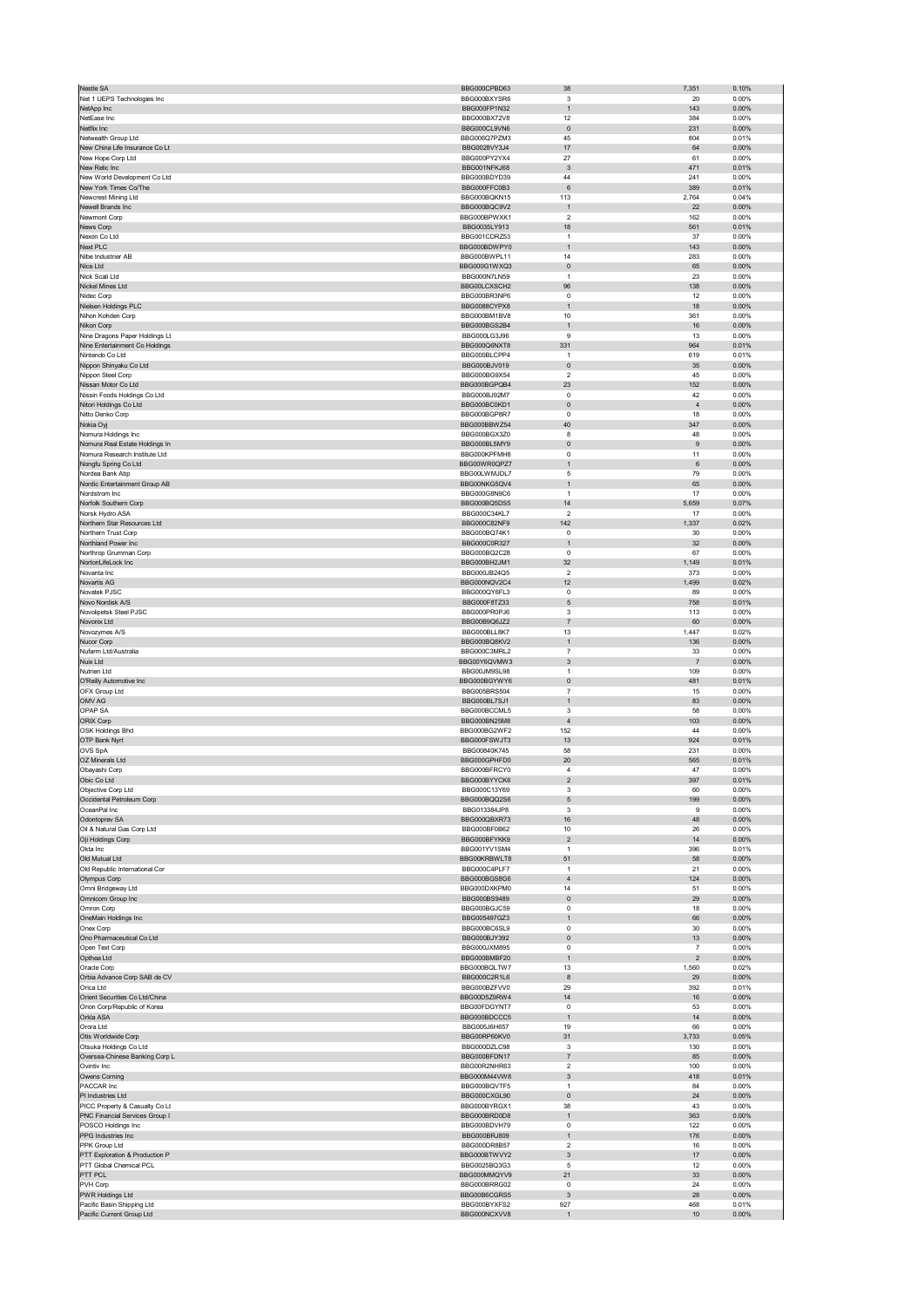| | | | | |
|---|---|---|---|---|
| Nestle SA | BBG000CPBD63 | 38 | 7,351 | 0.10% |
| Net 1 UEPS Technologies Inc | BBG000BXYSR6 | 3 | 20 | 0.00% |
| NetApp Inc | BBG000FP1N32 | 1 | 143 | 0.00% |
| NetEase Inc | BBG000BX72V8 | 12 | 384 | 0.00% |
| Netflix Inc | BBG000CL9VN6 | 0 | 231 | 0.00% |
| Netwealth Group Ltd | BBG006Q7PZM3 | 45 | 804 | 0.01% |
| New China Life Insurance Co Lt | BBG002BVY3J4 | 17 | 64 | 0.00% |
| New Hope Corp Ltd | BBG000PY2YX4 | 27 | 61 | 0.00% |
| New Relic Inc | BBG001NFKJ68 | 3 | 471 | 0.01% |
| New World Development Co Ltd | BBG000BDYD39 | 44 | 241 | 0.00% |
| New York Times Co/The | BBG000FFC0B3 | 6 | 389 | 0.01% |
| Newcrest Mining Ltd | BBG000BQKN15 | 113 | 2,764 | 0.04% |
| Newell Brands Inc | BBG000BQC9V2 | 1 | 22 | 0.00% |
| Newmont Corp | BBG000BPWXK1 | 2 | 162 | 0.00% |
| News Corp | BBG0035LY913 | 18 | 561 | 0.01% |
| Nexon Co Ltd | BBG001CDRZ53 | 1 | 37 | 0.00% |
| Next PLC | BBG000BDWPY0 | 1 | 143 | 0.00% |
| Nibe Industrier AB | BBG000BWPL11 | 14 | 283 | 0.00% |
| Nice Ltd | BBG000G1WXQ3 | 0 | 65 | 0.00% |
| Nick Scali Ltd | BBG000N7LN59 | 1 | 23 | 0.00% |
| Nickel Mines Ltd | BBG00LCXSCH2 | 96 | 138 | 0.00% |
| Nidec Corp | BBG000BR3NP6 | 0 | 12 | 0.00% |
| Nielsen Holdings PLC | BBG0088CYPX8 | 1 | 18 | 0.00% |
| Nihon Kohden Corp | BBG000BM1BV8 | 10 | 361 | 0.00% |
| Nikon Corp | BBG000BGS2B4 | 1 | 16 | 0.00% |
| Nine Dragons Paper Holdings Lt | BBG000LG3J96 | 9 | 13 | 0.00% |
| Nine Entertainment Co Holdings | BBG000Q8NXT8 | 331 | 964 | 0.01% |
| Nintendo Co Ltd | BBG000BLCPP4 | 1 | 619 | 0.01% |
| Nippon Shinyaku Co Ltd | BBG000BJV019 | 0 | 35 | 0.00% |
| Nippon Steel Corp | BBG000BG9X54 | 2 | 45 | 0.00% |
| Nissan Motor Co Ltd | BBG000BGPQB4 | 23 | 152 | 0.00% |
| Nissin Foods Holdings Co Ltd | BBG000BJ92M7 | 0 | 42 | 0.00% |
| Nitori Holdings Co Ltd | BBG000BC0KD1 | 0 | 4 | 0.00% |
| Nitto Denko Corp | BBG000BGP8R7 | 0 | 18 | 0.00% |
| Nokia Oyj | BBG000BBWZ54 | 40 | 347 | 0.00% |
| Nomura Holdings Inc | BBG000BGX3Z0 | 8 | 48 | 0.00% |
| Nomura Real Estate Holdings In | BBG000BL5MY9 | 0 | 9 | 0.00% |
| Nomura Research Institute Ltd | BBG000KPFMH8 | 0 | 11 | 0.00% |
| Nongfu Spring Co Ltd | BBG00WR0QPZ7 | 1 | 6 | 0.00% |
| Nordea Bank Abp | BBG00LWMJDL7 | 5 | 79 | 0.00% |
| Nordic Entertainment Group AB | BBG00NKG5QV4 | 1 | 65 | 0.00% |
| Nordstrom Inc | BBG000G8N9C6 | 1 | 17 | 0.00% |
| Norfolk Southern Corp | BBG000BQ5DS5 | 14 | 5,659 | 0.07% |
| Norsk Hydro ASA | BBG000C34KL7 | 2 | 17 | 0.00% |
| Northern Star Resources Ltd | BBG000C82NF9 | 142 | 1,337 | 0.02% |
| Northern Trust Corp | BBG000BQ74K1 | 0 | 30 | 0.00% |
| Northland Power Inc | BBG000C0R327 | 1 | 32 | 0.00% |
| Northrop Grumman Corp | BBG000BQ2C28 | 0 | 67 | 0.00% |
| NortonLifeLock Inc | BBG000BH2JM1 | 32 | 1,149 | 0.01% |
| Novanta Inc | BBG000JB24Q5 | 2 | 373 | 0.00% |
| Novartis AG | BBG000NQV2C4 | 12 | 1,499 | 0.02% |
| Novatek PJSC | BBG000QY6FL3 | 0 | 89 | 0.00% |
| Novo Nordisk A/S | BBG000F8TZ33 | 5 | 758 | 0.01% |
| Novolipetsk Steel PJSC | BBG000PR0PJ6 | 3 | 113 | 0.00% |
| Novonix Ltd | BBG00B9Q6JZ2 | 7 | 60 | 0.00% |
| Novozymes A/S | BBG000BLL8K7 | 13 | 1,447 | 0.02% |
| Nucor Corp | BBG000BQ8KV2 | 1 | 136 | 0.00% |
| Nufarm Ltd/Australia | BBG000C3MRL2 | 7 | 33 | 0.00% |
| Nuix Ltd | BBG00Y6QVMW3 | 3 | 7 | 0.00% |
| Nutrien Ltd | BBG00JM9SL98 | 1 | 109 | 0.00% |
| O'Reilly Automotive Inc | BBG000BGYWY6 | 0 | 481 | 0.01% |
| OFX Group Ltd | BBG005BRS504 | 7 | 15 | 0.00% |
| OMV AG | BBG000BL7SJ1 | 1 | 83 | 0.00% |
| OPAP SA | BBG000BCCML5 | 3 | 58 | 0.00% |
| ORIX Corp | BBG000BN25M8 | 4 | 103 | 0.00% |
| OSK Holdings Bhd | BBG000BG2WF2 | 152 | 44 | 0.00% |
| OTP Bank Nyrt | BBG000FSWJT3 | 13 | 924 | 0.01% |
| OVS SpA | BBG00840K745 | 58 | 231 | 0.00% |
| OZ Minerals Ltd | BBG000GPHFD0 | 20 | 565 | 0.01% |
| Obayashi Corp | BBG000BFRCY0 | 4 | 47 | 0.00% |
| Obic Co Ltd | BBG000BYYCK6 | 2 | 397 | 0.01% |
| Objective Corp Ltd | BBG000C13Y69 | 3 | 60 | 0.00% |
| Occidental Petroleum Corp | BBG000BQQ2S6 | 5 | 199 | 0.00% |
| OceanPal Inc | BBG013384JP8 | 3 | 9 | 0.00% |
| Odontoprev SA | BBG000QBXR73 | 16 | 48 | 0.00% |
| Oil & Natural Gas Corp Ltd | BBG000BF0B62 | 10 | 26 | 0.00% |
| Oji Holdings Corp | BBG000BFYKK9 | 2 | 14 | 0.00% |
| Okta Inc | BBG001YV1SM4 | 1 | 396 | 0.01% |
| Old Mutual Ltd | BBG00KRBWLT8 | 51 | 58 | 0.00% |
| Old Republic International Cor | BBG000C4PLF7 | 1 | 21 | 0.00% |
| Olympus Corp | BBG000BGS8G6 | 4 | 124 | 0.00% |
| Omni Bridgeway Ltd | BBG000DXKPM0 | 14 | 51 | 0.00% |
| Omnicom Group Inc | BBG000BS9489 | 0 | 29 | 0.00% |
| Omron Corp | BBG000BGJC59 | 0 | 18 | 0.00% |
| OneMain Holdings Inc | BBG005497GZ3 | 1 | 66 | 0.00% |
| Onex Corp | BBG000BC8SL9 | 0 | 30 | 0.00% |
| Ono Pharmaceutical Co Ltd | BBG000BJY392 | 0 | 13 | 0.00% |
| Open Text Corp | BBG000JXM895 | 0 | 7 | 0.00% |
| Opthea Ltd | BBG000BMBF20 | 1 | 2 | 0.00% |
| Oracle Corp | BBG000BQLTW7 | 13 | 1,560 | 0.02% |
| Orbia Advance Corp SAB de CV | BBG000C2R1L6 | 8 | 29 | 0.00% |
| Orica Ltd | BBG000BZFVV0 | 29 | 392 | 0.01% |
| Orient Securities Co Ltd/China | BBG00D5Z9RW4 | 14 | 16 | 0.00% |
| Orion Corp/Republic of Korea | BBG00FDGYNT7 | 0 | 53 | 0.00% |
| Orkla ASA | BBG000BDCCC5 | 1 | 14 | 0.00% |
| Orora Ltd | BBG005J6H657 | 19 | 66 | 0.00% |
| Otis Worldwide Corp | BBG00RP60KV0 | 31 | 3,733 | 0.05% |
| Otsuka Holdings Co Ltd | BBG000DZLC98 | 3 | 130 | 0.00% |
| Oversea-Chinese Banking Corp L | BBG000BFDN17 | 7 | 85 | 0.00% |
| Ovintiv Inc | BBG00R2NHR63 | 2 | 100 | 0.00% |
| Owens Corning | BBG000M44VW8 | 3 | 418 | 0.01% |
| PACCAR Inc | BBG000BQVTF5 | 1 | 84 | 0.00% |
| PI Industries Ltd | BBG000CXGL90 | 0 | 24 | 0.00% |
| PICC Property & Casualty Co Lt | BBG000BYRGX1 | 38 | 43 | 0.00% |
| PNC Financial Services Group I | BBG000BRD0D8 | 1 | 363 | 0.00% |
| POSCO Holdings Inc | BBG000BDVH79 | 0 | 122 | 0.00% |
| PPG Industries Inc | BBG000BRJ809 | 1 | 176 | 0.00% |
| PPK Group Ltd | BBG000DR8B57 | 2 | 16 | 0.00% |
| PTT Exploration & Production P | BBG000BTWVY2 | 3 | 17 | 0.00% |
| PTT Global Chemical PCL | BBG0025BQ3G3 | 5 | 12 | 0.00% |
| PTT PCL | BBG000MMQYV9 | 21 | 33 | 0.00% |
| PVH Corp | BBG000BRRG02 | 0 | 24 | 0.00% |
| PWR Holdings Ltd | BBG00B6CGRS5 | 3 | 28 | 0.00% |
| Pacific Basin Shipping Ltd | BBG000BYXFS2 | 927 | 468 | 0.01% |
| Pacific Current Group Ltd | BBG000NCXVV8 | 1 | 10 | 0.00% |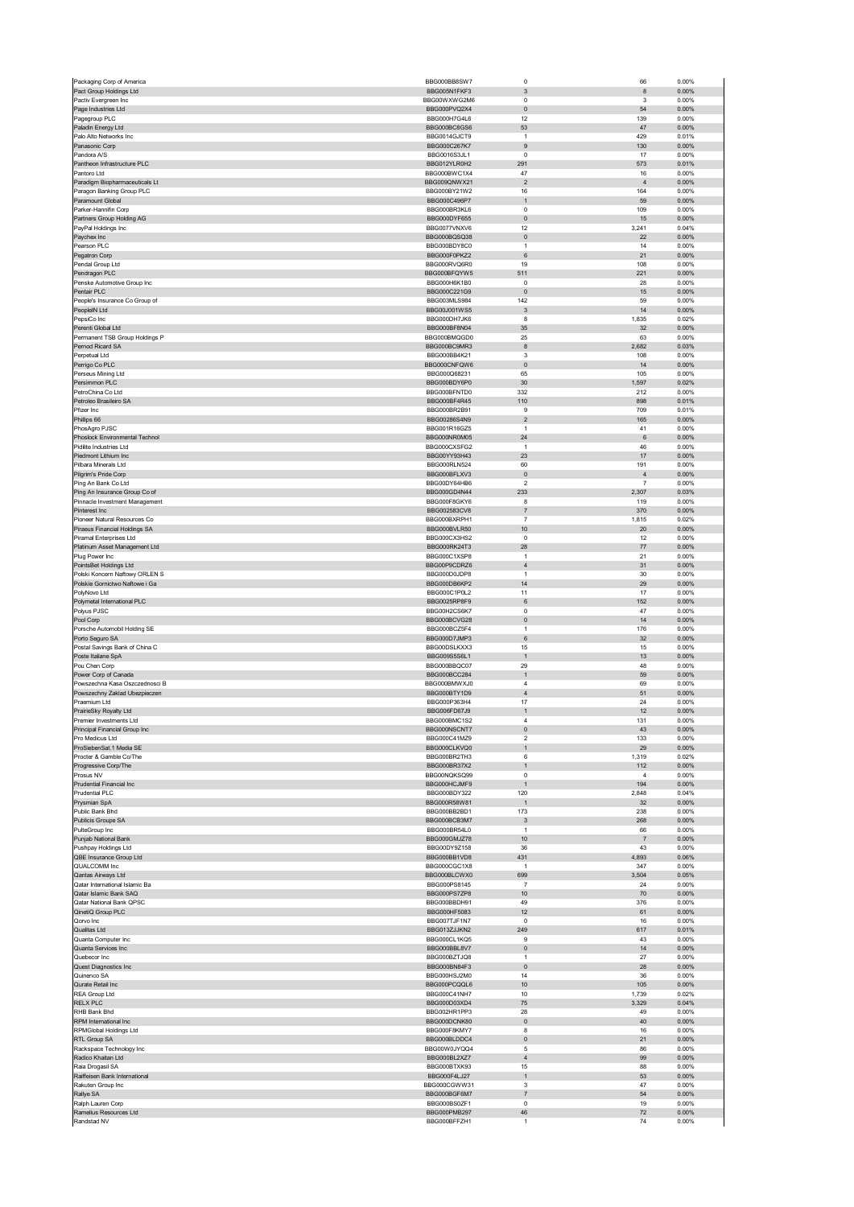| | | | | |
|---|---|---|---|---|
| Packaging Corp of America | BBG000BB8SW7 | 0 | 66 | 0.00% |
| Pact Group Holdings Ltd | BBG005N1FKF3 | 3 | 8 | 0.00% |
| Pactiv Evergreen Inc | BBG00WXWG2M6 | 0 | 3 | 0.00% |
| Page Industries Ltd | BBG000PVQ2X4 | 0 | 54 | 0.00% |
| Pagegroup PLC | BBG000H7G4L6 | 12 | 139 | 0.00% |
| Paladin Energy Ltd | BBG000BC8GS6 | 53 | 47 | 0.00% |
| Palo Alto Networks Inc | BBG0014GJCT9 | 1 | 429 | 0.01% |
| Panasonic Corp | BBG000C267K7 | 9 | 130 | 0.00% |
| Pandora A/S | BBG0016S3JL1 | 0 | 17 | 0.00% |
| Pantheon Infrastructure PLC | BBG012YLR0H2 | 291 | 573 | 0.01% |
| Pantoro Ltd | BBG000BWC1X4 | 47 | 16 | 0.00% |
| Paradigm Biopharmaceuticals Lt | BBG005QNWX21 | 2 | 4 | 0.00% |
| Paragon Banking Group PLC | BBG000BY21W2 | 16 | 164 | 0.00% |
| Paramount Global | BBG000C496P7 | 1 | 59 | 0.00% |
| Parker-Hannifin Corp | BBG000BR3KL6 | 0 | 109 | 0.00% |
| Partners Group Holding AG | BBG000DYF655 | 0 | 15 | 0.00% |
| PayPal Holdings Inc | BBG0077VNXV6 | 12 | 3,241 | 0.04% |
| Paychex Inc | BBG000BQSQ38 | 0 | 22 | 0.00% |
| Pearson PLC | BBG000BDY8C0 | 1 | 14 | 0.00% |
| Pegatron Corp | BBG000F0PKZ2 | 6 | 21 | 0.00% |
| Pendal Group Ltd | BBG000RVQ6R0 | 19 | 108 | 0.00% |
| Pendragon PLC | BBG000BFQYW5 | 511 | 221 | 0.00% |
| Penske Automotive Group Inc | BBG000H6K1B0 | 0 | 28 | 0.00% |
| Pentair PLC | BBG000C221G9 | 0 | 15 | 0.00% |
| People's Insurance Co Group of | BBG003MLS984 | 142 | 59 | 0.00% |
| PeopleIN Ltd | BBG00J001WS5 | 3 | 14 | 0.00% |
| PepsiCo Inc | BBG000DH7JK6 | 8 | 1,835 | 0.02% |
| Perenti Global Ltd | BBG000BF8N04 | 35 | 32 | 0.00% |
| Permanent TSB Group Holdings P | BBG000BMQGD0 | 25 | 63 | 0.00% |
| Pernod Ricard SA | BBG000BC9MR3 | 8 | 2,682 | 0.03% |
| Perpetual Ltd | BBG000BB4K21 | 3 | 108 | 0.00% |
| Perrigo Co PLC | BBG000CNFQW6 | 0 | 14 | 0.00% |
| Perseus Mining Ltd | BBG000Q68231 | 65 | 105 | 0.00% |
| Persimmon PLC | BBG000BDY6P0 | 30 | 1,597 | 0.02% |
| PetroChina Co Ltd | BBG000BFNTD0 | 332 | 212 | 0.00% |
| Petroleo Brasileiro SA | BBG000BF4R45 | 110 | 898 | 0.01% |
| Pfizer Inc | BBG000BR2B91 | 9 | 709 | 0.01% |
| Phillips 66 | BBG00286S4N9 | 2 | 165 | 0.00% |
| PhosAgro PJSC | BBG001R16GZ5 | 1 | 41 | 0.00% |
| Phoslock Environmental Technol | BBG000NR0M05 | 24 | 6 | 0.00% |
| Pidilite Industries Ltd | BBG000CXSFG2 | 1 | 46 | 0.00% |
| Piedmont Lithium Inc | BBG00YY93H43 | 23 | 17 | 0.00% |
| Pilbara Minerals Ltd | BBG000RLN524 | 60 | 191 | 0.00% |
| Pilgrim's Pride Corp | BBG000BFLXV3 | 0 | 4 | 0.00% |
| Ping An Bank Co Ltd | BBG000DY64HB6 | 2 | 7 | 0.00% |
| Ping An Insurance Group Co of | BBG000GD4N44 | 233 | 2,307 | 0.03% |
| Pinnacle Investment Management | BBG000F8GKY6 | 8 | 119 | 0.00% |
| Pinterest Inc | BBG002583CV8 | 7 | 370 | 0.00% |
| Pioneer Natural Resources Co | BBG000BXRPH1 | 7 | 1,815 | 0.02% |
| Piraeus Financial Holdings SA | BBG000BVLR50 | 10 | 20 | 0.00% |
| Piramal Enterprises Ltd | BBG000CX3HS2 | 0 | 12 | 0.00% |
| Platinum Asset Management Ltd | BBG000RK24T3 | 28 | 77 | 0.00% |
| Plug Power Inc | BBG000C1XSP8 | 1 | 21 | 0.00% |
| PointsBet Holdings Ltd | BBG00P9CDRZ6 | 4 | 31 | 0.00% |
| Polski Koncern Naftowy ORLEN S | BBG000D0JDP8 | 1 | 30 | 0.00% |
| Polskie Gornictwo Naftowe i Ga | BBG000DB6KP2 | 14 | 29 | 0.00% |
| PolyNovo Ltd | BBG000C1P0L2 | 11 | 17 | 0.00% |
| Polymetal International PLC | BBG0025RP8F9 | 6 | 152 | 0.00% |
| Polyus PJSC | BBG00H2CS6K7 | 0 | 47 | 0.00% |
| Pool Corp | BBG000BCVG28 | 0 | 14 | 0.00% |
| Porsche Automobil Holding SE | BBG000BCZ5F4 | 1 | 176 | 0.00% |
| Porto Seguro SA | BBG000D7JMP3 | 6 | 32 | 0.00% |
| Postal Savings Bank of China C | BBG00DSLKXX3 | 15 | 15 | 0.00% |
| Poste Italiane SpA | BBG009S5S6L1 | 1 | 13 | 0.00% |
| Pou Chen Corp | BBG000BBQC07 | 29 | 48 | 0.00% |
| Power Corp of Canada | BBG000BCC284 | 1 | 59 | 0.00% |
| Powszechna Kasa Oszczednosci B | BBG000BMWXJ0 | 4 | 69 | 0.00% |
| Powszechny Zaklad Ubezpieczen | BBG000BTY1D9 | 4 | 51 | 0.00% |
| Praemium Ltd | BBG000P363H4 | 17 | 24 | 0.00% |
| PrairieSky Royalty Ltd | BBG006FD67J9 | 1 | 12 | 0.00% |
| Premier Investments Ltd | BBG000BMC1S2 | 4 | 131 | 0.00% |
| Principal Financial Group Inc | BBG000NSCNT7 | 0 | 43 | 0.00% |
| Pro Medicus Ltd | BBG000C41MZ9 | 2 | 133 | 0.00% |
| ProSiebenSat.1 Media SE | BBG000CLKVQ0 | 1 | 29 | 0.00% |
| Procter & Gamble Co/The | BBG000BR2TH3 | 6 | 1,319 | 0.02% |
| Progressive Corp/The | BBG000BR37X2 | 1 | 112 | 0.00% |
| Prosus NV | BBG00NQKSQ99 | 0 | 4 | 0.00% |
| Prudential Financial Inc | BBG000HCJMF9 | 1 | 194 | 0.00% |
| Prudential PLC | BBG000BDY322 | 120 | 2,848 | 0.04% |
| Prysmian SpA | BBG000R58W81 | 1 | 32 | 0.00% |
| Public Bank Bhd | BBG000BB2BD1 | 173 | 238 | 0.00% |
| Publicis Groupe SA | BBG000BCB3M7 | 3 | 268 | 0.00% |
| PulteGroup Inc | BBG000BR54L0 | 1 | 66 | 0.00% |
| Punjab National Bank | BBG000GMJZ78 | 10 | 7 | 0.00% |
| Pushpay Holdings Ltd | BBG00DY9Z158 | 36 | 43 | 0.00% |
| QBE Insurance Group Ltd | BBG000BB1VD8 | 431 | 4,893 | 0.06% |
| QUALCOMM Inc | BBG000CGC1X8 | 1 | 347 | 0.00% |
| Qantas Airways Ltd | BBG000BLCWX0 | 699 | 3,504 | 0.05% |
| Qatar International Islamic Ba | BBG000PS8145 | 7 | 24 | 0.00% |
| Qatar Islamic Bank SAQ | BBG000PS7ZP8 | 10 | 70 | 0.00% |
| Qatar National Bank QPSC | BBG000BBDH91 | 49 | 376 | 0.00% |
| QinetiQ Group PLC | BBG000HF5083 | 12 | 61 | 0.00% |
| Qorvo Inc | BBG007TJF1N7 | 0 | 16 | 0.00% |
| Qualitas Ltd | BBG013ZJJKN2 | 249 | 617 | 0.01% |
| Quanta Computer Inc | BBG000CL1KQ5 | 9 | 43 | 0.00% |
| Quanta Services Inc | BBG000BBL8V7 | 0 | 14 | 0.00% |
| Quebecor Inc | BBG000BZTJQ8 | 1 | 27 | 0.00% |
| Quest Diagnostics Inc | BBG000BN84F3 | 0 | 28 | 0.00% |
| Quinenco SA | BBG000HSJ2M0 | 14 | 36 | 0.00% |
| Qurate Retail Inc | BBG000PCQQL6 | 10 | 105 | 0.00% |
| REA Group Ltd | BBG000C41NH7 | 10 | 1,739 | 0.02% |
| RELX PLC | BBG000D03XD4 | 75 | 3,329 | 0.04% |
| RHB Bank Bhd | BBG002HR1PP3 | 28 | 49 | 0.00% |
| RPM International Inc | BBG000DCNK80 | 0 | 40 | 0.00% |
| RPMGlobal Holdings Ltd | BBG000F8KMY7 | 8 | 16 | 0.00% |
| RTL Group SA | BBG000BLDDC4 | 0 | 21 | 0.00% |
| Rackspace Technology Inc | BBG00W0JYQQ4 | 5 | 86 | 0.00% |
| Radico Khaitan Ltd | BBG000BL2XZ7 | 4 | 99 | 0.00% |
| Raia Drogasil SA | BBG000BTXK93 | 15 | 88 | 0.00% |
| Raiffeisen Bank International | BBG000F4LJ27 | 1 | 53 | 0.00% |
| Rakuten Group Inc | BBG000CGWW31 | 3 | 47 | 0.00% |
| Rallye SA | BBG000BGF6M7 | 7 | 54 | 0.00% |
| Ralph Lauren Corp | BBG000BS0ZF1 | 0 | 19 | 0.00% |
| Ramelius Resources Ltd | BBG000PMB297 | 46 | 72 | 0.00% |
| Randstad NV | BBG000BFFZH1 | 1 | 74 | 0.00% |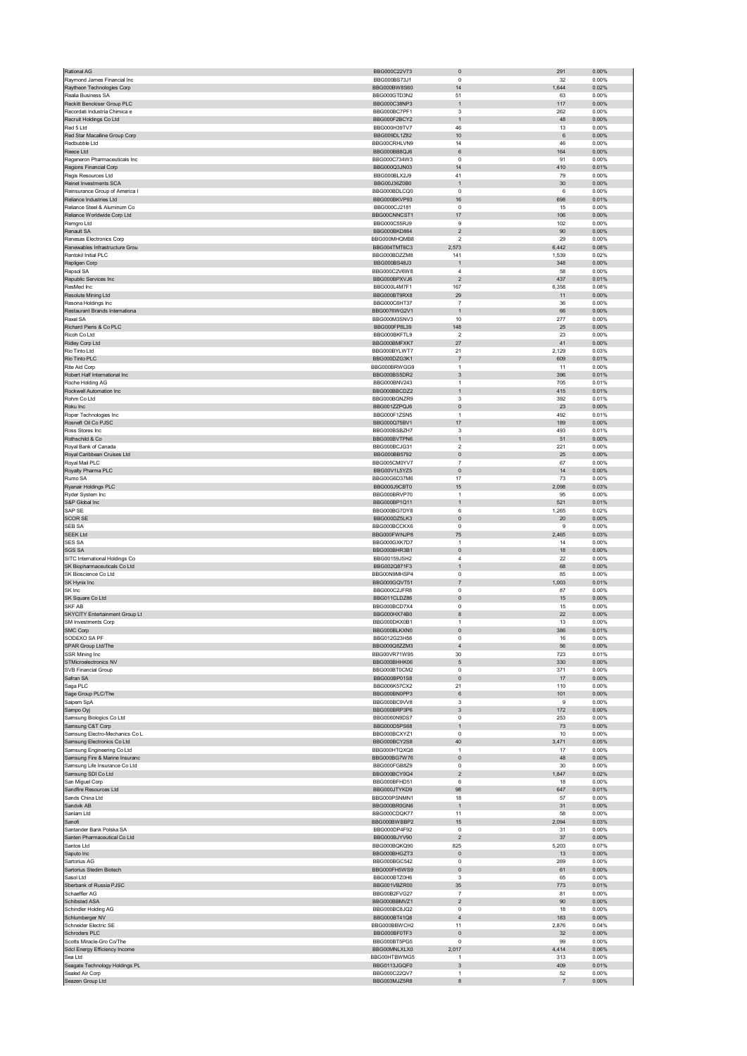| | | | | |
|---|---|---|---|---|
| Rational AG | BBG000C22V73 | 0 | 291 | 0.00% |
| Raymond James Financial Inc | BBG000BS73J1 | 0 | 32 | 0.00% |
| Raytheon Technologies Corp | BBG000BW8S60 | 14 | 1,644 | 0.02% |
| Realia Business SA | BBG000GTD3N2 | 51 | 63 | 0.00% |
| Reckitt Benckiser Group PLC | BBG000C38NP3 | 1 | 117 | 0.00% |
| Recordati Industria Chimica e | BBG000BC7PF1 | 3 | 262 | 0.00% |
| Recruit Holdings Co Ltd | BBG000F2BCY2 | 1 | 48 | 0.00% |
| Red 5 Ltd | BBG000H39TV7 | 46 | 13 | 0.00% |
| Red Star Macalline Group Corp | BBG009DL1Z82 | 10 | 6 | 0.00% |
| Redbubble Ltd | BBG00CRHLVN9 | 14 | 46 | 0.00% |
| Reece Ltd | BBG000BB8QJ6 | 6 | 164 | 0.00% |
| Regeneron Pharmaceuticals Inc | BBG000C734W3 | 0 | 91 | 0.00% |
| Regions Financial Corp | BBG000Q3JN03 | 14 | 410 | 0.01% |
| Regis Resources Ltd | BBG000BLX2J9 | 41 | 79 | 0.00% |
| Reinet Investments SCA | BBG00J36Z0B0 | 1 | 30 | 0.00% |
| Reinsurance Group of America I | BBG000BDLCQ0 | 0 | 6 | 0.00% |
| Reliance Industries Ltd | BBG000BKVP93 | 16 | 698 | 0.01% |
| Reliance Steel & Aluminum Co | BBG000CJ2181 | 0 | 15 | 0.00% |
| Reliance Worldwide Corp Ltd | BBG00CNNCST1 | 17 | 106 | 0.00% |
| Remgro Ltd | BBG000C55RJ9 | 9 | 102 | 0.00% |
| Renault SA | BBG000BKD864 | 2 | 90 | 0.00% |
| Renesas Electronics Corp | BBG000MHQMB8 | 2 | 29 | 0.00% |
| Renewables Infrastructure Grou | BBG004TMT8C3 | 2,573 | 6,442 | 0.08% |
| Rentokil Initial PLC | BBG000BDZZM8 | 141 | 1,539 | 0.02% |
| Repligen Corp | BBG000BS48J3 | 1 | 348 | 0.00% |
| Repsol SA | BBG000C2V6W8 | 4 | 58 | 0.00% |
| Republic Services Inc | BBG000BPXVJ6 | 2 | 437 | 0.01% |
| ResMed Inc | BBG000L4M7F1 | 167 | 6,358 | 0.08% |
| Resolute Mining Ltd | BBG000BT9RX8 | 29 | 11 | 0.00% |
| Resona Holdings Inc | BBG000C6HT37 | 7 | 36 | 0.00% |
| Restaurant Brands Internationa | BBG0076WG2V1 | 1 | 66 | 0.00% |
| Rexel SA | BBG000M3SNV3 | 10 | 277 | 0.00% |
| Richard Pieris & Co PLC | BBG000FP8L39 | 148 | 25 | 0.00% |
| Ricoh Co Ltd | BBG000BKFTL9 | 2 | 23 | 0.00% |
| Ridley Corp Ltd | BBG000BMFXK7 | 27 | 41 | 0.00% |
| Rio Tinto Ltd | BBG000BYLWT7 | 21 | 2,129 | 0.03% |
| Rio Tinto PLC | BBG000DZG3K1 | 7 | 609 | 0.01% |
| Rite Aid Corp | BBG000BRWGG9 | 1 | 11 | 0.00% |
| Robert Half International Inc | BBG000BS5DR2 | 3 | 396 | 0.01% |
| Roche Holding AG | BBG000BNV243 | 1 | 705 | 0.01% |
| Rockwell Automation Inc | BBG000BBCDZ2 | 1 | 415 | 0.01% |
| Rohm Co Ltd | BBG000BGNZR9 | 3 | 392 | 0.01% |
| Roku Inc | BBG001ZZPQJ6 | 0 | 23 | 0.00% |
| Roper Technologies Inc | BBG000F1ZSN5 | 1 | 492 | 0.01% |
| Rosneft Oil Co PJSC | BBG000Q75BV1 | 17 | 189 | 0.00% |
| Ross Stores Inc | BBG000BSBZH7 | 3 | 493 | 0.01% |
| Rothschild & Co | BBG000BVTPN6 | 1 | 51 | 0.00% |
| Royal Bank of Canada | BBG000BCJG31 | 2 | 221 | 0.00% |
| Royal Caribbean Cruises Ltd | BBG000BB5792 | 0 | 25 | 0.00% |
| Royal Mail PLC | BBG005CM0YV7 | 7 | 67 | 0.00% |
| Royalty Pharma PLC | BBG00V1L5YZ5 | 0 | 14 | 0.00% |
| Rumo SA | BBG00G6D37M6 | 17 | 73 | 0.00% |
| Ryanair Holdings PLC | BBG000J9CBT0 | 15 | 2,098 | 0.03% |
| Ryder System Inc | BBG000BRVP70 | 1 | 95 | 0.00% |
| S&P Global Inc | BBG000BP1Q11 | 1 | 521 | 0.01% |
| SAP SE | BBG000BG7DY8 | 6 | 1,265 | 0.02% |
| SCOR SE | BBG000DZ5LK3 | 0 | 20 | 0.00% |
| SEB SA | BBG000BCCKX6 | 0 | 9 | 0.00% |
| SEEK Ltd | BBG000FWNJP8 | 75 | 2,465 | 0.03% |
| SES SA | BBG000GXK7D7 | 1 | 14 | 0.00% |
| SGS SA | BBG000BHR3B1 | 0 | 18 | 0.00% |
| SITC International Holdings Co | BBG00159JSH2 | 4 | 22 | 0.00% |
| SK Biopharmaceuticals Co Ltd | BBG002Q871F3 | 1 | 68 | 0.00% |
| SK Bioscience Co Ltd | BBG00N9MHSP4 | 0 | 85 | 0.00% |
| SK Hynix Inc | BBG000GQVT51 | 7 | 1,003 | 0.01% |
| SK Inc | BBG000C2JFR8 | 0 | 87 | 0.00% |
| SK Square Co Ltd | BBG011CLDZ86 | 0 | 15 | 0.00% |
| SKF AB | BBG000BCD7X4 | 0 | 15 | 0.00% |
| SKYCITY Entertainment Group Lt | BBG000HX74B0 | 8 | 22 | 0.00% |
| SM Investments Corp | BBG000DKX0B1 | 1 | 13 | 0.00% |
| SMC Corp | BBG000BLKXN0 | 0 | 386 | 0.01% |
| SODEXO SA PF | BBG012G23H56 | 0 | 16 | 0.00% |
| SPAR Group Ltd/The | BBG000Q8ZZM3 | 4 | 56 | 0.00% |
| SSR Mining Inc | BBG00VR71W95 | 30 | 723 | 0.01% |
| STMicroelectronics NV | BBG000BHHK06 | 5 | 330 | 0.00% |
| SVB Financial Group | BBG000BT0CM2 | 0 | 371 | 0.00% |
| Safran SA | BBG000BP01S8 | 0 | 17 | 0.00% |
| Saga PLC | BBG006K57CX2 | 21 | 110 | 0.00% |
| Sage Group PLC/The | BBG000BN0PP3 | 6 | 101 | 0.00% |
| Saipem SpA | BBG000BC9VV8 | 3 | 9 | 0.00% |
| Sampo Oyj | BBG000BRP3P6 | 3 | 172 | 0.00% |
| Samsung Biologics Co Ltd | BBG0060N9DS7 | 0 | 253 | 0.00% |
| Samsung C&T Corp | BBG000D5PS68 | 1 | 73 | 0.00% |
| Samsung Electro-Mechanics Co L | BBG000BCXYZ1 | 0 | 10 | 0.00% |
| Samsung Electronics Co Ltd | BBG000BCY2S8 | 40 | 3,471 | 0.05% |
| Samsung Engineering Co Ltd | BBG000HTQXQ8 | 1 | 17 | 0.00% |
| Samsung Fire & Marine Insuranc | BBG000BG7W76 | 0 | 48 | 0.00% |
| Samsung Life Insurance Co Ltd | BBG000FGB8Z9 | 0 | 30 | 0.00% |
| Samsung SDI Co Ltd | BBG000BCY0Q4 | 2 | 1,847 | 0.02% |
| San Miguel Corp | BBG000BFHD51 | 6 | 18 | 0.00% |
| Sandfire Resources Ltd | BBG000JTYKD9 | 98 | 647 | 0.01% |
| Sands China Ltd | BBG000PSNMN1 | 18 | 57 | 0.00% |
| Sandvik AB | BBG000BR0GN6 | 1 | 31 | 0.00% |
| Sanlam Ltd | BBG000CDQK77 | 11 | 58 | 0.00% |
| Sanofi | BBG000BWBBP2 | 15 | 2,094 | 0.03% |
| Santander Bank Polska SA | BBG000DP4F92 | 0 | 31 | 0.00% |
| Santen Pharmaceutical Co Ltd | BBG000BJYV90 | 2 | 37 | 0.00% |
| Santos Ltd | BBG000BQKQ90 | 825 | 5,203 | 0.07% |
| Saputo Inc | BBG000BHGZT3 | 0 | 13 | 0.00% |
| Sartorius AG | BBG000BGC542 | 0 | 269 | 0.00% |
| Sartorius Stedim Biotech | BBG000FH5WS9 | 0 | 61 | 0.00% |
| Sasol Ltd | BBG000BTZ0H6 | 3 | 65 | 0.00% |
| Sberbank of Russia PJSC | BBG001VBZR00 | 35 | 773 | 0.01% |
| Schaeffler AG | BBG00B2FVG27 | 7 | 81 | 0.00% |
| Schibsted ASA | BBG000BBMVZ1 | 2 | 90 | 0.00% |
| Schindler Holding AG | BBG000BC8JQ2 | 0 | 18 | 0.00% |
| Schlumberger NV | BBG000BT41Q8 | 4 | 183 | 0.00% |
| Schneider Electric SE | BBG000BBWCH2 | 11 | 2,876 | 0.04% |
| Schroders PLC | BBG000BF0TF3 | 0 | 32 | 0.00% |
| Scotts Miracle-Gro Co/The | BBG000BT5PG5 | 0 | 99 | 0.00% |
| Sdcl Energy Efficiency Income | BBG00MNLXLX0 | 2,017 | 4,414 | 0.06% |
| Sea Ltd | BBG00HTBWMG5 | 1 | 313 | 0.00% |
| Seagate Technology Holdings PL | BBG0113JGQF0 | 3 | 409 | 0.01% |
| Sealed Air Corp | BBG000C22QV7 | 1 | 52 | 0.00% |
| Seazen Group Ltd | BBG003MJZ5R8 | 8 | 7 | 0.00% |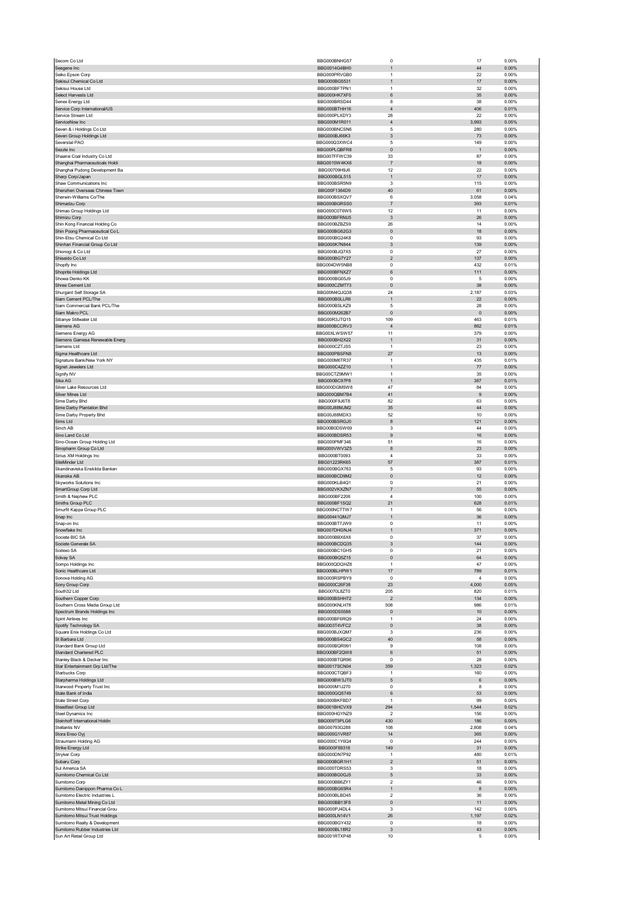| | | | | |
|---|---|---|---|---|
| Secom Co Ltd | BBG000BNHG57 | 0 | 17 | 0.00% |
| Seegene Inc | BBG0014G4BH0 | 1 | 44 | 0.00% |
| Seiko Epson Corp | BBG000PRVGB0 | 1 | 22 | 0.00% |
| Sekisui Chemical Co Ltd | BBG000BG5531 | 1 | 17 | 0.00% |
| Sekisui House Ltd | BBG000BFTPN1 | 1 | 32 | 0.00% |
| Select Harvests Ltd | BBG000HK7XF0 | 6 | 35 | 0.00% |
| Senex Energy Ltd | BBG000BRSD44 | 8 | 38 | 0.00% |
| Service Corp International/US | BBG000BTHH16 | 4 | 406 | 0.01% |
| Service Stream Ltd | BBG000PLXDY3 | 28 | 22 | 0.00% |
| ServiceNow Inc | BBG000M1R011 | 4 | 3,993 | 0.05% |
| Seven & i Holdings Co Ltd | BBG000BNCSN6 | 5 | 280 | 0.00% |
| Seven Group Holdings Ltd | BBG000BJ66K3 | 3 | 73 | 0.00% |
| Severstal PAO | BBG000Q3XWC4 | 5 | 149 | 0.00% |
| Sezzle Inc | BBG00PLQBFR8 | 0 | 1 | 0.00% |
| Shaanxi Coal Industry Co Ltd | BBG007FFWC39 | 33 | 87 | 0.00% |
| Shanghai Pharmaceuticals Holdi | BBG0015W4KX6 | 7 | 18 | 0.00% |
| Shanghai Pudong Development Ba | BBG00709H9J6 | 12 | 22 | 0.00% |
| Sharp Corp/Japan | BBG000BGL515 | 1 | 17 | 0.00% |
| Shaw Communications Inc | BBG000BSR5N9 | 3 | 115 | 0.00% |
| Shenzhen Overseas Chinese Town | BBG00F1364D9 | 40 | 61 | 0.00% |
| Sherwin-Williams Co/The | BBG000BSXQV7 | 6 | 3,058 | 0.04% |
| Shimadzu Corp | BBG000BGRSS0 | 7 | 393 | 0.01% |
| Shimao Group Holdings Ltd | BBG000C0T6W5 | 12 | 11 | 0.00% |
| Shimizu Corp | BBG000BFRMJ5 | 3 | 26 | 0.00% |
| Shin Kong Financial Holding Co | BBG000BZBZS9 | 26 | 14 | 0.00% |
| Shin Poong Pharmaceutical Co L | BBG000BG62G3 | 0 | 18 | 0.00% |
| Shin-Etsu Chemical Co Ltd | BBG000BG24K8 | 0 | 93 | 0.00% |
| Shinhan Financial Group Co Ltd | BBG000K7N844 | 3 | 139 | 0.00% |
| Shionogi & Co Ltd | BBG000BJQ7X5 | 0 | 27 | 0.00% |
| Shiseido Co Ltd | BBG000BG7Y27 | 2 | 137 | 0.00% |
| Shopify Inc | BBG004DW5NB8 | 0 | 432 | 0.01% |
| Shoprite Holdings Ltd | BBG000BFNXZ7 | 6 | 111 | 0.00% |
| Showa Denko KK | BBG000BG05J9 | 0 | 5 | 0.00% |
| Shree Cement Ltd | BBG000CZMT73 | 0 | 38 | 0.00% |
| Shurgard Self Storage SA | BBG00M4QJG38 | 24 | 2,187 | 0.03% |
| Siam Cement PCL/The | BBG000BSLLR6 | 1 | 22 | 0.00% |
| Siam Commercial Bank PCL/The | BBG000BSLKZ9 | 5 | 28 | 0.00% |
| Siam Makro PCL | BBG000M262B7 | 0 | 0 | 0.00% |
| Sibanye Stillwater Ltd | BBG00R3JTQ15 | 109 | 463 | 0.01% |
| Siemens AG | BBG000BCCRV3 | 4 | 862 | 0.01% |
| Siemens Energy AG | BBG00XLWSW57 | 11 | 379 | 0.00% |
| Siemens Gamesa Renewable Energ | BBG000BH2X22 | 1 | 31 | 0.00% |
| Siemens Ltd | BBG000CZTJS5 | 1 | 23 | 0.00% |
| Sigma Healthcare Ltd | BBG000PBSFN8 | 27 | 13 | 0.00% |
| Signature Bank/New York NY | BBG000M6TR37 | 1 | 435 | 0.01% |
| Signet Jewelers Ltd | BBG000C4ZZ10 | 1 | 77 | 0.00% |
| Signify NV | BBG00CTZ9MW1 | 1 | 35 | 0.00% |
| Sika AG | BBG000BC97P8 | 1 | 387 | 0.01% |
| Silver Lake Resources Ltd | BBG000DGM5W8 | 47 | 84 | 0.00% |
| Silver Mines Ltd | BBG000QBM7B4 | 41 | 9 | 0.00% |
| Sime Darby Bhd | BBG000F9J6T8 | 82 | 63 | 0.00% |
| Sime Darby Plantation Bhd | BBG00J88MJM2 | 35 | 44 | 0.00% |
| Sime Darby Property Bhd | BBG00J88MDX3 | 52 | 10 | 0.00% |
| Sims Ltd | BBG000BSRGJ0 | 8 | 121 | 0.00% |
| Sinch AB | BBG00B0DSW69 | 3 | 44 | 0.00% |
| Sino Land Co Ltd | BBG000BDSR53 | 9 | 16 | 0.00% |
| Sino-Ocean Group Holding Ltd | BBG000PMF346 | 51 | 16 | 0.00% |
| Sinopharm Group Co Ltd | BBG000VWV3Z5 | 8 | 23 | 0.00% |
| Sirius XM Holdings Inc | BBG000BT0093 | 4 | 33 | 0.00% |
| SiteMinder Ltd | BBG01223RK65 | 57 | 387 | 0.01% |
| Skandinaviska Enskilda Banken | BBG000BGX763 | 5 | 93 | 0.00% |
| Skanska AB | BBG000BCD9M2 | 0 | 12 | 0.00% |
| Skyworks Solutions Inc | BBG000KLB4Q1 | 0 | 21 | 0.00% |
| SmartGroup Corp Ltd | BBG002VKXZN7 | 7 | 55 | 0.00% |
| Smith & Nephew PLC | BBG000BF2206 | 4 | 100 | 0.00% |
| Smiths Group PLC | BBG000BF1SQ2 | 21 | 628 | 0.01% |
| Smurfit Kappa Group PLC | BBG000NCTTW7 | 1 | 56 | 0.00% |
| Snap Inc | BBG00441QMJ7 | 1 | 36 | 0.00% |
| Snap-on Inc | BBG000BT7JW9 | 0 | 11 | 0.00% |
| Snowflake Inc | BBG007DHGNJ4 | 1 | 371 | 0.00% |
| Societe BIC SA | BBG000BBX6X6 | 0 | 37 | 0.00% |
| Societe Generale SA | BBG000BCDQ35 | 3 | 144 | 0.00% |
| Sodexo SA | BBG000BC1GH5 | 0 | 21 | 0.00% |
| Solvay SA | BBG000BQ5Z15 | 0 | 64 | 0.00% |
| Sompo Holdings Inc | BBG000QDQHZ8 | 1 | 47 | 0.00% |
| Sonic Healthcare Ltd | BBG000BLHPW1 | 17 | 789 | 0.01% |
| Sonova Holding AG | BBG000RSPBY9 | 0 | 4 | 0.00% |
| Sony Group Corp | BBG000C26F38 | 23 | 4,000 | 0.05% |
| South32 Ltd | BBG0070L8ZT0 | 205 | 820 | 0.01% |
| Southern Copper Corp | BBG000BSHH72 | 2 | 134 | 0.00% |
| Southern Cross Media Group Ltd | BBG000KNLH78 | 508 | 986 | 0.01% |
| Spectrum Brands Holdings Inc | BBG000DS5588 | 0 | 10 | 0.00% |
| Spirit Airlines Inc | BBG000BF6RQ9 | 1 | 24 | 0.00% |
| Spotify Technology SA | BBG003T4VFC2 | 0 | 38 | 0.00% |
| Square Enix Holdings Co Ltd | BBG000BJXQM7 | 3 | 236 | 0.00% |
| St Barbara Ltd | BBG000BS4GC2 | 40 | 58 | 0.00% |
| Standard Bank Group Ltd | BBG000BQR991 | 9 | 108 | 0.00% |
| Standard Chartered PLC | BBG000BF2QW8 | 6 | 51 | 0.00% |
| Stanley Black & Decker Inc | BBG000BTQR96 | 0 | 28 | 0.00% |
| Star Entertainment Grp Ltd/The | BBG0017SCN04 | 359 | 1,323 | 0.02% |
| Starbucks Corp | BBG000CTQBF3 | 1 | 160 | 0.00% |
| Starpharma Holdings Ltd | BBG000BW3JT0 | 5 | 6 | 0.00% |
| Starwood Property Trust Inc | BBG000M1J270 | 0 | 8 | 0.00% |
| State Bank of India | BBG000GQ5749 | 6 | 53 | 0.00% |
| State Street Corp | BBG000BKFBD7 | 1 | 99 | 0.00% |
| Steadfast Group Ltd | BBG001BHCVX9 | 294 | 1,544 | 0.02% |
| Steel Dynamics Inc | BBG000HGYNZ9 | 2 | 156 | 0.00% |
| Steinhoff International Holdin | BBG009T5PLG6 | 430 | 186 | 0.00% |
| Stellantis NV | BBG00793G288 | 108 | 2,808 | 0.04% |
| Stora Enso Oyj | BBG000G1VR87 | 14 | 365 | 0.00% |
| Straumann Holding AG | BBG000C1Y6Q4 | 0 | 244 | 0.00% |
| Strike Energy Ltd | BBG000F89318 | 149 | 31 | 0.00% |
| Stryker Corp | BBG000DN7P92 | 1 | 480 | 0.01% |
| Subaru Corp | BBG000BGR1H1 | 2 | 51 | 0.00% |
| Sul America SA | BBG000TDRS53 | 3 | 18 | 0.00% |
| Sumitomo Chemical Co Ltd | BBG000BG0GJ5 | 5 | 33 | 0.00% |
| Sumitomo Corp | BBG000BB6ZY1 | 2 | 46 | 0.00% |
| Sumitomo Dainippon Pharma Co L | BBG000BG65R4 | 1 | 8 | 0.00% |
| Sumitomo Electric Industries L | BBG000BLBD45 | 2 | 36 | 0.00% |
| Sumitomo Metal Mining Co Ltd | BBG000BB13F8 | 0 | 11 | 0.00% |
| Sumitomo Mitsui Financial Grou | BBG000PJ4DL4 | 3 | 142 | 0.00% |
| Sumitomo Mitsui Trust Holdings | BBG000LN14V1 | 26 | 1,197 | 0.02% |
| Sumitomo Realty & Development | BBG000BGY432 | 0 | 18 | 0.00% |
| Sumitomo Rubber Industries Ltd | BBG000BL18R2 | 3 | 43 | 0.00% |
| Sun Art Retail Group Ltd | BBG001RTXP48 | 10 | 5 | 0.00% |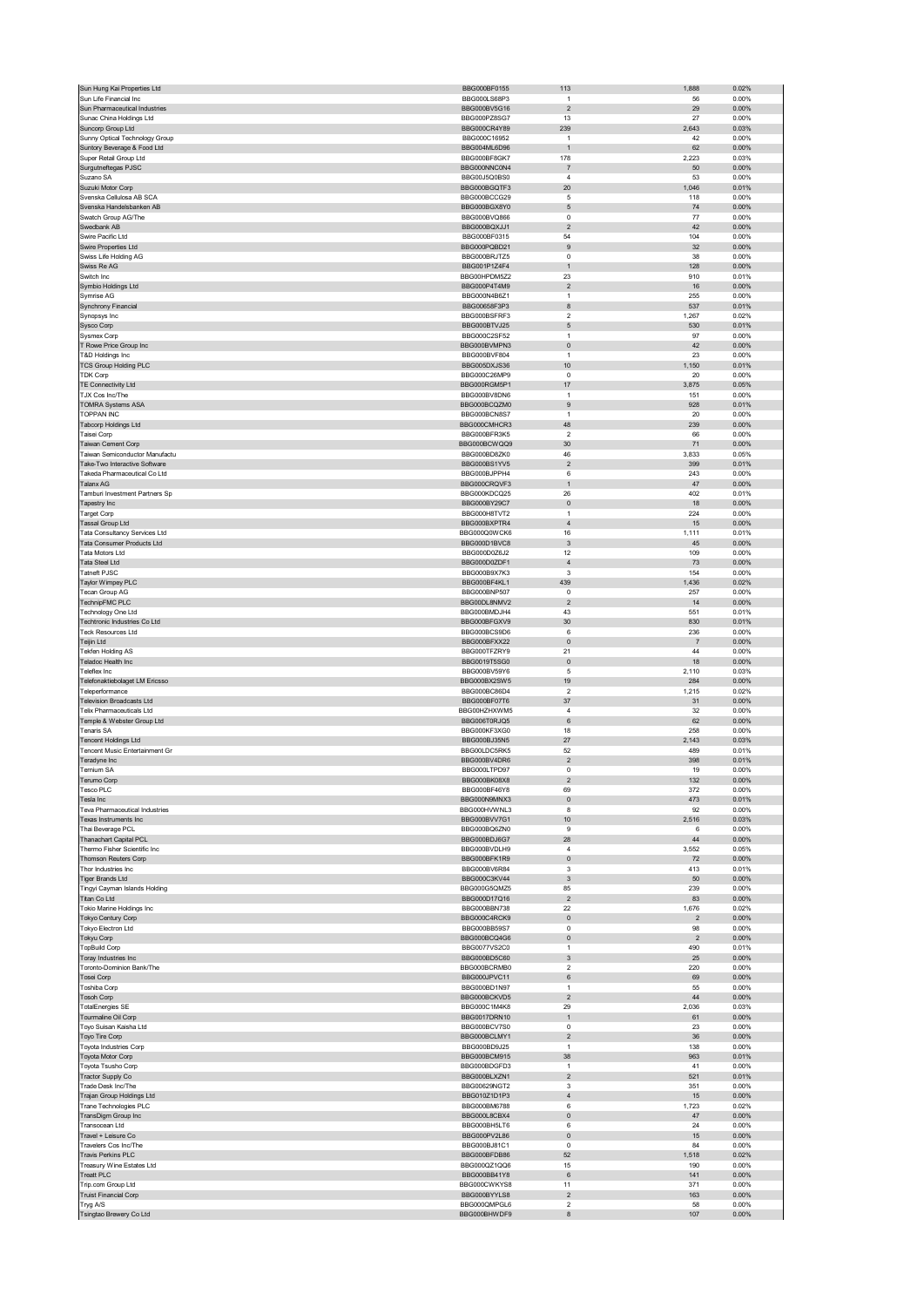| | | | | |
|---|---|---|---|---|
| Sun Hung Kai Properties Ltd | BBG000BF0155 | 113 | 1,888 | 0.02% |
| Sun Life Financial Inc | BBG000LS68P3 | 1 | 56 | 0.00% |
| Sun Pharmaceutical Industries | BBG000BV5G16 | 2 | 29 | 0.00% |
| Sunac China Holdings Ltd | BBG000PZ8SG7 | 13 | 27 | 0.00% |
| Suncorp Group Ltd | BBG000CR4Y89 | 239 | 2,643 | 0.03% |
| Sunny Optical Technology Group | BBG000C16952 | 1 | 42 | 0.00% |
| Suntory Beverage & Food Ltd | BBG004ML6D96 | 1 | 62 | 0.00% |
| Super Retail Group Ltd | BBG000BF8GK7 | 178 | 2,223 | 0.03% |
| Surgutneftegas PJSC | BBG000NNC0N4 | 7 | 50 | 0.00% |
| Suzano SA | BBG00J5Q0BS0 | 4 | 53 | 0.00% |
| Suzuki Motor Corp | BBG000BGQTF3 | 20 | 1,046 | 0.01% |
| Svenska Cellulosa AB SCA | BBG000BCCG29 | 5 | 118 | 0.00% |
| Svenska Handelsbanken AB | BBG000BGX8Y0 | 5 | 74 | 0.00% |
| Swatch Group AG/The | BBG000BVQB66 | 0 | 77 | 0.00% |
| Swedbank AB | BBG000BQXJJ1 | 2 | 42 | 0.00% |
| Swire Pacific Ltd | BBG000BF0315 | 54 | 104 | 0.00% |
| Swire Properties Ltd | BBG000PQBD21 | 9 | 32 | 0.00% |
| Swiss Life Holding AG | BBG000BRJTZ5 | 0 | 38 | 0.00% |
| Swiss Re AG | BBG001P1Z4F4 | 1 | 128 | 0.00% |
| Switch Inc | BBG00HPDM5Z2 | 23 | 910 | 0.01% |
| Symbio Holdings Ltd | BBG000P4T4M9 | 2 | 16 | 0.00% |
| Symrise AG | BBG000N4B6Z1 | 1 | 255 | 0.00% |
| Synchrony Financial | BBG00658F3P3 | 8 | 537 | 0.01% |
| Synopsys Inc | BBG000BSFRF3 | 2 | 1,267 | 0.02% |
| Sysco Corp | BBG000BTVJ25 | 5 | 530 | 0.01% |
| Sysmex Corp | BBG000C2SF52 | 1 | 97 | 0.00% |
| T Rowe Price Group Inc | BBG000BVMPN3 | 0 | 42 | 0.00% |
| T&D Holdings Inc | BBG000BVF804 | 1 | 23 | 0.00% |
| TCS Group Holding PLC | BBG005DXJS36 | 10 | 1,150 | 0.01% |
| TDK Corp | BBG000C26MP9 | 0 | 20 | 0.00% |
| TE Connectivity Ltd | BBG000RGM5P1 | 17 | 3,875 | 0.05% |
| TJX Cos Inc/The | BBG000BV8DN6 | 1 | 151 | 0.00% |
| TOMRA Systems ASA | BBG000BCQZM0 | 9 | 928 | 0.01% |
| TOPPAN INC | BBG000BCN8S7 | 1 | 20 | 0.00% |
| Tabcorp Holdings Ltd | BBG000CMHCR3 | 48 | 239 | 0.00% |
| Taisei Corp | BBG000BFR3K5 | 2 | 66 | 0.00% |
| Taiwan Cement Corp | BBG000BCWQQ9 | 30 | 71 | 0.00% |
| Taiwan Semiconductor Manufactu | BBG000BD8ZK0 | 46 | 3,833 | 0.05% |
| Take-Two Interactive Software | BBG000BS1YV5 | 2 | 399 | 0.01% |
| Takeda Pharmaceutical Co Ltd | BBG000BJPPH4 | 6 | 243 | 0.00% |
| Talanx AG | BBG000CRQVF3 | 1 | 47 | 0.00% |
| Tamburi Investment Partners Sp | BBG000KDCQ25 | 26 | 402 | 0.01% |
| Tapestry Inc | BBG000BY29C7 | 0 | 18 | 0.00% |
| Target Corp | BBG000H8TVT2 | 1 | 224 | 0.00% |
| Tassal Group Ltd | BBG000BXPTR4 | 4 | 15 | 0.00% |
| Tata Consultancy Services Ltd | BBG000Q0WCK6 | 16 | 1,111 | 0.01% |
| Tata Consumer Products Ltd | BBG000D1BVC8 | 3 | 45 | 0.00% |
| Tata Motors Ltd | BBG000D0Z6J2 | 12 | 109 | 0.00% |
| Tata Steel Ltd | BBG000D0ZDF1 | 4 | 73 | 0.00% |
| Tatneft PJSC | BBG000B9X7K3 | 3 | 154 | 0.00% |
| Taylor Wimpey PLC | BBG000BF4KL1 | 439 | 1,436 | 0.02% |
| Tecan Group AG | BBG000BNP507 | 0 | 257 | 0.00% |
| TechnipFMC PLC | BBG00DL8NMV2 | 2 | 14 | 0.00% |
| Technology One Ltd | BBG000BMDJH4 | 43 | 551 | 0.01% |
| Techtronic Industries Co Ltd | BBG000BFGXV9 | 30 | 830 | 0.01% |
| Teck Resources Ltd | BBG000BCS9D6 | 6 | 236 | 0.00% |
| Teijin Ltd | BBG000BFXX22 | 0 | 7 | 0.00% |
| Tekfen Holding AS | BBG000TFZRY9 | 21 | 44 | 0.00% |
| Teladoc Health Inc | BBG0019T5SG0 | 0 | 18 | 0.00% |
| Teleflex Inc | BBG000BV59Y6 | 5 | 2,110 | 0.03% |
| Telefonaktiebolaget LM Ericsso | BBG000BX2SW5 | 19 | 284 | 0.00% |
| Teleperformance | BBG000BC86D4 | 2 | 1,215 | 0.02% |
| Television Broadcasts Ltd | BBG000BF07T6 | 37 | 31 | 0.00% |
| Telix Pharmaceuticals Ltd | BBG00HZHXWM5 | 4 | 32 | 0.00% |
| Temple & Webster Group Ltd | BBG006T0RJQ5 | 6 | 62 | 0.00% |
| Tenaris SA | BBG000KF3XG0 | 18 | 258 | 0.00% |
| Tencent Holdings Ltd | BBG000BJ35N5 | 27 | 2,143 | 0.03% |
| Tencent Music Entertainment Gr | BBG00LDC5RK5 | 52 | 489 | 0.01% |
| Teradyne Inc | BBG000BV4DR6 | 2 | 398 | 0.01% |
| Ternium SA | BBG000LTPD97 | 0 | 19 | 0.00% |
| Terumo Corp | BBG000BK08X8 | 2 | 132 | 0.00% |
| Tesco PLC | BBG000BF46Y8 | 69 | 372 | 0.00% |
| Tesla Inc | BBG000N9MNX3 | 0 | 473 | 0.01% |
| Teva Pharmaceutical Industries | BBG000HVWNL3 | 8 | 92 | 0.00% |
| Texas Instruments Inc | BBG000BVV7G1 | 10 | 2,516 | 0.03% |
| Thai Beverage PCL | BBG000BQ6ZN0 | 9 | 6 | 0.00% |
| Thanachart Capital PCL | BBG000BDJ6G7 | 28 | 44 | 0.00% |
| Thermo Fisher Scientific Inc | BBG000BVDLH9 | 4 | 3,552 | 0.05% |
| Thomson Reuters Corp | BBG000BFK1R9 | 0 | 72 | 0.00% |
| Thor Industries Inc | BBG000BV6R84 | 3 | 413 | 0.01% |
| Tiger Brands Ltd | BBG000C3KV44 | 3 | 50 | 0.00% |
| Tingyi Cayman Islands Holding | BBG000G5QMZ5 | 85 | 239 | 0.00% |
| Titan Co Ltd | BBG000D17Q16 | 2 | 83 | 0.00% |
| Tokio Marine Holdings Inc | BBG000BBN738 | 22 | 1,676 | 0.02% |
| Tokyo Century Corp | BBG000C4RCK9 | 0 | 2 | 0.00% |
| Tokyo Electron Ltd | BBG000BB59S7 | 0 | 98 | 0.00% |
| Tokyu Corp | BBG000BCQ4G6 | 0 | 2 | 0.00% |
| TopBuild Corp | BBG0077VS2C0 | 1 | 490 | 0.01% |
| Toray Industries Inc | BBG000BD5C60 | 3 | 25 | 0.00% |
| Toronto-Dominion Bank/The | BBG000BCRMB0 | 2 | 220 | 0.00% |
| Tosei Corp | BBG000JPVC11 | 6 | 69 | 0.00% |
| Toshiba Corp | BBG000BD1N97 | 1 | 55 | 0.00% |
| Tosoh Corp | BBG000BCKVD5 | 2 | 44 | 0.00% |
| TotalEnergies SE | BBG000C1M4K8 | 29 | 2,036 | 0.03% |
| Tourmaline Oil Corp | BBG0017DRN10 | 1 | 61 | 0.00% |
| Toyo Suisan Kaisha Ltd | BBG000BCV7S0 | 0 | 23 | 0.00% |
| Toyo Tire Corp | BBG000BCLMY1 | 2 | 36 | 0.00% |
| Toyota Industries Corp | BBG000BD9J25 | 1 | 138 | 0.00% |
| Toyota Motor Corp | BBG000BCM915 | 38 | 963 | 0.01% |
| Toyota Tsusho Corp | BBG000BDGFD3 | 1 | 41 | 0.00% |
| Tractor Supply Co | BBG000BLXZN1 | 2 | 521 | 0.01% |
| Trade Desk Inc/The | BBG00629NGT2 | 3 | 351 | 0.00% |
| Trajan Group Holdings Ltd | BBG010Z1D1P3 | 4 | 15 | 0.00% |
| Trane Technologies PLC | BBG000BM6788 | 6 | 1,723 | 0.02% |
| TransDigm Group Inc | BBG000L8CBX4 | 0 | 47 | 0.00% |
| Transocean Ltd | BBG000BH5LT6 | 6 | 24 | 0.00% |
| Travel + Leisure Co | BBG000PV2L86 | 0 | 15 | 0.00% |
| Travelers Cos Inc/The | BBG000BJ81C1 | 0 | 84 | 0.00% |
| Travis Perkins PLC | BBG000BFDB86 | 52 | 1,518 | 0.02% |
| Treasury Wine Estates Ltd | BBG000QZ1QQ6 | 15 | 190 | 0.00% |
| Treatt PLC | BBG000BB41Y8 | 6 | 141 | 0.00% |
| Trip.com Group Ltd | BBG000CWKYS8 | 11 | 371 | 0.00% |
| Truist Financial Corp | BBG000BYYLS8 | 2 | 163 | 0.00% |
| Tryg A/S | BBG000QMPGL6 | 2 | 58 | 0.00% |
| Tsingtao Brewery Co Ltd | BBG000BHWDF9 | 8 | 107 | 0.00% |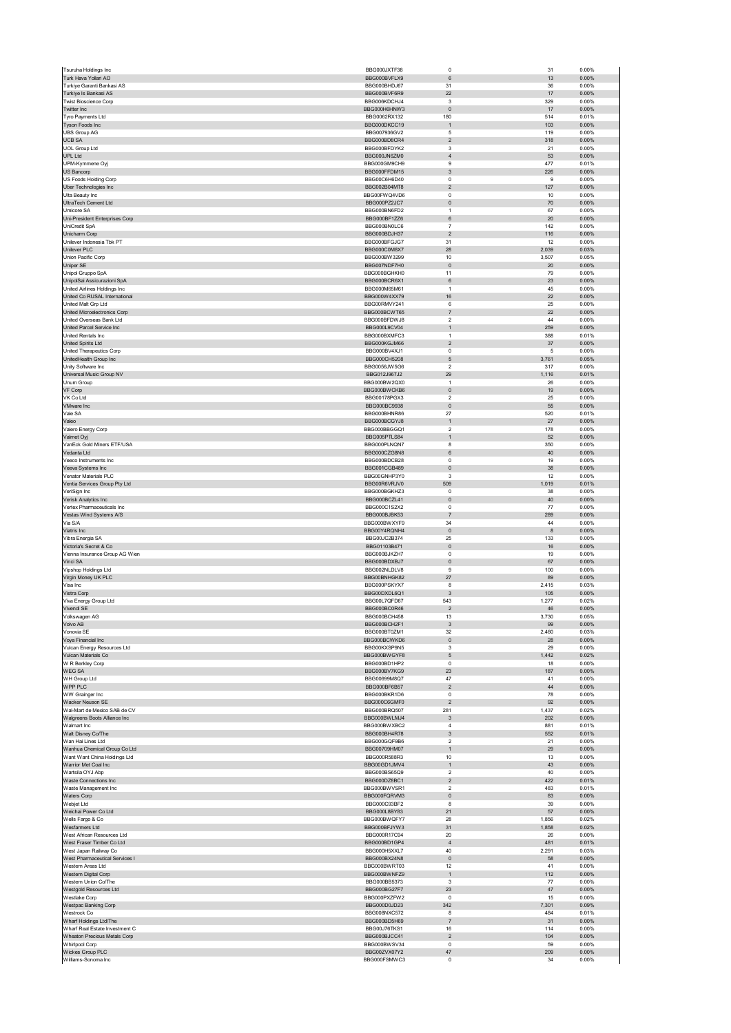| | | | | |
|---|---|---|---|---|
| Tsuruha Holdings Inc | BBG000JXTF38 | 0 | 31 | 0.00% |
| Turk Hava Yollari AO | BBG000BVFLX9 | 6 | 13 | 0.00% |
| Turkiye Garanti Bankasi AS | BBG000BHDJ67 | 31 | 36 | 0.00% |
| Turkiye Is Bankasi AS | BBG000BVF6R9 | 22 | 17 | 0.00% |
| Twist Bioscience Corp | BBG006KDCHJ4 | 3 | 329 | 0.00% |
| Twitter Inc | BBG000H6HNW3 | 0 | 17 | 0.00% |
| Tyro Payments Ltd | BBG0062RX132 | 180 | 514 | 0.01% |
| Tyson Foods Inc | BBG000DKCC19 | 1 | 103 | 0.00% |
| UBS Group AG | BBG007936GV2 | 5 | 119 | 0.00% |
| UCB SA | BBG000BD8CR4 | 2 | 318 | 0.00% |
| UOL Group Ltd | BBG000BFDYK2 | 3 | 21 | 0.00% |
| UPL Ltd | BBG000JN6ZM0 | 4 | 53 | 0.00% |
| UPM-Kymmene Oyj | BBG000GM9CH9 | 9 | 477 | 0.01% |
| US Bancorp | BBG000FFDM15 | 3 | 226 | 0.00% |
| US Foods Holding Corp | BBG00C6H6D40 | 0 | 9 | 0.00% |
| Uber Technologies Inc | BBG002B04MT8 | 2 | 127 | 0.00% |
| Ulta Beauty Inc | BBG00FWQ4VD6 | 0 | 10 | 0.00% |
| UltraTech Cement Ltd | BBG000PZ2JC7 | 0 | 70 | 0.00% |
| Umicore SA | BBG000BN6FD2 | 1 | 67 | 0.00% |
| Uni-President Enterprises Corp | BBG000BF1ZZ6 | 6 | 20 | 0.00% |
| UniCredit SpA | BBG000BN0LC6 | 7 | 142 | 0.00% |
| Unicharm Corp | BBG000BDJH37 | 2 | 116 | 0.00% |
| Unilever Indonesia Tbk PT | BBG000BFGJG7 | 31 | 12 | 0.00% |
| Unilever PLC | BBG000C0M6X7 | 28 | 2,039 | 0.03% |
| Union Pacific Corp | BBG000BW3299 | 10 | 3,507 | 0.05% |
| Uniper SE | BBG007NDF7H0 | 0 | 20 | 0.00% |
| Unipol Gruppo SpA | BBG000BGHKH0 | 11 | 79 | 0.00% |
| UnipolSai Assicurazioni SpA | BBG000BCR6X1 | 6 | 23 | 0.00% |
| United Airlines Holdings Inc | BBG000M65M61 | 1 | 45 | 0.00% |
| United Co RUSAL International | BBG000W4XX79 | 16 | 22 | 0.00% |
| United Malt Grp Ltd | BBG00RMVY241 | 6 | 25 | 0.00% |
| United Microelectronics Corp | BBG000BCWT65 | 7 | 22 | 0.00% |
| United Overseas Bank Ltd | BBG000BFDWJ8 | 2 | 44 | 0.00% |
| United Parcel Service Inc | BBG000L9CV04 | 1 | 259 | 0.00% |
| United Rentals Inc | BBG000BXMFC3 | 1 | 388 | 0.01% |
| United Spirits Ltd | BBG000KGJM66 | 2 | 37 | 0.00% |
| United Therapeutics Corp | BBG000BV4XJ1 | 0 | 5 | 0.00% |
| UnitedHealth Group Inc | BBG000CH5208 | 5 | 3,761 | 0.05% |
| Unity Software Inc | BBG0056JW5G6 | 2 | 317 | 0.00% |
| Universal Music Group NV | BBG012J967J2 | 29 | 1,116 | 0.01% |
| Unum Group | BBG000BW2QX0 | 1 | 26 | 0.00% |
| VF Corp | BBG000BWCKB6 | 0 | 19 | 0.00% |
| VK Co Ltd | BBG00178PGX3 | 2 | 25 | 0.00% |
| VMware Inc | BBG000BC9938 | 0 | 55 | 0.00% |
| Vale SA | BBG000BHNR86 | 27 | 520 | 0.01% |
| Valeo | BBG000BCGYJ8 | 1 | 27 | 0.00% |
| Valero Energy Corp | BBG000BBGGQ1 | 2 | 178 | 0.00% |
| Valmet Oyj | BBG005PTLS84 | 1 | 52 | 0.00% |
| VanEck Gold Miners ETF/USA | BBG000PLNQN7 | 8 | 350 | 0.00% |
| Vedanta Ltd | BBG000CZG8N8 | 6 | 40 | 0.00% |
| Veeco Instruments Inc | BBG000BDCB28 | 0 | 19 | 0.00% |
| Veeva Systems Inc | BBG001CGB489 | 0 | 38 | 0.00% |
| Venator Materials PLC | BBG00GNHP3Y0 | 3 | 12 | 0.00% |
| Ventia Services Group Pty Ltd | BBG00R6VRJV0 | 509 | 1,019 | 0.01% |
| VeriSign Inc | BBG000BGKHZ3 | 0 | 38 | 0.00% |
| Verisk Analytics Inc | BBG000BCZL41 | 0 | 40 | 0.00% |
| Vertex Pharmaceuticals Inc | BBG000C1S2X2 | 0 | 77 | 0.00% |
| Vestas Wind Systems A/S | BBG000BJBK53 | 7 | 289 | 0.00% |
| Via S/A | BBG000BWXYF9 | 34 | 44 | 0.00% |
| Viatris Inc | BBG00Y4RQNH4 | 0 | 8 | 0.00% |
| Vibra Energia SA | BBG00JC2B374 | 25 | 133 | 0.00% |
| Victoria's Secret & Co | BBG01103B471 | 0 | 16 | 0.00% |
| Vienna Insurance Group AG Wien | BBG000BJKZH7 | 0 | 19 | 0.00% |
| Vinci SA | BBG000BDXBJ7 | 0 | 67 | 0.00% |
| Vipshop Holdings Ltd | BBG002NLDLV8 | 9 | 100 | 0.00% |
| Virgin Money UK PLC | BBG00BNHGK82 | 27 | 89 | 0.00% |
| Visa Inc | BBG000PSKYX7 | 8 | 2,415 | 0.03% |
| Vistra Corp | BBG00DXDL6Q1 | 3 | 105 | 0.00% |
| Viva Energy Group Ltd | BBG00L7QFD67 | 543 | 1,277 | 0.02% |
| Vivendi SE | BBG000BC0R46 | 2 | 46 | 0.00% |
| Volkswagen AG | BBG000BCH458 | 13 | 3,730 | 0.05% |
| Volvo AB | BBG000BCH2F1 | 3 | 99 | 0.00% |
| Vonovia SE | BBG000BT0ZM1 | 32 | 2,460 | 0.03% |
| Voya Financial Inc | BBG000BCWKD6 | 0 | 28 | 0.00% |
| Vulcan Energy Resources Ltd | BBG00KXSP9N5 | 3 | 29 | 0.00% |
| Vulcan Materials Co | BBG000BWGYF8 | 5 | 1,442 | 0.02% |
| W R Berkley Corp | BBG000BD1HP2 | 0 | 18 | 0.00% |
| WEG SA | BBG000BV7KG9 | 23 | 187 | 0.00% |
| WH Group Ltd | BBG00699M8Q7 | 47 | 41 | 0.00% |
| WPP PLC | BBG000BF6B57 | 2 | 44 | 0.00% |
| WW Grainger Inc | BBG000BKR1D6 | 0 | 78 | 0.00% |
| Wacker Neuson SE | BBG000C6GMF0 | 2 | 92 | 0.00% |
| Wal-Mart de Mexico SAB de CV | BBG000BRQ507 | 281 | 1,437 | 0.02% |
| Walgreens Boots Alliance Inc | BBG000BWLMJ4 | 3 | 202 | 0.00% |
| Walmart Inc | BBG000BWXBC2 | 4 | 881 | 0.01% |
| Walt Disney Co/The | BBG000BH4R78 | 3 | 552 | 0.01% |
| Wan Hai Lines Ltd | BBG000GQF9B6 | 2 | 21 | 0.00% |
| Wanhua Chemical Group Co Ltd | BBG00709HM07 | 1 | 29 | 0.00% |
| Want Want China Holdings Ltd | BBG000R588R3 | 10 | 13 | 0.00% |
| Warrior Met Coal Inc | BBG00GD1JMV4 | 1 | 43 | 0.00% |
| Wartsila OYJ Abp | BBG000BS65Q9 | 2 | 40 | 0.00% |
| Waste Connections Inc | BBG000DZ8BC1 | 2 | 422 | 0.01% |
| Waste Management Inc | BBG000BWVSR1 | 2 | 483 | 0.01% |
| Waters Corp | BBG000FQRVM3 | 0 | 83 | 0.00% |
| Webjet Ltd | BBG000C93BF2 | 8 | 39 | 0.00% |
| Weichai Power Co Ltd | BBG000L8BY83 | 21 | 57 | 0.00% |
| Wells Fargo & Co | BBG000BWQFY7 | 28 | 1,856 | 0.02% |
| Wesfarmers Ltd | BBG000BFJYW3 | 31 | 1,858 | 0.02% |
| West African Resources Ltd | BBG000R17C94 | 20 | 26 | 0.00% |
| West Fraser Timber Co Ltd | BBG000BD1GP4 | 4 | 481 | 0.01% |
| West Japan Railway Co | BBG000H5XXL7 | 40 | 2,291 | 0.03% |
| West Pharmaceutical Services I | BBG000BX24N8 | 0 | 58 | 0.00% |
| Western Areas Ltd | BBG000BWRT03 | 12 | 41 | 0.00% |
| Western Digital Corp | BBG000BWNFZ9 | 1 | 112 | 0.00% |
| Western Union Co/The | BBG000BB5373 | 3 | 77 | 0.00% |
| Westgold Resources Ltd | BBG000BG27F7 | 23 | 47 | 0.00% |
| Westlake Corp | BBG000PXZFW2 | 0 | 15 | 0.00% |
| Westpac Banking Corp | BBG000D0JD23 | 342 | 7,301 | 0.09% |
| Westrock Co | BBG008NXC572 | 8 | 484 | 0.01% |
| Wharf Holdings Ltd/The | BBG000BD5H69 | 7 | 31 | 0.00% |
| Wharf Real Estate Investment C | BBG00J76TKS1 | 16 | 114 | 0.00% |
| Wheaton Precious Metals Corp | BBG000BJCC41 | 2 | 104 | 0.00% |
| Whirlpool Corp | BBG000BWSV34 | 0 | 59 | 0.00% |
| Wickes Group PLC | BBG00ZVX07Y2 | 47 | 209 | 0.00% |
| Williams-Sonoma Inc | BBG000FSMWC3 | 0 | 34 | 0.00% |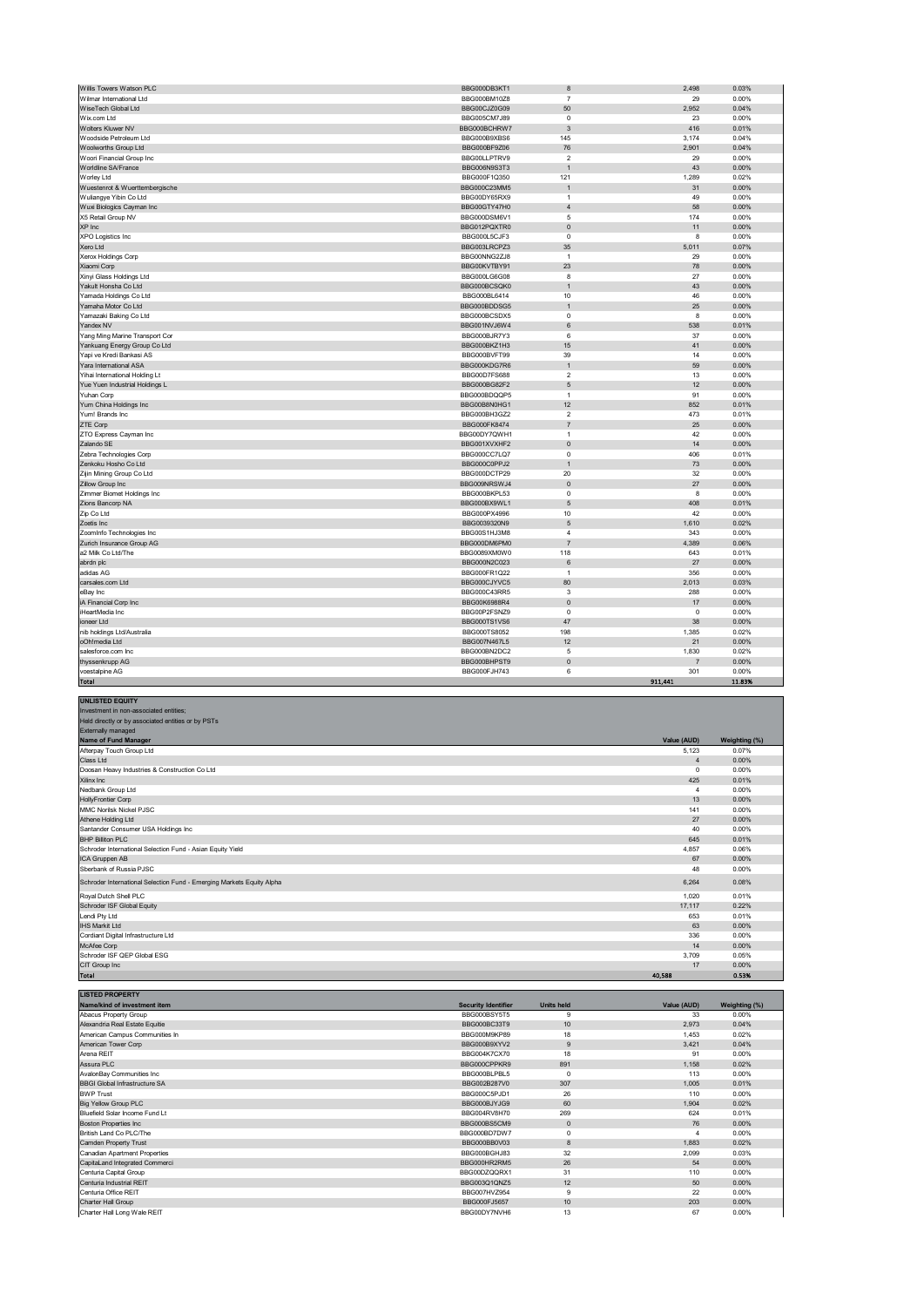| | | | | |
|---|---|---|---|---|
| Willis Towers Watson PLC | BBG000DB3KT1 | 8 | 2,498 | 0.03% |
| Wilmar International Ltd | BBG000BM10Z8 | 7 | 29 | 0.00% |
| WiseTech Global Ltd | BBG00CJZ0G09 | 50 | 2,952 | 0.04% |
| Wix.com Ltd | BBG005CM7J89 | 0 | 23 | 0.00% |
| Wolters Kluwer NV | BBG000BCHRW7 | 3 | 416 | 0.01% |
| Woodside Petroleum Ltd | BBG000B9XBS6 | 145 | 3,174 | 0.04% |
| Woolworths Group Ltd | BBG000BF9Z06 | 76 | 2,901 | 0.04% |
| Woori Financial Group Inc | BBG00LLPTRV9 | 2 | 29 | 0.00% |
| Worldline SA/France | BBG006N9S3T3 | 1 | 43 | 0.00% |
| Worley Ltd | BBG000F1Q350 | 121 | 1,289 | 0.02% |
| Wuestenrot & Wuerttembergische | BBG000C23MM5 | 1 | 31 | 0.00% |
| Wuliangye Yibin Co Ltd | BBG00DY65RX9 | 1 | 49 | 0.00% |
| Wuxi Biologics Cayman Inc | BBG00GTY47H0 | 4 | 58 | 0.00% |
| X5 Retail Group NV | BBG000DSM6V1 | 5 | 174 | 0.00% |
| XP Inc | BBG012PQXTR0 | 0 | 11 | 0.00% |
| XPO Logistics Inc | BBG000L5CJF3 | 0 | 8 | 0.00% |
| Xero Ltd | BBG003LRCPZ3 | 35 | 5,011 | 0.07% |
| Xerox Holdings Corp | BBG00NNG2ZJ8 | 1 | 29 | 0.00% |
| Xiaomi Corp | BBG00KVTBY91 | 23 | 78 | 0.00% |
| Xinyi Glass Holdings Ltd | BBG000LG6G08 | 8 | 27 | 0.00% |
| Yakult Honsha Co Ltd | BBG000BCSQK0 | 1 | 43 | 0.00% |
| Yamada Holdings Co Ltd | BBG000BL6414 | 10 | 46 | 0.00% |
| Yamaha Motor Co Ltd | BBG000BDDSG5 | 1 | 25 | 0.00% |
| Yamazaki Baking Co Ltd | BBG000BCSDX5 | 0 | 8 | 0.00% |
| Yandex NV | BBG001NVJ6W4 | 6 | 538 | 0.01% |
| Yang Ming Marine Transport Cor | BBG000BJR7Y3 | 6 | 37 | 0.00% |
| Yankuang Energy Group Co Ltd | BBG000BKZ1H3 | 15 | 41 | 0.00% |
| Yapi ve Kredi Bankasi AS | BBG000BVFT99 | 39 | 14 | 0.00% |
| Yara International ASA | BBG000KDG7R6 | 1 | 59 | 0.00% |
| Yihai International Holding Lt | BBG00D7FS688 | 2 | 13 | 0.00% |
| Yue Yuen Industrial Holdings L | BBG000BG82F2 | 5 | 12 | 0.00% |
| Yuhan Corp | BBG000BDQQP5 | 1 | 91 | 0.00% |
| Yum China Holdings Inc | BBG00B8N0HG1 | 12 | 852 | 0.01% |
| Yum! Brands Inc | BBG000BH3GZ2 | 2 | 473 | 0.01% |
| ZTE Corp | BBG000FK8474 | 7 | 25 | 0.00% |
| ZTO Express Cayman Inc | BBG00DY7QWH1 | 1 | 42 | 0.00% |
| Zalando SE | BBG001XVXHF2 | 0 | 14 | 0.00% |
| Zebra Technologies Corp | BBG000CC7LQ7 | 0 | 406 | 0.01% |
| Zenkoku Hosho Co Ltd | BBG000C9PPJ2 | 1 | 73 | 0.00% |
| Zijin Mining Group Co Ltd | BBG000DCTP29 | 20 | 32 | 0.00% |
| Zillow Group Inc | BBG009NRSWJ4 | 0 | 27 | 0.00% |
| Zimmer Biomet Holdings Inc | BBG000BKPL53 | 0 | 8 | 0.00% |
| Zions Bancorp NA | BBG000BX9WL1 | 5 | 408 | 0.01% |
| Zip Co Ltd | BBG000PX4996 | 10 | 42 | 0.00% |
| Zoetis Inc | BBG0039320N9 | 5 | 1,610 | 0.02% |
| ZoomInfo Technologies Inc | BBG00S1HJ3M8 | 4 | 343 | 0.00% |
| Zurich Insurance Group AG | BBG000DM6PM0 | 7 | 4,389 | 0.06% |
| a2 Milk Co Ltd/The | BBG0089XM0W0 | 118 | 643 | 0.01% |
| abrdn plc | BBG000N2C023 | 6 | 27 | 0.00% |
| adidas AG | BBG000FR1Q22 | 1 | 356 | 0.00% |
| carsales.com Ltd | BBG000CJYVC5 | 80 | 2,013 | 0.03% |
| eBay Inc | BBG000C43RR5 | 3 | 288 | 0.00% |
| iA Financial Corp Inc | BBG00K6988R4 | 0 | 17 | 0.00% |
| iHeartMedia Inc | BBG00P2FSNZ9 | 0 | 0 | 0.00% |
| ioneer Ltd | BBG000TS1VS6 | 47 | 38 | 0.00% |
| nib holdings Ltd/Australia | BBG000TS8052 | 198 | 1,385 | 0.02% |
| oOh!media Ltd | BBG007N467L5 | 12 | 21 | 0.00% |
| salesforce.com Inc | BBG000BN2DC2 | 5 | 1,830 | 0.02% |
| thyssenkrupp AG | BBG000BHPST9 | 0 | 7 | 0.00% |
| voestalpine AG | BBG000FJH743 | 6 | 301 | 0.00% |
| **Total** | | | **911,441** | **11.83%** |

**UNLISTED EQUITY**

Investment in non-associated entities;

Held directly or by associated entities or by PSTs

Externally managed

| Name of Fund Manager | Value (AUD) | Weighting (%) |
|---|---|---|
| Afterpay Touch Group Ltd | 5,123 | 0.07% |
| Class Ltd | 4 | 0.00% |
| Doosan Heavy Industries & Construction Co Ltd | 0 | 0.00% |
| Xilinx Inc | 425 | 0.01% |
| Nedbank Group Ltd | 4 | 0.00% |
| HollyFrontier Corp | 13 | 0.00% |
| MMC Norilsk Nickel PJSC | 141 | 0.00% |
| Athene Holding Ltd | 27 | 0.00% |
| Santander Consumer USA Holdings Inc | 40 | 0.00% |
| BHP Billiton PLC | 645 | 0.01% |
| Schroder International Selection Fund - Asian Equity Yield | 4,857 | 0.06% |
| ICA Gruppen AB | 67 | 0.00% |
| Sberbank of Russia PJSC | 48 | 0.00% |
| Schroder International Selection Fund - Emerging Markets Equity Alpha | 6,264 | 0.08% |
| Royal Dutch Shell PLC | 1,020 | 0.01% |
| Schroder ISF Global Equity | 17,117 | 0.22% |
| Lendi Pty Ltd | 653 | 0.01% |
| IHS Markit Ltd | 63 | 0.00% |
| Cordiant Digital Infrastructure Ltd | 336 | 0.00% |
| McAfee Corp | 14 | 0.00% |
| Schroder ISF QEP Global ESG | 3,709 | 0.05% |
| CIT Group Inc | 17 | 0.00% |
| **Total** | **40,588** | **0.53%** |

**LISTED PROPERTY**

| Name/kind of investment item | Security Identifier | Units held | Value (AUD) | Weighting (%) |
|---|---|---|---|---|
| Abacus Property Group | BBG000BSY5T5 | 9 | 33 | 0.00% |
| Alexandria Real Estate Equitie | BBG000BC33T9 | 10 | 2,973 | 0.04% |
| American Campus Communities In | BBG000M9KP89 | 18 | 1,453 | 0.02% |
| American Tower Corp | BBG000B9XYV2 | 9 | 3,421 | 0.04% |
| Arena REIT | BBG004K7CX70 | 18 | 91 | 0.00% |
| Assura PLC | BBG000CPPKR9 | 891 | 1,158 | 0.02% |
| AvalonBay Communities Inc | BBG000BLPBL5 | 0 | 113 | 0.00% |
| BBGI Global Infrastructure SA | BBG002B287V0 | 307 | 1,005 | 0.01% |
| BWP Trust | BBG000C5PJD1 | 26 | 110 | 0.00% |
| Big Yellow Group PLC | BBG000BJYJG9 | 60 | 1,904 | 0.02% |
| Bluefield Solar Income Fund Lt | BBG004RV8H70 | 269 | 624 | 0.01% |
| Boston Properties Inc | BBG000BS5CM9 | 0 | 76 | 0.00% |
| British Land Co PLC/The | BBG000BD7DW7 | 0 | 4 | 0.00% |
| Camden Property Trust | BBG000BB0V03 | 8 | 1,883 | 0.02% |
| Canadian Apartment Properties | BBG000BGHJ83 | 32 | 2,099 | 0.03% |
| CapitaLand Integrated Commerci | BBG000HR2RM5 | 26 | 54 | 0.00% |
| Centuria Capital Group | BBG00DZQQRX1 | 31 | 110 | 0.00% |
| Centuria Industrial REIT | BBG003Q1QNZ5 | 12 | 50 | 0.00% |
| Centuria Office REIT | BBG007HVZ954 | 9 | 22 | 0.00% |
| Charter Hall Group | BBG000FJ5657 | 10 | 203 | 0.00% |
| Charter Hall Long Wale REIT | BBG00DY7NVH6 | 13 | 67 | 0.00% |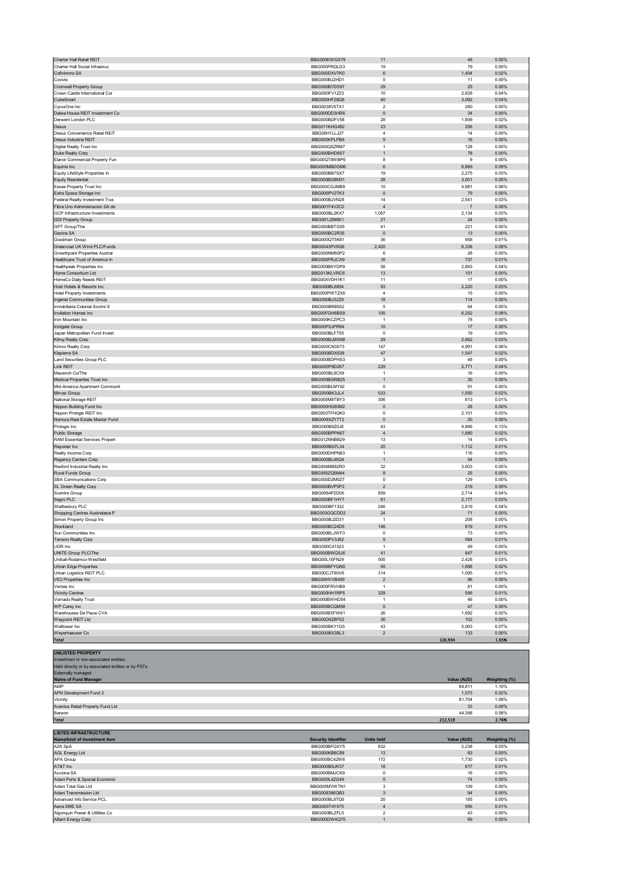| | | | | |
|---|---|---|---|---|
| Charter Hall Retail REIT | BBG000KWGX79 | 11 | 48 | 0.00% |
| Charter Hall Social Infrastruc | BBG000PRQLD3 | 19 | 79 | 0.00% |
| Cofinimmo SA | BBG000DXV7K0 | 6 | 1,404 | 0.02% |
| Covivio | BBG000BJ2HD1 | 0 | 11 | 0.00% |
| Cromwell Property Group | BBG000BYDS97 | 29 | 25 | 0.00% |
| Crown Castle International Cor | BBG000FV1Z23 | 10 | 2,828 | 0.04% |
| CubeSmart | BBG000HF28Q9 | 40 | 3,092 | 0.04% |
| CyrusOne Inc | BBG0038V5TX1 | 2 | 280 | 0.00% |
| Daiwa House REIT Investment Co | BBG000DD3HR6 | 0 | 34 | 0.00% |
| Derwent London PLC | BBG000BDFV58 | 28 | 1,809 | 0.02% |
| Dexus | BBG011KHG482 | 23 | 256 | 0.00% |
| Dexus Convenience Retail REIT | BBG00H1LLJ27 | 4 | 14 | 0.00% |
| Dexus Industria REIT | BBG009KPLPB9 | 5 | 16 | 0.00% |
| Digital Realty Trust Inc | BBG000Q5ZRM7 | 1 | 128 | 0.00% |
| Duke Realty Corp | BBG000BHD8S7 | 1 | 78 | 0.00% |
| Elanor Commercial Property Fun | BBG00QT8WBP6 | 8 | 9 | 0.00% |
| Equinix Inc | BBG000MBDGM6 | 6 | 6,869 | 0.09% |
| Equity LifeStyle Properties In | BBG000BB7SX7 | 19 | 2,275 | 0.03% |
| Equity Residential | BBG000BG8M31 | 28 | 3,501 | 0.05% |
| Essex Property Trust Inc | BBG000CGJMB9 | 10 | 4,981 | 0.06% |
| Extra Space Storage Inc | BBG000PV27K3 | 0 | 79 | 0.00% |
| Federal Realty Investment Trus | BBG000BJVN28 | 14 | 2,541 | 0.03% |
| Fibra Uno Administracion SA de | BBG001F4V2C0 | 4 | 7 | 0.00% |
| GCP Infrastructure Investments | BBG000BL2KX7 | 1,057 | 2,134 | 0.03% |
| GDI Property Group | BBG001J2N6K1 | 21 | 24 | 0.00% |
| GPT Group/The | BBG000BBTG05 | 41 | 221 | 0.00% |
| Gecina SA | BBG000BC2R35 | 0 | 13 | 0.00% |
| Goodman Group | BBG000QT5K61 | 36 | 958 | 0.01% |
| Greencoat UK Wind PLC/Funds | BBG0043PV6Q6 | 2,420 | 6,338 | 0.08% |
| Growthpoint Properties Austral | BBG000NM50P2 | 6 | 28 | 0.00% |
| Healthcare Trust of America In | BBG000PRJCX9 | 16 | 737 | 0.01% |
| Healthpeak Properties Inc | BBG000BKYDP9 | 58 | 2,893 | 0.04% |
| Home Consortium Ltd | BBG013KLVRC6 | 13 | 101 | 0.00% |
| HomeCo Daily Needs REIT | BBG00XVDH1K1 | 11 | 17 | 0.00% |
| Host Hotels & Resorts Inc | BBG000BL8804 | 93 | 2,220 | 0.03% |
| Hotel Property Investments | BBG000PWTZX6 | 4 | 15 | 0.00% |
| Ingenia Communities Group | BBG000BJ32Z9 | 18 | 114 | 0.00% |
| Inmobiliaria Colonial Socimi S | BBG000BR8552 | 5 | 64 | 0.00% |
| Invitation Homes Inc | BBG00FQH6BS9 | 100 | 6,252 | 0.08% |
| Iron Mountain Inc | BBG000KCZPC3 | 1 | 78 | 0.00% |
| Irongate Group | BBG00P2JPR94 | 10 | 17 | 0.00% |
| Japan Metropolitan Fund Invest | BBG000BLFT55 | 0 | 19 | 0.00% |
| Kilroy Realty Corp | BBG000BLMXN8 | 29 | 2,662 | 0.03% |
| Kimco Realty Corp | BBG000CN3S73 | 147 | 4,991 | 0.06% |
| Klepierre SA | BBG000BDX939 | 47 | 1,547 | 0.02% |
| Land Securities Group PLC | BBG000BDPHS3 | 3 | 48 | 0.00% |
| Link REIT | BBG000P9D267 | 229 | 2,771 | 0.04% |
| Macerich Co/The | BBG000BL9C59 | 1 | 16 | 0.00% |
| Medical Properties Trust Inc | BBG000BGRB25 | 1 | 30 | 0.00% |
| Mid-America Apartment Communit | BBG000BLMY92 | 0 | 91 | 0.00% |
| Mirvac Group | BBG000BK3JL4 | 533 | 1,550 | 0.02% |
| National Storage REIT | BBG005M8TBY3 | 306 | 813 | 0.01% |
| Nippon Building Fund Inc | BBG000HG80M2 | 0 | 26 | 0.00% |
| Nippon Prologis REIT Inc | BBG003TFHQK0 | 0 | 2,101 | 0.03% |
| Nomura Real Estate Master Fund | BBG009XZY7T2 | 0 | 20 | 0.00% |
| Prologis Inc | BBG000B9Z0J8 | 43 | 9,866 | 0.13% |
| Public Storage | BBG000BPPN67 | 4 | 1,880 | 0.02% |
| RAM Essential Services Propert | BBG012NNBB29 | 13 | 14 | 0.00% |
| Rayonier Inc | BBG000BG7L34 | 20 | 1,112 | 0.01% |
| Realty Income Corp | BBG000DHPN63 | 1 | 116 | 0.00% |
| Regency Centers Corp | BBG000BL46Q4 | 1 | 54 | 0.00% |
| Rexford Industrial Realty Inc | BBG004MB82R0 | 32 | 3,603 | 0.05% |
| Rural Funds Group | BBG005ZQ5M44 | 8 | 25 | 0.00% |
| SBA Communications Corp | BBG000D2M0Z7 | 0 | 129 | 0.00% |
| SL Green Realty Corp | BBG000BVP5P2 | 2 | 219 | 0.00% |
| Scentre Group | BBG0064P2D05 | 859 | 2,714 | 0.04% |
| Segro PLC | BBG000BF1HY7 | 81 | 2,177 | 0.03% |
| Shaftesbury PLC | BBG000BF1332 | 246 | 2,819 | 0.04% |
| Shopping Centres Australasia P | BBG003GQCDD2 | 24 | 71 | 0.00% |
| Simon Property Group Inc | BBG000BJ2D31 | 1 | 208 | 0.00% |
| Stockland | BBG000BC24D5 | 146 | 619 | 0.01% |
| Sun Communities Inc | BBG000BLJWF3 | 0 | 73 | 0.00% |
| Terreno Realty Corp | BBG000PV3J62 | 5 | 584 | 0.01% |
| UDR Inc | BBG000C41023 | 1 | 49 | 0.00% |
| UNITE Group PLC/The | BBG000BWQ5J6 | 41 | 847 | 0.01% |
| Unibail-Rodamco-Westfield | BBG00L16FN29 | 500 | 2,428 | 0.03% |
| Urban Edge Properties | BBG006BFYQN0 | 65 | 1,688 | 0.02% |
| Urban Logistics REIT PLC | BBG00CJT80V6 | 314 | 1,095 | 0.01% |
| VICI Properties Inc | BBG00HVVB499 | 2 | 96 | 0.00% |
| Ventas Inc | BBG000FRVHB9 | 1 | 81 | 0.00% |
| Vicinity Centres | BBG000HH1RP5 | 329 | 556 | 0.01% |
| Vornado Realty Trust | BBG000BWHD54 | 1 | 46 | 0.00% |
| WP Carey Inc | BBG000BCQM58 | 0 | 47 | 0.00% |
| Warehouses De Pauw CVA | BBG000BXFW61 | 26 | 1,692 | 0.02% |
| Waypoint REIT Ltd | BBG00D9Z8FS2 | 36 | 102 | 0.00% |
| Welltower Inc | BBG000BKY1G5 | 43 | 5,063 | 0.07% |
| Weyerhaeuser Co | BBG000BX3BL3 | 2 | 133 | 0.00% |
| **Total** | | | **126,934** | **1.65%** |

**UNLISTED PROPERTY**

Investment in non-associated entities;
Held directly or by associated entities or by PSTs
Externally managed

| Name of Fund Manager | Value (AUD) | Weighting (%) |
|---|---|---|
| AMP | 84,811 | 1.10% |
| APN Development Fund 2 | 1,573 | 0.02% |
| Vicinity | 81,704 | 1.06% |
| Aventus Retail Property Fund Ltd | 33 | 0.00% |
| Barwon | 44,398 | 0.58% |
| **Total** | **212,519** | **2.76%** |

**LISTED INFRASTRUCTURE**

| Name/kind of investment item | Security Identifier | Units held | Value (AUD) | Weighting (%) |
|---|---|---|---|---|
| A2A SpA | BBG000BFQXY5 | 832 | 2,238 | 0.03% |
| AGL Energy Ltd | BBG000KB8C89 | 13 | 83 | 0.00% |
| APA Group | BBG000BC42W6 | 172 | 1,730 | 0.02% |
| AT&T Inc | BBG000BSJK37 | 18 | 617 | 0.01% |
| Acciona SA | BBG000BMJCK9 | 0 | 16 | 0.00% |
| Adani Ports & Special Economic | BBG000L4ZG49 | 5 | 74 | 0.00% |
| Adani Total Gas Ltd | BBG005MVWTN1 | 3 | 109 | 0.00% |
| Adani Transmission Ltd | BBG008396QB3 | 3 | 94 | 0.00% |
| Advanced Info Service PCL | BBG000BL8TQ0 | 20 | 185 | 0.00% |
| Aena SME SA | BBG003T4Y470 | 4 | 956 | 0.01% |
| Algonquin Power & Utilities Co | BBG000BLZFL5 | 2 | 43 | 0.00% |
| Alliant Energy Corp | BBG000DW4Q75 | 1 | 69 | 0.00% |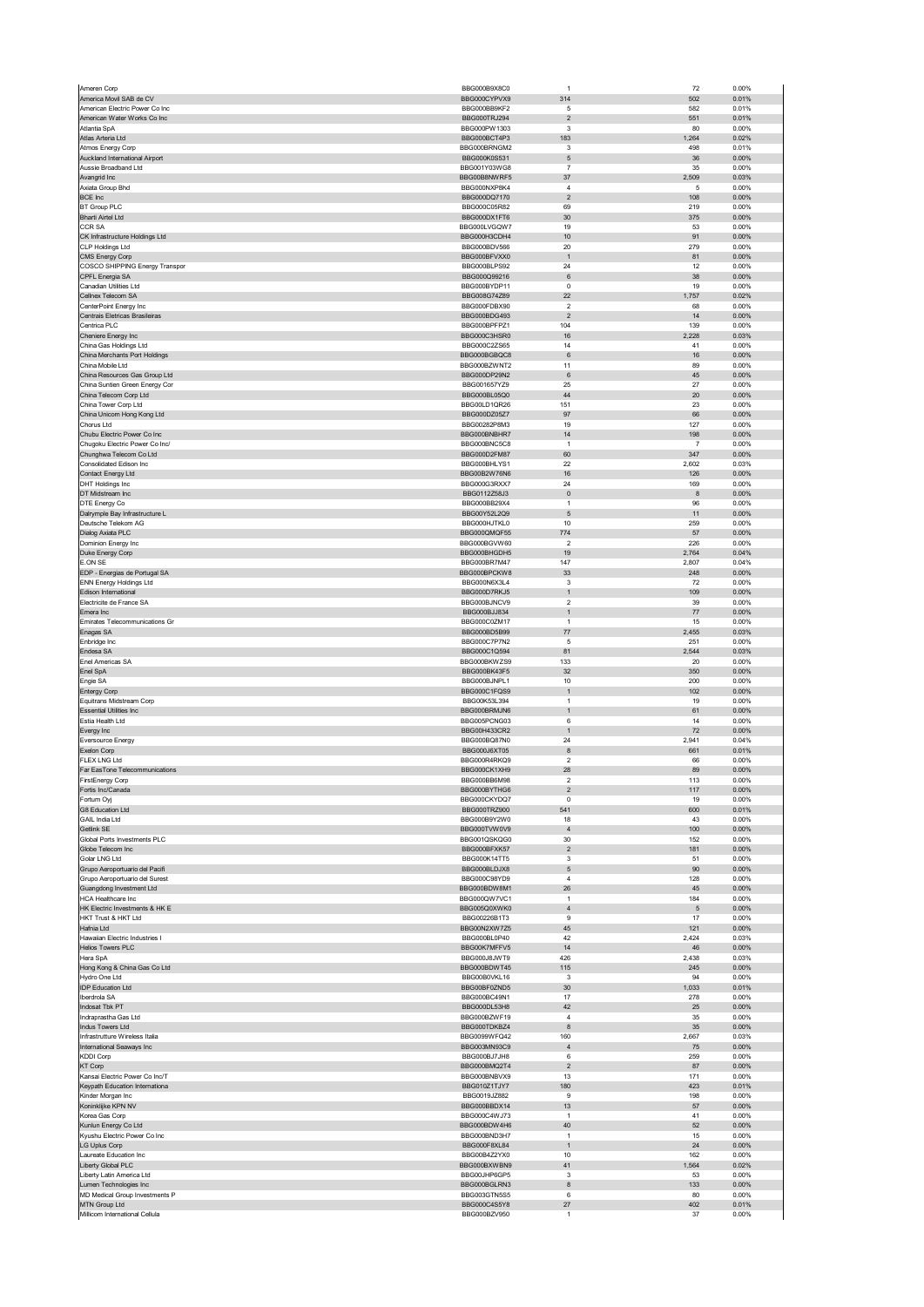| | | | | |
|---|---|---|---|---|
| Ameren Corp | BBG000B9X8C0 | 1 | 72 | 0.00% |
| America Movil SAB de CV | BBG000CYPVX9 | 314 | 502 | 0.01% |
| American Electric Power Co Inc | BBG000BB9KF2 | 5 | 582 | 0.01% |
| American Water Works Co Inc | BBG000TRJ294 | 2 | 551 | 0.01% |
| Atlantia SpA | BBG000PW1303 | 3 | 80 | 0.00% |
| Atlas Arteria Ltd | BBG000BCT4P3 | 183 | 1,264 | 0.02% |
| Atmos Energy Corp | BBG000BRNGM2 | 3 | 498 | 0.01% |
| Auckland International Airport | BBG000K0S531 | 5 | 36 | 0.00% |
| Aussie Broadband Ltd | BBG001Y03WG8 | 7 | 35 | 0.00% |
| Avangrid Inc | BBG00B8NWRF5 | 37 | 2,509 | 0.03% |
| Axiata Group Bhd | BBG000NXP8K4 | 4 | 5 | 0.00% |
| BCE Inc | BBG000DQ7170 | 2 | 108 | 0.00% |
| BT Group PLC | BBG000C05R82 | 69 | 219 | 0.00% |
| Bharti Airtel Ltd | BBG000DX1FT6 | 30 | 375 | 0.00% |
| CCR SA | BBG000LVGQW7 | 19 | 53 | 0.00% |
| CK Infrastructure Holdings Ltd | BBG000H3CDH4 | 10 | 91 | 0.00% |
| CLP Holdings Ltd | BBG000BDV566 | 20 | 279 | 0.00% |
| CMS Energy Corp | BBG000BFVXX0 | 1 | 81 | 0.00% |
| COSCO SHIPPING Energy Transpor | BBG000BLPS92 | 24 | 12 | 0.00% |
| CPFL Energia SA | BBG000Q99216 | 6 | 38 | 0.00% |
| Canadian Utilities Ltd | BBG000BYDP11 | 0 | 19 | 0.00% |
| Cellnex Telecom SA | BBG008G74Z89 | 22 | 1,757 | 0.02% |
| CenterPoint Energy Inc | BBG000FDBX90 | 2 | 68 | 0.00% |
| Centrais Eletricas Brasileiras | BBG000BDG493 | 2 | 14 | 0.00% |
| Centrica PLC | BBG000BPFPZ1 | 104 | 139 | 0.00% |
| Cheniere Energy Inc | BBG000C3HSR0 | 16 | 2,228 | 0.03% |
| China Gas Holdings Ltd | BBG000C2ZS65 | 14 | 41 | 0.00% |
| China Merchants Port Holdings | BBG000BGBQC8 | 6 | 16 | 0.00% |
| China Mobile Ltd | BBG000BZWNT2 | 11 | 89 | 0.00% |
| China Resources Gas Group Ltd | BBG000DP29N2 | 6 | 45 | 0.00% |
| China Suntien Green Energy Cor | BBG001657YZ9 | 25 | 27 | 0.00% |
| China Telecom Corp Ltd | BBG000BL05Q0 | 44 | 20 | 0.00% |
| China Tower Corp Ltd | BBG00LD1QR26 | 151 | 23 | 0.00% |
| China Unicom Hong Kong Ltd | BBG000DZ05Z7 | 97 | 66 | 0.00% |
| Chorus Ltd | BBG00282P8M3 | 19 | 127 | 0.00% |
| Chubu Electric Power Co Inc | BBG000BNBHR7 | 14 | 198 | 0.00% |
| Chugoku Electric Power Co Inc/ | BBG000BNC5C8 | 1 | 7 | 0.00% |
| Chunghwa Telecom Co Ltd | BBG000D2FM87 | 60 | 347 | 0.00% |
| Consolidated Edison Inc | BBG000BHLYS1 | 22 | 2,602 | 0.03% |
| Contact Energy Ltd | BBG00BZW76N6 | 16 | 126 | 0.00% |
| DHT Holdings Inc | BBG000G3RXX7 | 24 | 169 | 0.00% |
| DT Midstream Inc | BBG0112Z58J3 | 0 | 8 | 0.00% |
| DTE Energy Co | BBG000BB29X4 | 1 | 96 | 0.00% |
| Dalrymple Bay Infrastructure L | BBG00Y52L2Q9 | 5 | 11 | 0.00% |
| Deutsche Telekom AG | BBG000HJTKL0 | 10 | 259 | 0.00% |
| Dialog Axiata PLC | BBG000QMQF55 | 774 | 57 | 0.00% |
| Dominion Energy Inc | BBG000BGVW60 | 2 | 226 | 0.00% |
| Duke Energy Corp | BBG000BHGDH5 | 19 | 2,764 | 0.04% |
| E.ON SE | BBG000BR7M47 | 147 | 2,807 | 0.04% |
| EDP - Energias de Portugal SA | BBG000BPCKW8 | 33 | 248 | 0.00% |
| ENN Energy Holdings Ltd | BBG000N6X3L4 | 3 | 72 | 0.00% |
| Edison International | BBG000D7RKJ5 | 1 | 109 | 0.00% |
| Electricite de France SA | BBG000BJNCV9 | 2 | 39 | 0.00% |
| Emera Inc | BBG000BJJ834 | 1 | 77 | 0.00% |
| Emirates Telecommunications Gr | BBG000C0ZM17 | 1 | 15 | 0.00% |
| Enagas SA | BBG000BD5B99 | 77 | 2,455 | 0.03% |
| Enbridge Inc | BBG000C7P7N2 | 5 | 251 | 0.00% |
| Endesa SA | BBG000C1Q594 | 81 | 2,544 | 0.03% |
| Enel Americas SA | BBG000BKWZS9 | 133 | 20 | 0.00% |
| Enel SpA | BBG000BK43F5 | 32 | 350 | 0.00% |
| Engie SA | BBG000BJNPL1 | 10 | 200 | 0.00% |
| Entergy Corp | BBG000C1FQS9 | 1 | 102 | 0.00% |
| Equitrans Midstream Corp | BBG00K53L394 | 1 | 19 | 0.00% |
| Essential Utilities Inc | BBG000BRMJN6 | 1 | 61 | 0.00% |
| Estia Health Ltd | BBG005PCNG03 | 6 | 14 | 0.00% |
| Evergy Inc | BBG00H433CR2 | 1 | 72 | 0.00% |
| Eversource Energy | BBG000BQ87N0 | 24 | 2,941 | 0.04% |
| Exelon Corp | BBG000J6XT05 | 8 | 661 | 0.01% |
| FLEX LNG Ltd | BBG000R4RKQ9 | 2 | 66 | 0.00% |
| Far EasTone Telecommunications | BBG000CK1XH9 | 28 | 89 | 0.00% |
| FirstEnergy Corp | BBG000BB6M98 | 2 | 113 | 0.00% |
| Fortis Inc/Canada | BBG000BYTHG6 | 2 | 117 | 0.00% |
| Fortum Oyj | BBG000CKYDQ7 | 0 | 19 | 0.00% |
| G8 Education Ltd | BBG000TRZ900 | 541 | 600 | 0.01% |
| GAIL India Ltd | BBG000B9Y2W0 | 18 | 43 | 0.00% |
| Getlink SE | BBG000TVW0V9 | 4 | 100 | 0.00% |
| Global Ports Investments PLC | BBG001QSKQG0 | 30 | 152 | 0.00% |
| Globe Telecom Inc | BBG000BFXK57 | 2 | 181 | 0.00% |
| Golar LNG Ltd | BBG000K14TT5 | 3 | 51 | 0.00% |
| Grupo Aeroportuario del Pacifi | BBG000BLDJX8 | 5 | 90 | 0.00% |
| Grupo Aeroportuario del Surest | BBG000C98YD9 | 4 | 128 | 0.00% |
| Guangdong Investment Ltd | BBG000BDW8M1 | 26 | 45 | 0.00% |
| HCA Healthcare Inc | BBG000QW7VC1 | 1 | 184 | 0.00% |
| HK Electric Investments & HK E | BBG005Q0XWK0 | 4 | 5 | 0.00% |
| HKT Trust & HKT Ltd | BBG00226B1T3 | 9 | 17 | 0.00% |
| Hafnia Ltd | BBG00N2XW7Z5 | 45 | 121 | 0.00% |
| Hawaiian Electric Industries I | BBG000BL0P40 | 42 | 2,424 | 0.03% |
| Helios Towers PLC | BBG00K7MFFV5 | 14 | 46 | 0.00% |
| Hera SpA | BBG000J8JWT9 | 426 | 2,438 | 0.03% |
| Hong Kong & China Gas Co Ltd | BBG000BDWT45 | 115 | 245 | 0.00% |
| Hydro One Ltd | BBG00B0VKL16 | 3 | 94 | 0.00% |
| IDP Education Ltd | BBG00BF0ZND5 | 30 | 1,033 | 0.01% |
| Iberdrola SA | BBG000BC49N1 | 17 | 278 | 0.00% |
| Indosat Tbk PT | BBG000DL53H8 | 42 | 25 | 0.00% |
| Indraprastha Gas Ltd | BBG000BZWF19 | 4 | 35 | 0.00% |
| Indus Towers Ltd | BBG000TDKBZ4 | 8 | 35 | 0.00% |
| Infrastrutture Wireless Italia | BBG0099WFQ42 | 160 | 2,667 | 0.03% |
| International Seaways Inc | BBG003MN93C9 | 4 | 75 | 0.00% |
| KDDI Corp | BBG000BJ7JH8 | 6 | 259 | 0.00% |
| KT Corp | BBG000BMQ2T4 | 2 | 87 | 0.00% |
| Kansai Electric Power Co Inc/T | BBG000BNBVX9 | 13 | 171 | 0.00% |
| Keypath Education Internationa | BBG010Z1TJY7 | 180 | 423 | 0.01% |
| Kinder Morgan Inc | BBG0019JZ882 | 9 | 198 | 0.00% |
| Koninklijke KPN NV | BBG000BBDX14 | 13 | 57 | 0.00% |
| Korea Gas Corp | BBG000C4WJ73 | 1 | 41 | 0.00% |
| Kunlun Energy Co Ltd | BBG000BDW4H6 | 40 | 52 | 0.00% |
| Kyushu Electric Power Co Inc | BBG000BND3H7 | 1 | 15 | 0.00% |
| LG Uplus Corp | BBG000F8XL84 | 1 | 24 | 0.00% |
| Laureate Education Inc | BBG00B4Z2YX0 | 10 | 162 | 0.00% |
| Liberty Global PLC | BBG000BXWBN9 | 41 | 1,564 | 0.02% |
| Liberty Latin America Ltd | BBG00JHP6GP5 | 3 | 53 | 0.00% |
| Lumen Technologies Inc | BBG000BGLRN3 | 8 | 133 | 0.00% |
| MD Medical Group Investments P | BBG003GTN5S5 | 6 | 80 | 0.00% |
| MTN Group Ltd | BBG000C4S5Y8 | 27 | 402 | 0.01% |
| Millicom International Cellula | BBG000BZV950 | 1 | 37 | 0.00% |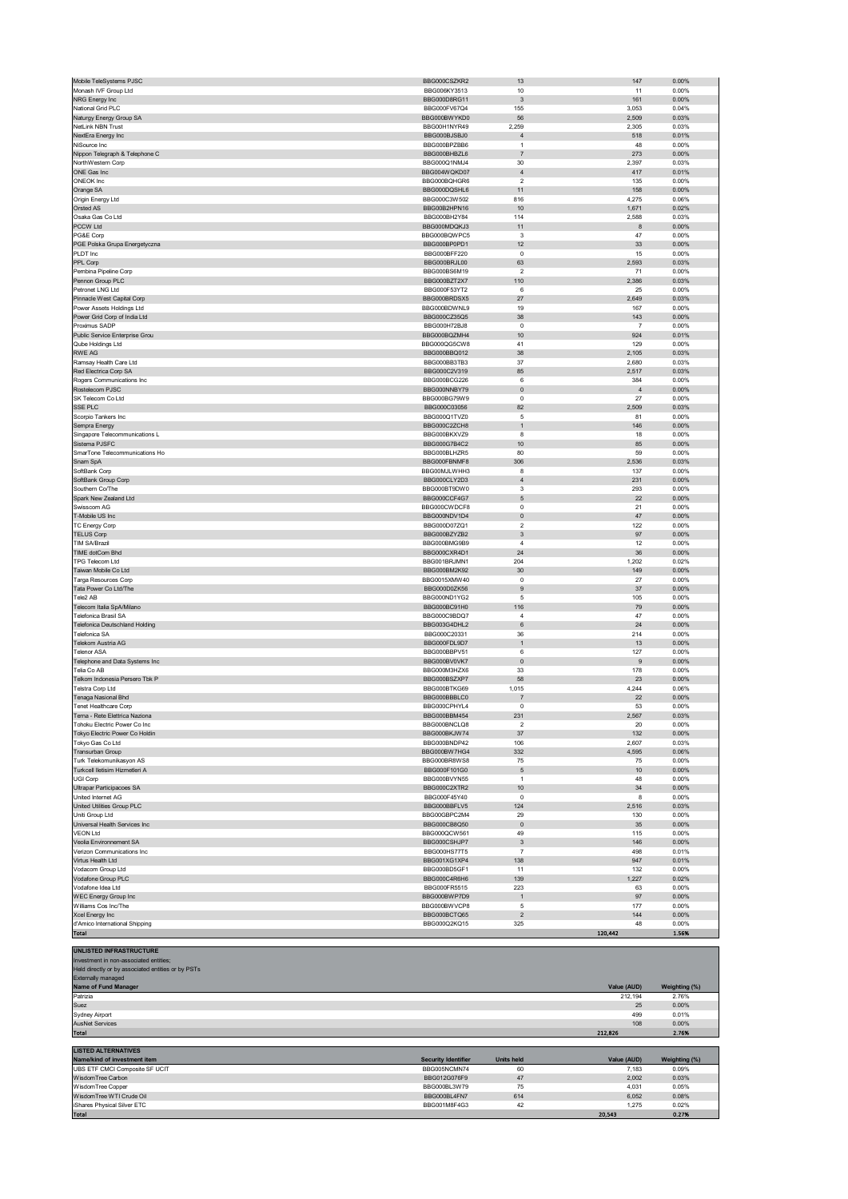| | | | | |
|---|---|---|---|---|
| Mobile TeleSystems PJSC | BBG000CSZKR2 | 13 | 147 | 0.00% |
| Monash IVF Group Ltd | BBG006KY3513 | 10 | 11 | 0.00% |
| NRG Energy Inc | BBG000D8RG11 | 3 | 161 | 0.00% |
| National Grid PLC | BBG000FV67Q4 | 155 | 3,053 | 0.04% |
| Naturgy Energy Group SA | BBG000BWYKD0 | 56 | 2,509 | 0.03% |
| NetLink NBN Trust | BBG00H1NYR49 | 2,259 | 2,305 | 0.03% |
| NextEra Energy Inc | BBG000BJSBJ0 | 4 | 518 | 0.01% |
| NiSource Inc | BBG000BPZBB6 | 1 | 48 | 0.00% |
| Nippon Telegraph & Telephone C | BBG000BHBZL6 | 7 | 273 | 0.00% |
| NorthWestern Corp | BBG000Q1NMJ4 | 30 | 2,397 | 0.03% |
| ONE Gas Inc | BBG004WQKD07 | 4 | 417 | 0.01% |
| ONEOK Inc | BBG000BQHGR6 | 2 | 135 | 0.00% |
| Orange SA | BBG000DQSHL6 | 11 | 158 | 0.00% |
| Origin Energy Ltd | BBG000C3W502 | 816 | 4,275 | 0.06% |
| Orsted AS | BBG00B2HPN16 | 10 | 1,671 | 0.02% |
| Osaka Gas Co Ltd | BBG000BH2Y84 | 114 | 2,588 | 0.03% |
| PCCW Ltd | BBG000MDQKJ3 | 11 | 8 | 0.00% |
| PG&E Corp | BBG000BQWPC5 | 3 | 47 | 0.00% |
| PGE Polska Grupa Energetyczna | BBG000BP0PD1 | 12 | 33 | 0.00% |
| PLDT Inc | BBG000BFF220 | 0 | 15 | 0.00% |
| PPL Corp | BBG000BRJL00 | 63 | 2,593 | 0.03% |
| Pembina Pipeline Corp | BBG000BS6M19 | 2 | 71 | 0.00% |
| Pennon Group PLC | BBG000BZT2X7 | 110 | 2,386 | 0.03% |
| Petronet LNG Ltd | BBG000F53YT2 | 6 | 25 | 0.00% |
| Pinnacle West Capital Corp | BBG000BRDSX5 | 27 | 2,649 | 0.03% |
| Power Assets Holdings Ltd | BBG000BDWNL9 | 19 | 167 | 0.00% |
| Power Grid Corp of India Ltd | BBG000CZ35Q5 | 38 | 143 | 0.00% |
| Proximus SADP | BBG000H72BJ8 | 0 | 7 | 0.00% |
| Public Service Enterprise Grou | BBG000BQZMH4 | 10 | 924 | 0.01% |
| Qube Holdings Ltd | BBG000QG5CW8 | 41 | 129 | 0.00% |
| RWE AG | BBG000BBQ012 | 38 | 2,105 | 0.03% |
| Ramsay Health Care Ltd | BBG000BB3TB3 | 37 | 2,680 | 0.03% |
| Red Electrica Corp SA | BBG000C2V319 | 85 | 2,517 | 0.03% |
| Rogers Communications Inc | BBG000BCG226 | 6 | 384 | 0.00% |
| Rostelecom PJSC | BBG000NNBY79 | 0 | 4 | 0.00% |
| SK Telecom Co Ltd | BBG000BG79W9 | 0 | 27 | 0.00% |
| SSE PLC | BBG000C03056 | 82 | 2,509 | 0.03% |
| Scorpio Tankers Inc | BBG000Q1TVZ0 | 5 | 81 | 0.00% |
| Sempra Energy | BBG000C2ZCH8 | 1 | 146 | 0.00% |
| Singapore Telecommunications L | BBG000BKXVZ9 | 8 | 18 | 0.00% |
| Sistema PJSFC | BBG000G7B4C2 | 10 | 85 | 0.00% |
| SmarTone Telecommunications Ho | BBG000BLHZR5 | 80 | 59 | 0.00% |
| Snam SpA | BBG000FBNMF8 | 306 | 2,536 | 0.03% |
| SoftBank Corp | BBG00MJLWHH3 | 8 | 137 | 0.00% |
| SoftBank Group Corp | BBG000CLY2D3 | 4 | 231 | 0.00% |
| Southern Co/The | BBG000BT9DW0 | 3 | 293 | 0.00% |
| Spark New Zealand Ltd | BBG000CCF4G7 | 5 | 22 | 0.00% |
| Swisscom AG | BBG000CWDCF8 | 0 | 21 | 0.00% |
| T-Mobile US Inc | BBG000NDV1D4 | 0 | 47 | 0.00% |
| TC Energy Corp | BBG000D07ZQ1 | 2 | 122 | 0.00% |
| TELUS Corp | BBG000BZYZB2 | 3 | 97 | 0.00% |
| TIM SA/Brazil | BBG000BMG9B9 | 4 | 12 | 0.00% |
| TIME dotCom Bhd | BBG000CXR4D1 | 24 | 36 | 0.00% |
| TPG Telecom Ltd | BBG001BRJMN1 | 204 | 1,202 | 0.02% |
| Taiwan Mobile Co Ltd | BBG000BM2K92 | 30 | 149 | 0.00% |
| Targa Resources Corp | BBG0015XMW40 | 0 | 27 | 0.00% |
| Tata Power Co Ltd/The | BBG000D0ZK56 | 9 | 37 | 0.00% |
| Tele2 AB | BBG000ND1YG2 | 5 | 105 | 0.00% |
| Telecom Italia SpA/Milano | BBG000BC91H0 | 116 | 79 | 0.00% |
| Telefonica Brasil SA | BBG000C9BDQ7 | 4 | 47 | 0.00% |
| Telefonica Deutschland Holding | BBG003G4DHL2 | 6 | 24 | 0.00% |
| Telefonica SA | BBG000C20331 | 36 | 214 | 0.00% |
| Telekom Austria AG | BBG000FDL9D7 | 1 | 13 | 0.00% |
| Telenor ASA | BBG000BBPV51 | 6 | 127 | 0.00% |
| Telephone and Data Systems Inc | BBG000BV0VK7 | 0 | 9 | 0.00% |
| Telia Co AB | BBG000M3HZX6 | 33 | 178 | 0.00% |
| Telkom Indonesia Persero Tbk P | BBG000BSZXP7 | 58 | 23 | 0.00% |
| Telstra Corp Ltd | BBG000BTKG69 | 1,015 | 4,244 | 0.06% |
| Tenaga Nasional Bhd | BBG000BBBLC0 | 7 | 22 | 0.00% |
| Tenet Healthcare Corp | BBG000CPHYL4 | 0 | 53 | 0.00% |
| Terna - Rete Elettrica Naziona | BBG000BBM454 | 231 | 2,567 | 0.03% |
| Tohoku Electric Power Co Inc | BBG000BNCLQ8 | 2 | 20 | 0.00% |
| Tokyo Electric Power Co Holdin | BBG000BKJW74 | 37 | 132 | 0.00% |
| Tokyo Gas Co Ltd | BBG000BNDP42 | 106 | 2,607 | 0.03% |
| Transurban Group | BBG000BW7HG4 | 332 | 4,595 | 0.06% |
| Turk Telekomunikasyon AS | BBG000BR8WS8 | 75 | 75 | 0.00% |
| Turkcell Iletisim Hizmetleri A | BBG000F101G0 | 5 | 10 | 0.00% |
| UGI Corp | BBG000BVYN55 | 1 | 48 | 0.00% |
| Ultrapar Participacoes SA | BBG000C2XTR2 | 10 | 34 | 0.00% |
| United Internet AG | BBG000F45Y40 | 0 | 8 | 0.00% |
| United Utilities Group PLC | BBG000BBFLV5 | 124 | 2,516 | 0.03% |
| Uniti Group Ltd | BBG00GBPC2M4 | 29 | 130 | 0.00% |
| Universal Health Services Inc | BBG000CB8Q50 | 0 | 35 | 0.00% |
| VEON Ltd | BBG000QCW561 | 49 | 115 | 0.00% |
| Veolia Environnement SA | BBG000CSHJP7 | 3 | 146 | 0.00% |
| Verizon Communications Inc | BBG000HS77T5 | 7 | 498 | 0.01% |
| Virtus Health Ltd | BBG001XG1XP4 | 138 | 947 | 0.01% |
| Vodacom Group Ltd | BBG000BD5GF1 | 11 | 132 | 0.00% |
| Vodafone Group PLC | BBG000C4R6H6 | 139 | 1,227 | 0.02% |
| Vodafone Idea Ltd | BBG000FR5515 | 223 | 63 | 0.00% |
| WEC Energy Group Inc | BBG000BWP7D9 | 1 | 97 | 0.00% |
| Williams Cos Inc/The | BBG000BWVCP8 | 5 | 177 | 0.00% |
| Xcel Energy Inc | BBG000BCTQ65 | 2 | 144 | 0.00% |
| d'Amico International Shipping | BBG000Q2KQ15 | 325 | 48 | 0.00% |
| **Total** | | | **120,442** | **1.56%** |

**UNLISTED INFRASTRUCTURE**

Investment in non-associated entities;
Held directly or by associated entities or by PSTs
Externally managed

| Name of Fund Manager | Value (AUD) | Weighting (%) |
|---|---|---|
| Patrizia | 212,194 | 2.76% |
| Suez | 25 | 0.00% |
| Sydney Airport | 499 | 0.01% |
| AusNet Services | 108 | 0.00% |
| **Total** | **212,826** | **2.76%** |

**LISTED ALTERNATIVES**

| Name/kind of investment item | Security Identifier | Units held | Value (AUD) | Weighting (%) |
|---|---|---|---|---|
| UBS ETF CMCI Composite SF UCIT | BBG005NCMN74 | 60 | 7,183 | 0.09% |
| WisdomTree Carbon | BBG012G076F9 | 47 | 2,002 | 0.03% |
| WisdomTree Copper | BBG000BL3W79 | 75 | 4,031 | 0.05% |
| WisdomTree WTI Crude Oil | BBG000BL4FN7 | 614 | 6,052 | 0.08% |
| iShares Physical Silver ETC | BBG001M8F4G3 | 42 | 1,275 | 0.02% |
| **Total** | | | **20,543** | **0.27%** |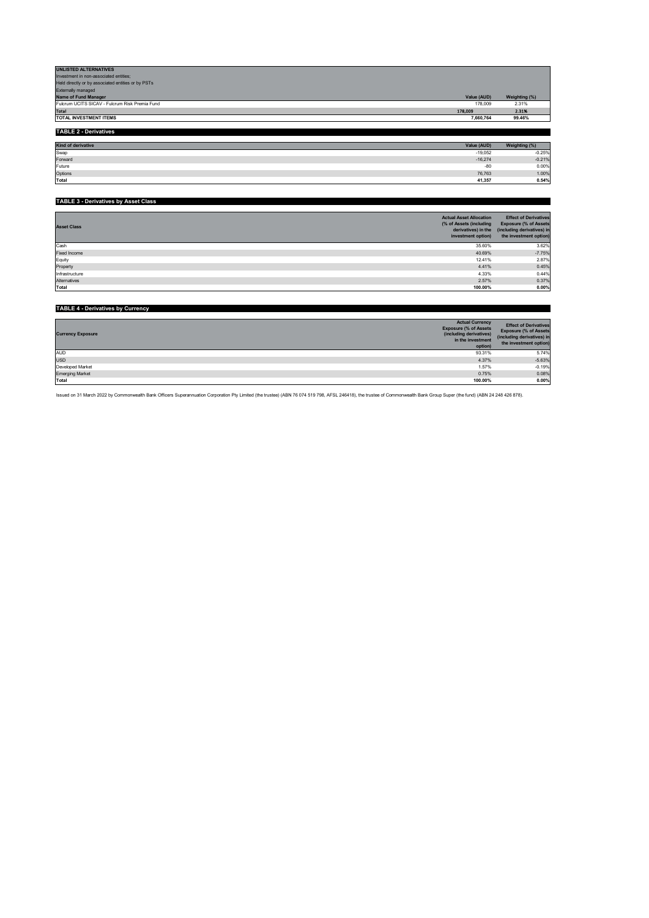| UNLISTED ALTERNATIVES | | |
|---|---|---|
| Investment in non-associated entities; | | |
| Held directly or by associated entities or by PSTs | | |
| Externally managed | | |
| **Name of Fund Manager** | **Value (AUD)** | **Weighting (%)** |
| Fulcrum UCITS SICAV - Fulcrum Risk Premia Fund | 178,009 | 2.31% |
| **Total** | **178,009** | **2.31%** |
| **TOTAL INVESTMENT ITEMS** | **7,660,764** | **99.46%** |

## TABLE 2 - Derivatives

| Kind of derivative | Value (AUD) | Weighting (%) |
|---|---|---|
| Swap | -19,052 | -0.25% |
| Forward | -16,274 | -0.21% |
| Future | -80 | 0.00% |
| Options | 76,763 | 1.00% |
| **Total** | **41,357** | **0.54%** |

## TABLE 3 - Derivatives by Asset Class

| Asset Class | Actual Asset Allocation (% of Assets (including derivatives) in the investment option) | Effect of Derivatives Exposure (% of Assets (including derivatives) in the investment option) |
|---|---|---|
| Cash | 35.60% | 3.62% |
| Fixed Income | 40.69% | -7.75% |
| Equity | 12.41% | 2.87% |
| Property | 4.41% | 0.45% |
| Infrastructure | 4.33% | 0.44% |
| Alternatives | 2.57% | 0.37% |
| **Total** | **100.00%** | **0.00%** |

## TABLE 4 - Derivatives by Currency

| Currency Exposure | Actual Currency Exposure (% of Assets (including derivatives) in the investment option) | Effect of Derivatives Exposure (% of Assets (including derivatives) in the investment option) |
|---|---|---|
| AUD | 93.31% | 5.74% |
| USD | 4.37% | -5.63% |
| Developed Market | 1.57% | -0.19% |
| Emerging Market | 0.75% | 0.08% |
| **Total** | **100.00%** | **0.00%** |

Issued on 31 March 2022 by Commonwealth Bank Officers Superannuation Corporation Pty Limited (the trustee) (ABN 76 074 519 798, AFSL 246418), the trustee of Commonwealth Bank Group Super (the fund) (ABN 24 248 426 878).